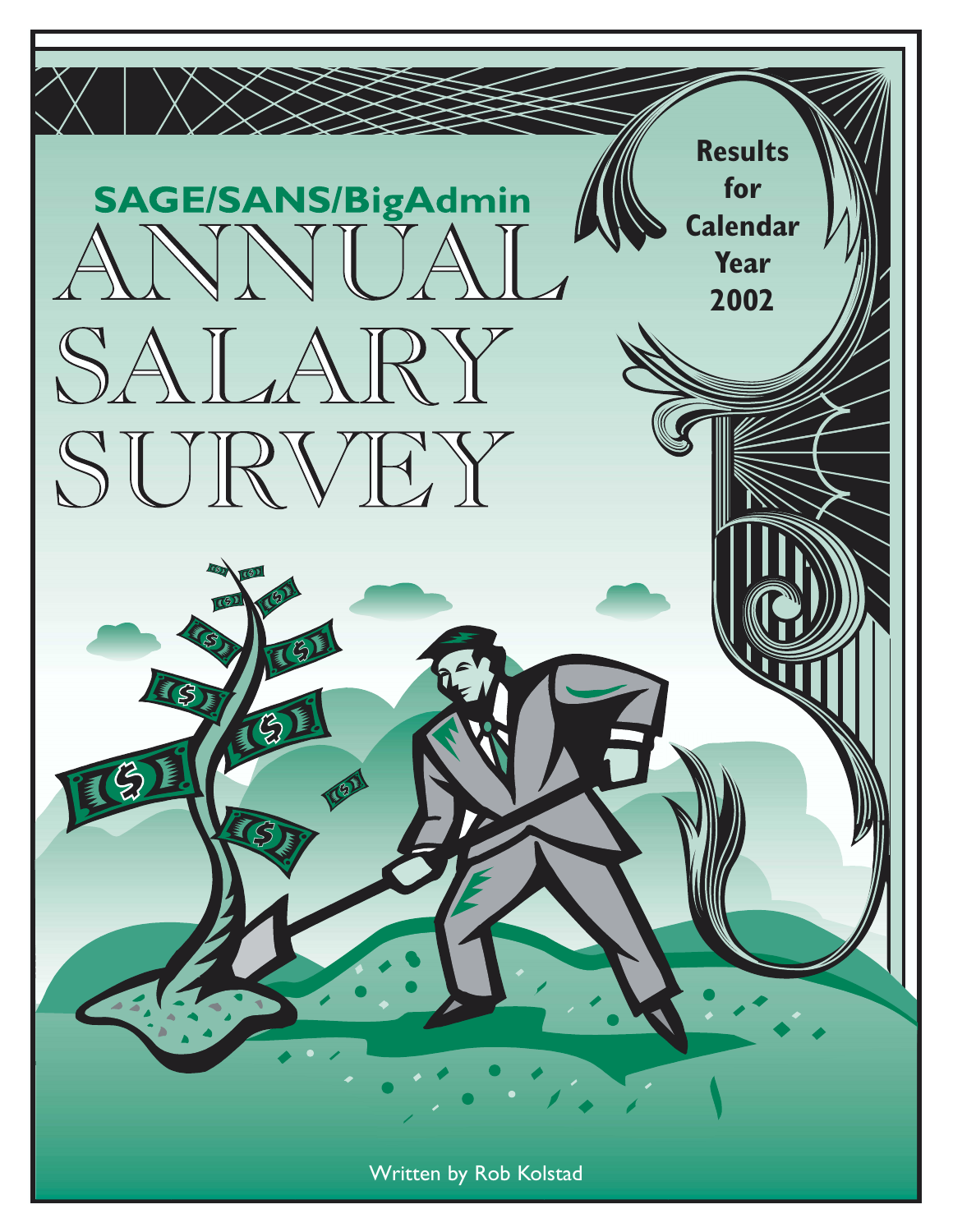**SAGE/SANS/BigAdmin**

# ANNUAL SALARY SURVEY

**Results for Calendar Year 2002**

Written by Rob Kolstad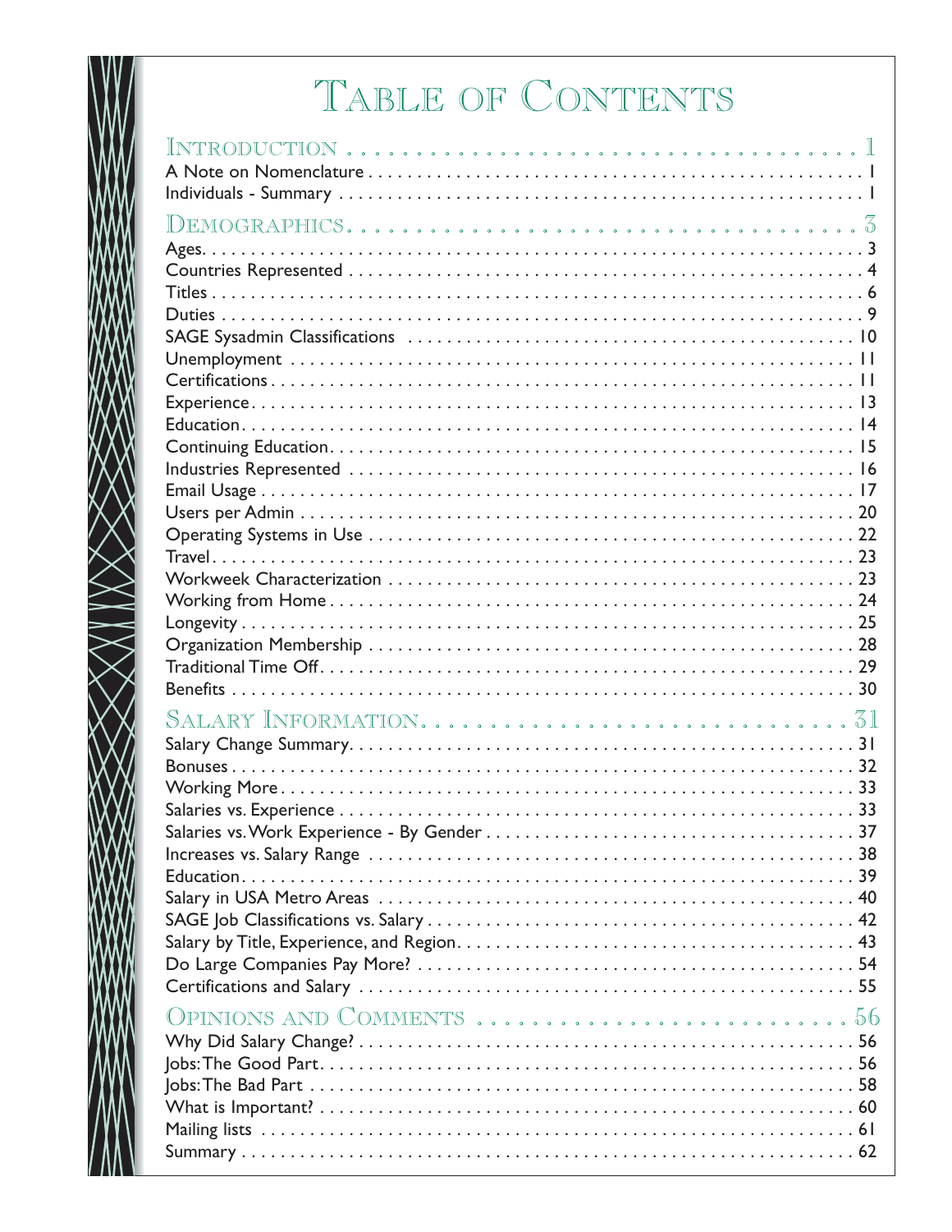# Table of Contents

**Introduction** 1
- A Note on Nomenclature 1
- Individuals - Summary 1

**Demographics** 3
- Ages 3
- Countries Represented 4
- Titles 6
- Duties 9
- SAGE Sysadmin Classifications 10
- Unemployment 11
- Certifications 11
- Experience 13
- Education 14
- Continuing Education 15
- Industries Represented 16
- Email Usage 17
- Users per Admin 20
- Operating Systems in Use 22
- Travel 23
- Workweek Characterization 23
- Working from Home 24
- Longevity 25
- Organization Membership 28
- Traditional Time Off 29
- Benefits 30

**Salary Information** 31
- Salary Change Summary 31
- Bonuses 32
- Working More 33
- Salaries vs. Experience 33
- Salaries vs. Work Experience - By Gender 37
- Increases vs. Salary Range 38
- Education 39
- Salary in USA Metro Areas 40
- SAGE Job Classifications vs. Salary 42
- Salary by Title, Experience, and Region 43
- Do Large Companies Pay More? 54
- Certifications and Salary 55

**Opinions and Comments** 56
- Why Did Salary Change? 56
- Jobs: The Good Part 56
- Jobs: The Bad Part 58
- What is Important? 60
- Mailing lists 61
- Summary 62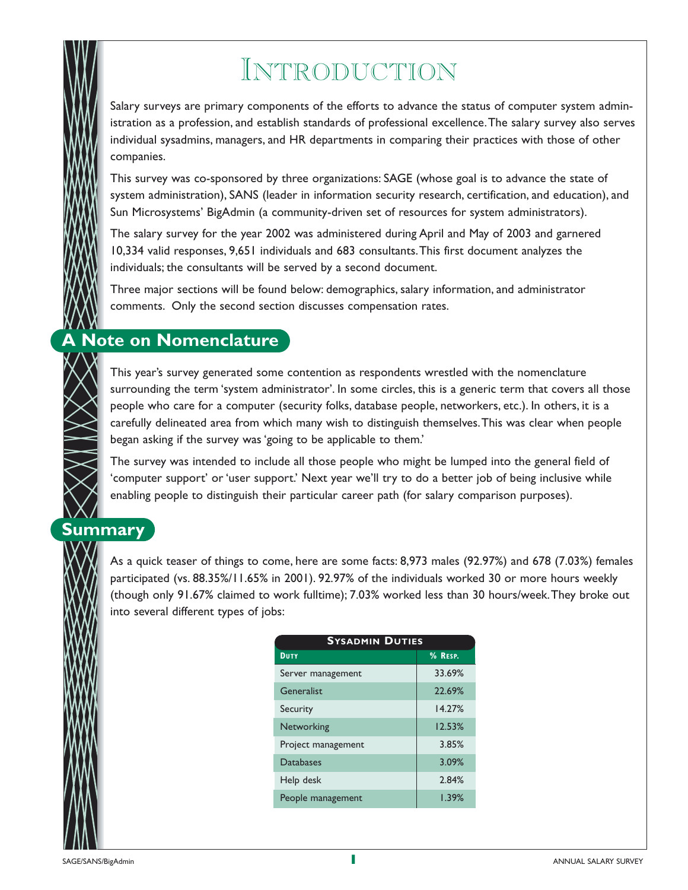# Introduction

Salary surveys are primary components of the efforts to advance the status of computer system administration as a profession, and establish standards of professional excellence. The salary survey also serves individual sysadmins, managers, and HR departments in comparing their practices with those of other companies.

This survey was co-sponsored by three organizations: SAGE (whose goal is to advance the state of system administration), SANS (leader in information security research, certification, and education), and Sun Microsystems' BigAdmin (a community-driven set of resources for system administrators).

The salary survey for the year 2002 was administered during April and May of 2003 and garnered 10,334 valid responses, 9,651 individuals and 683 consultants. This first document analyzes the individuals; the consultants will be served by a second document.

Three major sections will be found below: demographics, salary information, and administrator comments. Only the second section discusses compensation rates.

## A Note on Nomenclature

This year's survey generated some contention as respondents wrestled with the nomenclature surrounding the term 'system administrator'. In some circles, this is a generic term that covers all those people who care for a computer (security folks, database people, networkers, etc.). In others, it is a carefully delineated area from which many wish to distinguish themselves. This was clear when people began asking if the survey was 'going to be applicable to them.'

The survey was intended to include all those people who might be lumped into the general field of 'computer support' or 'user support.' Next year we'll try to do a better job of being inclusive while enabling people to distinguish their particular career path (for salary comparison purposes).

## Summary

As a quick teaser of things to come, here are some facts: 8,973 males (92.97%) and 678 (7.03%) females participated (vs. 88.35%/11.65% in 2001). 92.97% of the individuals worked 30 or more hours weekly (though only 91.67% claimed to work fulltime); 7.03% worked less than 30 hours/week. They broke out into several different types of jobs:

**Sysadmin Duties**

| Duty | % Resp. |
|---|---|
| Server management | 33.69% |
| Generalist | 22.69% |
| Security | 14.27% |
| Networking | 12.53% |
| Project management | 3.85% |
| Databases | 3.09% |
| Help desk | 2.84% |
| People management | 1.39% |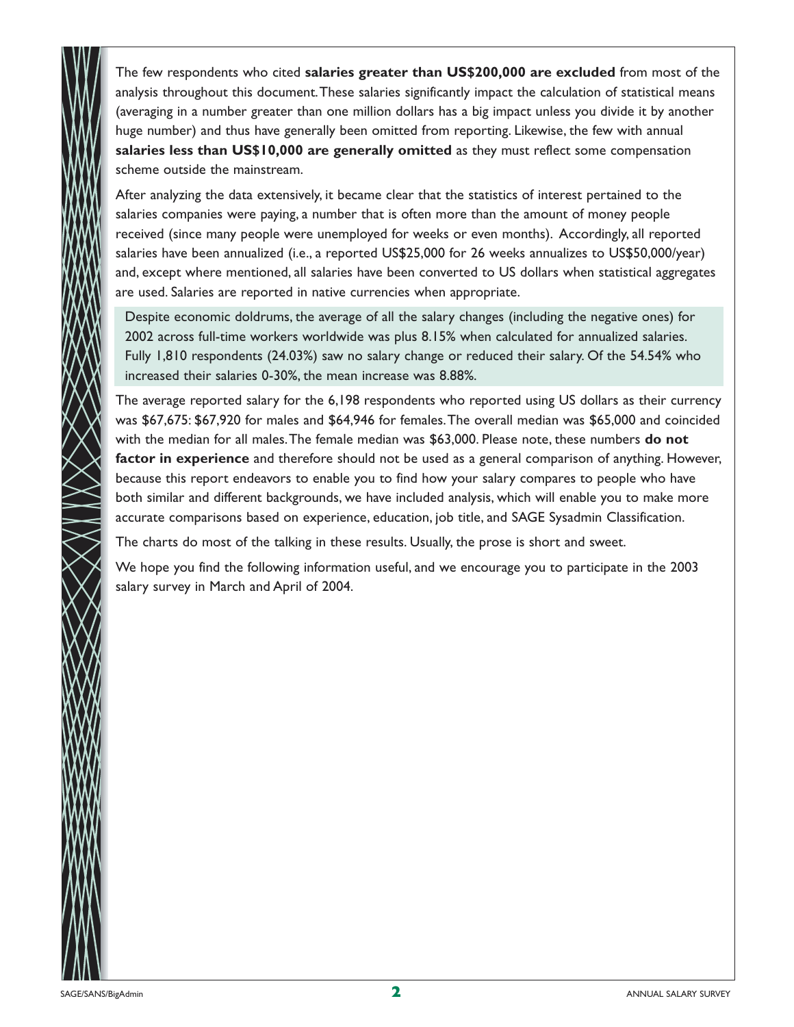The few respondents who cited **salaries greater than US$200,000 are excluded** from most of the analysis throughout this document. These salaries significantly impact the calculation of statistical means (averaging in a number greater than one million dollars has a big impact unless you divide it by another huge number) and thus have generally been omitted from reporting. Likewise, the few with annual **salaries less than US$10,000 are generally omitted** as they must reflect some compensation scheme outside the mainstream.

After analyzing the data extensively, it became clear that the statistics of interest pertained to the salaries companies were paying, a number that is often more than the amount of money people received (since many people were unemployed for weeks or even months). Accordingly, all reported salaries have been annualized (i.e., a reported US$25,000 for 26 weeks annualizes to US$50,000/year) and, except where mentioned, all salaries have been converted to US dollars when statistical aggregates are used. Salaries are reported in native currencies when appropriate.

Despite economic doldrums, the average of all the salary changes (including the negative ones) for 2002 across full-time workers worldwide was plus 8.15% when calculated for annualized salaries. Fully 1,810 respondents (24.03%) saw no salary change or reduced their salary. Of the 54.54% who increased their salaries 0-30%, the mean increase was 8.88%.

The average reported salary for the 6,198 respondents who reported using US dollars as their currency was $67,675: $67,920 for males and $64,946 for females. The overall median was $65,000 and coincided with the median for all males. The female median was $63,000. Please note, these numbers **do not factor in experience** and therefore should not be used as a general comparison of anything. However, because this report endeavors to enable you to find how your salary compares to people who have both similar and different backgrounds, we have included analysis, which will enable you to make more accurate comparisons based on experience, education, job title, and SAGE Sysadmin Classification.

The charts do most of the talking in these results. Usually, the prose is short and sweet.

We hope you find the following information useful, and we encourage you to participate in the 2003 salary survey in March and April of 2004.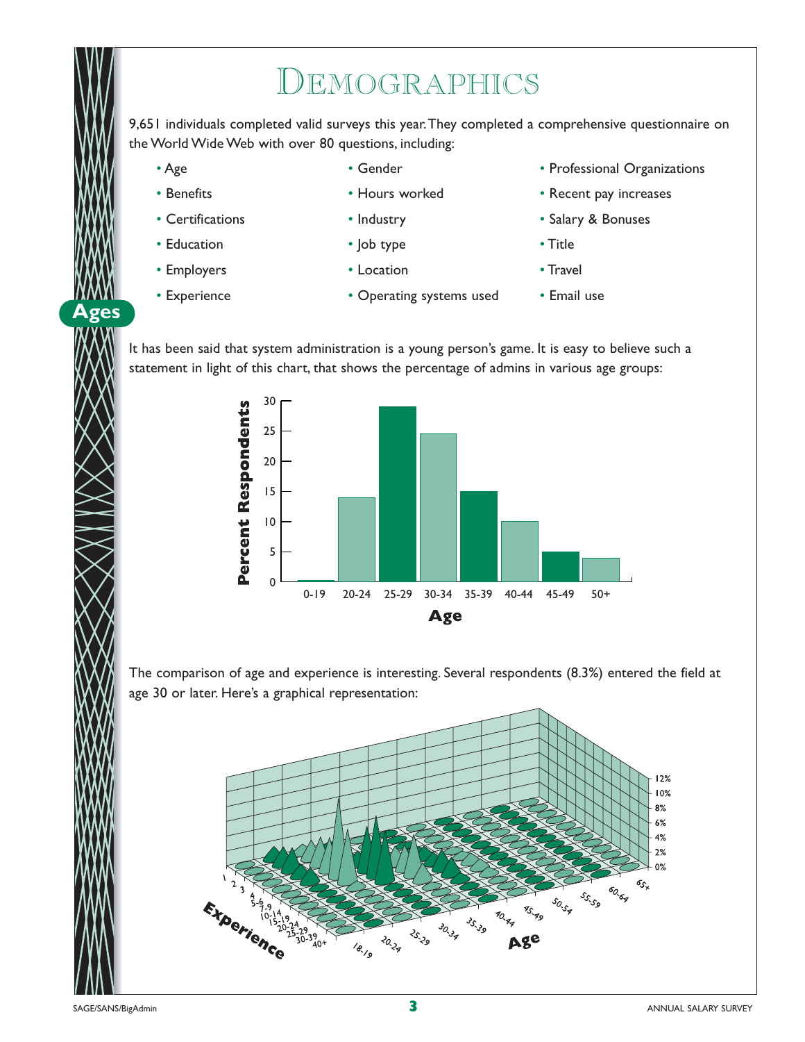# Demographics

9,651 individuals completed valid surveys this year. They completed a comprehensive questionnaire on the World Wide Web with over 80 questions, including:

- Age
- Benefits
- Certifications
- Education
- Employers
- Experience
- Gender
- Hours worked
- Industry
- Job type
- Location
- Operating systems used
- Professional Organizations
- Recent pay increases
- Salary & Bonuses
- Title
- Travel
- Email use

## Ages

It has been said that system administration is a young person's game. It is easy to believe such a statement in light of this chart, that shows the percentage of admins in various age groups:

The comparison of age and experience is interesting. Several respondents (8.3%) entered the field at age 30 or later. Here's a graphical representation: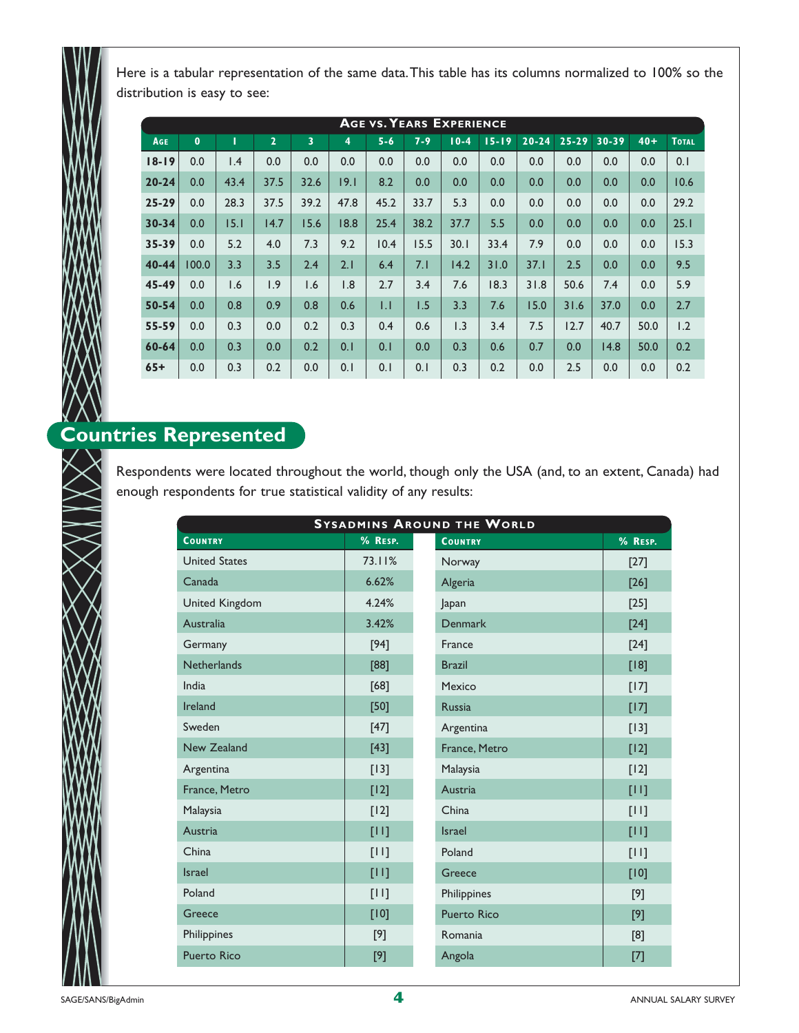Here is a tabular representation of the same data. This table has its columns normalized to 100% so the distribution is easy to see:

| Age vs. Years Experience | | | | | | | | | | | | | |
|---|---|---|---|---|---|---|---|---|---|---|---|---|---|
| Age | 0 | 1 | 2 | 3 | 4 | 5-6 | 7-9 | 10-4 | 15-19 | 20-24 | 25-29 | 30-39 | 40+ | Total |
| 18-19 | 0.0 | 1.4 | 0.0 | 0.0 | 0.0 | 0.0 | 0.0 | 0.0 | 0.0 | 0.0 | 0.0 | 0.0 | 0.0 | 0.1 |
| 20-24 | 0.0 | 43.4 | 37.5 | 32.6 | 19.1 | 8.2 | 0.0 | 0.0 | 0.0 | 0.0 | 0.0 | 0.0 | 0.0 | 10.6 |
| 25-29 | 0.0 | 28.3 | 37.5 | 39.2 | 47.8 | 45.2 | 33.7 | 5.3 | 0.0 | 0.0 | 0.0 | 0.0 | 0.0 | 29.2 |
| 30-34 | 0.0 | 15.1 | 14.7 | 15.6 | 18.8 | 25.4 | 38.2 | 37.7 | 5.5 | 0.0 | 0.0 | 0.0 | 0.0 | 25.1 |
| 35-39 | 0.0 | 5.2 | 4.0 | 7.3 | 9.2 | 10.4 | 15.5 | 30.1 | 33.4 | 7.9 | 0.0 | 0.0 | 0.0 | 15.3 |
| 40-44 | 100.0 | 3.3 | 3.5 | 2.4 | 2.1 | 6.4 | 7.1 | 14.2 | 31.0 | 37.1 | 2.5 | 0.0 | 0.0 | 9.5 |
| 45-49 | 0.0 | 1.6 | 1.9 | 1.6 | 1.8 | 2.7 | 3.4 | 7.6 | 18.3 | 31.8 | 50.6 | 7.4 | 0.0 | 5.9 |
| 50-54 | 0.0 | 0.8 | 0.9 | 0.8 | 0.6 | 1.1 | 1.5 | 3.3 | 7.6 | 15.0 | 31.6 | 37.0 | 0.0 | 2.7 |
| 55-59 | 0.0 | 0.3 | 0.0 | 0.2 | 0.3 | 0.4 | 0.6 | 1.3 | 3.4 | 7.5 | 12.7 | 40.7 | 50.0 | 1.2 |
| 60-64 | 0.0 | 0.3 | 0.0 | 0.2 | 0.1 | 0.1 | 0.0 | 0.3 | 0.6 | 0.7 | 0.0 | 14.8 | 50.0 | 0.2 |
| 65+ | 0.0 | 0.3 | 0.2 | 0.0 | 0.1 | 0.1 | 0.1 | 0.3 | 0.2 | 0.0 | 2.5 | 0.0 | 0.0 | 0.2 |

## Countries Represented

Respondents were located throughout the world, though only the USA (and, to an extent, Canada) had enough respondents for true statistical validity of any results:

| Sysadmins Around the World | | | |
|---|---|---|---|
| Country | % Resp. | Country | % Resp. |
| United States | 73.11% | Norway | [27] |
| Canada | 6.62% | Algeria | [26] |
| United Kingdom | 4.24% | Japan | [25] |
| Australia | 3.42% | Denmark | [24] |
| Germany | [94] | France | [24] |
| Netherlands | [88] | Brazil | [18] |
| India | [68] | Mexico | [17] |
| Ireland | [50] | Russia | [17] |
| Sweden | [47] | Argentina | [13] |
| New Zealand | [43] | France, Metro | [12] |
| Argentina | [13] | Malaysia | [12] |
| France, Metro | [12] | Austria | [11] |
| Malaysia | [12] | China | [11] |
| Austria | [11] | Israel | [11] |
| China | [11] | Poland | [11] |
| Israel | [11] | Greece | [10] |
| Poland | [11] | Philippines | [9] |
| Greece | [10] | Puerto Rico | [9] |
| Philippines | [9] | Romania | [8] |
| Puerto Rico | [9] | Angola | [7] |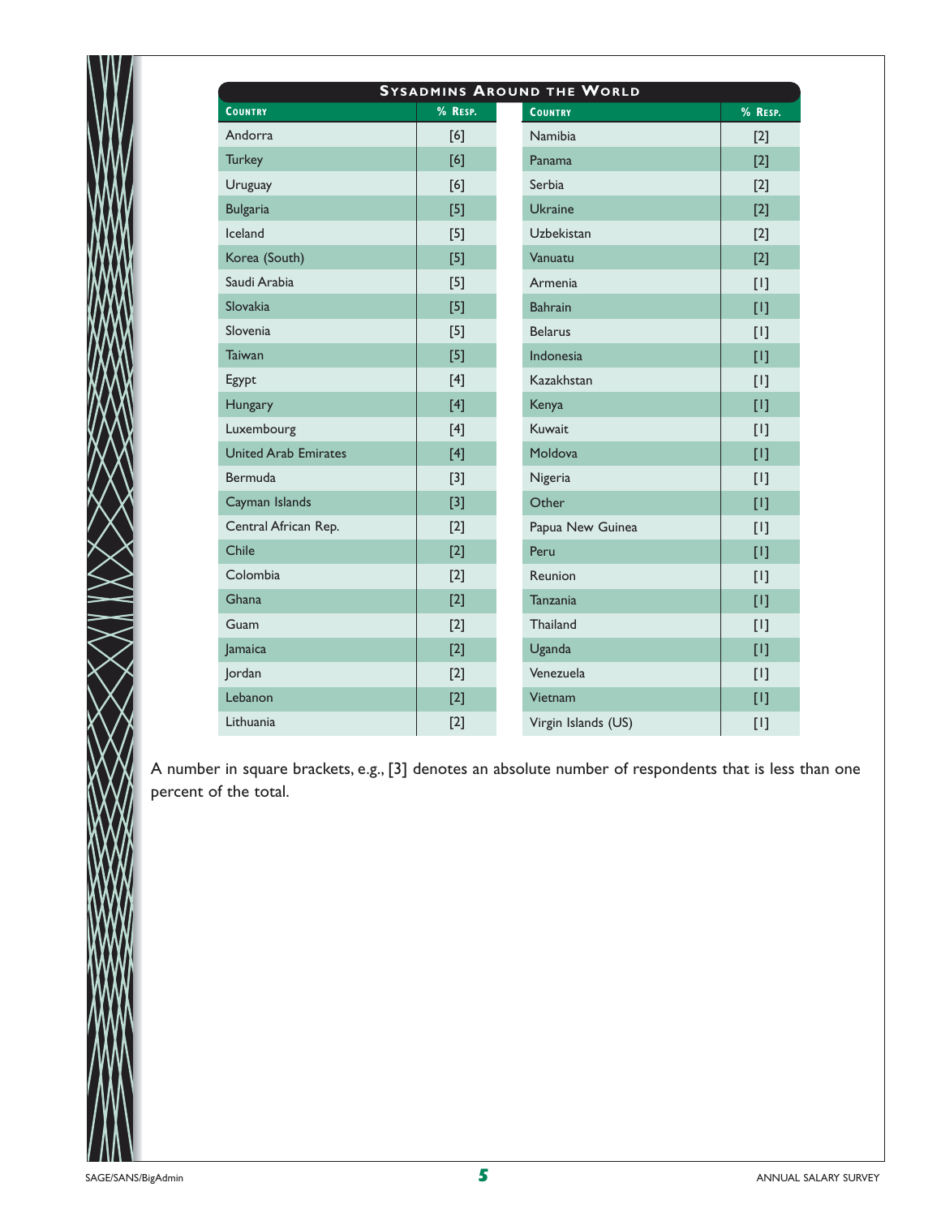**Sysadmins Around the World**

| Country | % Resp. | Country | % Resp. |
|---|---|---|---|
| Andorra | [6] | Namibia | [2] |
| Turkey | [6] | Panama | [2] |
| Uruguay | [6] | Serbia | [2] |
| Bulgaria | [5] | Ukraine | [2] |
| Iceland | [5] | Uzbekistan | [2] |
| Korea (South) | [5] | Vanuatu | [2] |
| Saudi Arabia | [5] | Armenia | [1] |
| Slovakia | [5] | Bahrain | [1] |
| Slovenia | [5] | Belarus | [1] |
| Taiwan | [5] | Indonesia | [1] |
| Egypt | [4] | Kazakhstan | [1] |
| Hungary | [4] | Kenya | [1] |
| Luxembourg | [4] | Kuwait | [1] |
| United Arab Emirates | [4] | Moldova | [1] |
| Bermuda | [3] | Nigeria | [1] |
| Cayman Islands | [3] | Other | [1] |
| Central African Rep. | [2] | Papua New Guinea | [1] |
| Chile | [2] | Peru | [1] |
| Colombia | [2] | Reunion | [1] |
| Ghana | [2] | Tanzania | [1] |
| Guam | [2] | Thailand | [1] |
| Jamaica | [2] | Uganda | [1] |
| Jordan | [2] | Venezuela | [1] |
| Lebanon | [2] | Vietnam | [1] |
| Lithuania | [2] | Virgin Islands (US) | [1] |

A number in square brackets, e.g., [3] denotes an absolute number of respondents that is less than one percent of the total.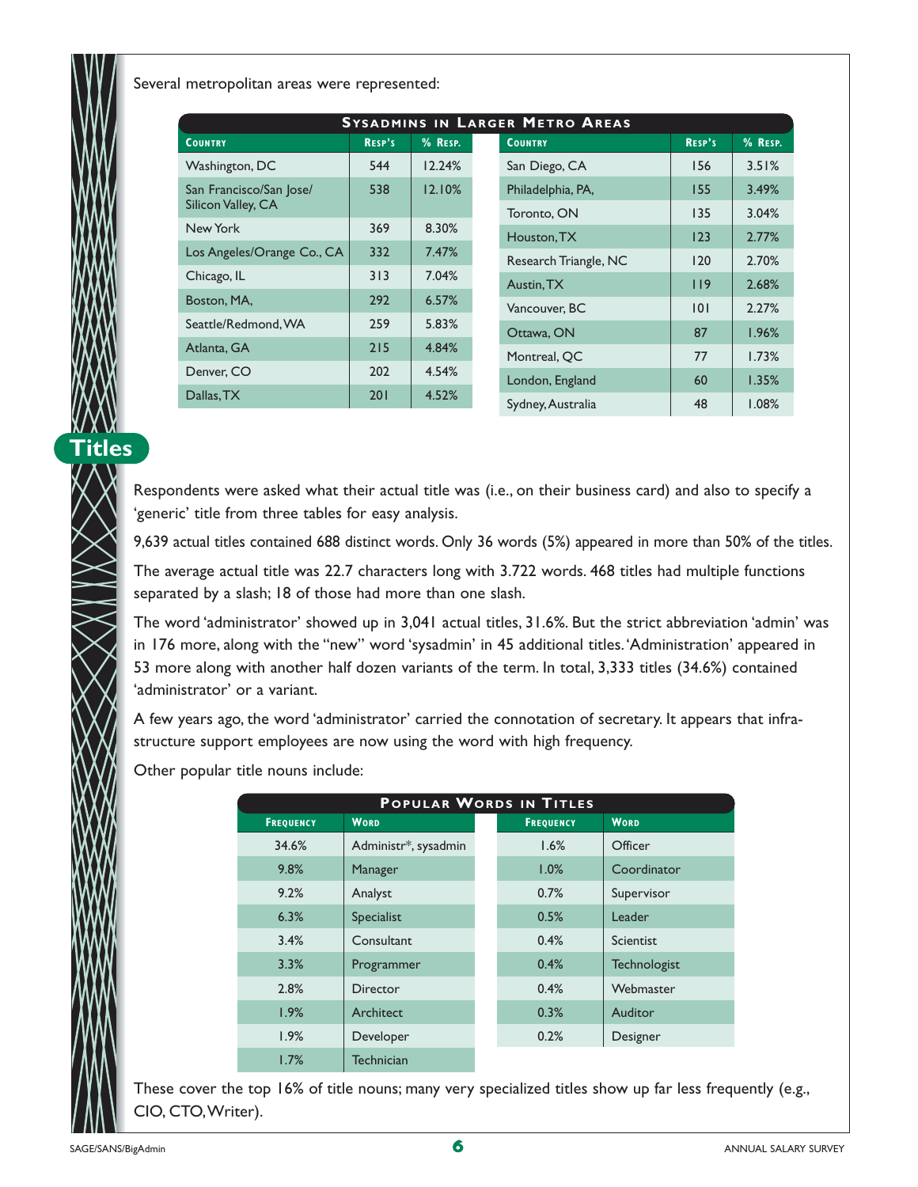Several metropolitan areas were represented:

**Sysadmins in Larger Metro Areas**

| Country | Resp's | % Resp. | Country | Resp's | % Resp. |
|---|---|---|---|---|---|
| Washington, DC | 544 | 12.24% | San Diego, CA | 156 | 3.51% |
| San Francisco/San Jose/ Silicon Valley, CA | 538 | 12.10% | Philadelphia, PA, | 155 | 3.49% |
| | | | Toronto, ON | 135 | 3.04% |
| New York | 369 | 8.30% | Houston, TX | 123 | 2.77% |
| Los Angeles/Orange Co., CA | 332 | 7.47% | Research Triangle, NC | 120 | 2.70% |
| Chicago, IL | 313 | 7.04% | Austin, TX | 119 | 2.68% |
| Boston, MA, | 292 | 6.57% | Vancouver, BC | 101 | 2.27% |
| Seattle/Redmond, WA | 259 | 5.83% | Ottawa, ON | 87 | 1.96% |
| Atlanta, GA | 215 | 4.84% | Montreal, QC | 77 | 1.73% |
| Denver, CO | 202 | 4.54% | London, England | 60 | 1.35% |
| Dallas, TX | 201 | 4.52% | Sydney, Australia | 48 | 1.08% |

## Titles

Respondents were asked what their actual title was (i.e., on their business card) and also to specify a 'generic' title from three tables for easy analysis.

9,639 actual titles contained 688 distinct words. Only 36 words (5%) appeared in more than 50% of the titles.

The average actual title was 22.7 characters long with 3.722 words. 468 titles had multiple functions separated by a slash; 18 of those had more than one slash.

The word 'administrator' showed up in 3,041 actual titles, 31.6%. But the strict abbreviation 'admin' was in 176 more, along with the "new" word 'sysadmin' in 45 additional titles. 'Administration' appeared in 53 more along with another half dozen variants of the term. In total, 3,333 titles (34.6%) contained 'administrator' or a variant.

A few years ago, the word 'administrator' carried the connotation of secretary. It appears that infrastructure support employees are now using the word with high frequency.

Other popular title nouns include:

**Popular Words in Titles**

| Frequency | Word | Frequency | Word |
|---|---|---|---|
| 34.6% | Administr*, sysadmin | 1.6% | Officer |
| 9.8% | Manager | 1.0% | Coordinator |
| 9.2% | Analyst | 0.7% | Supervisor |
| 6.3% | Specialist | 0.5% | Leader |
| 3.4% | Consultant | 0.4% | Scientist |
| 3.3% | Programmer | 0.4% | Technologist |
| 2.8% | Director | 0.4% | Webmaster |
| 1.9% | Architect | 0.3% | Auditor |
| 1.9% | Developer | 0.2% | Designer |
| 1.7% | Technician | | |

These cover the top 16% of title nouns; many very specialized titles show up far less frequently (e.g., CIO, CTO, Writer).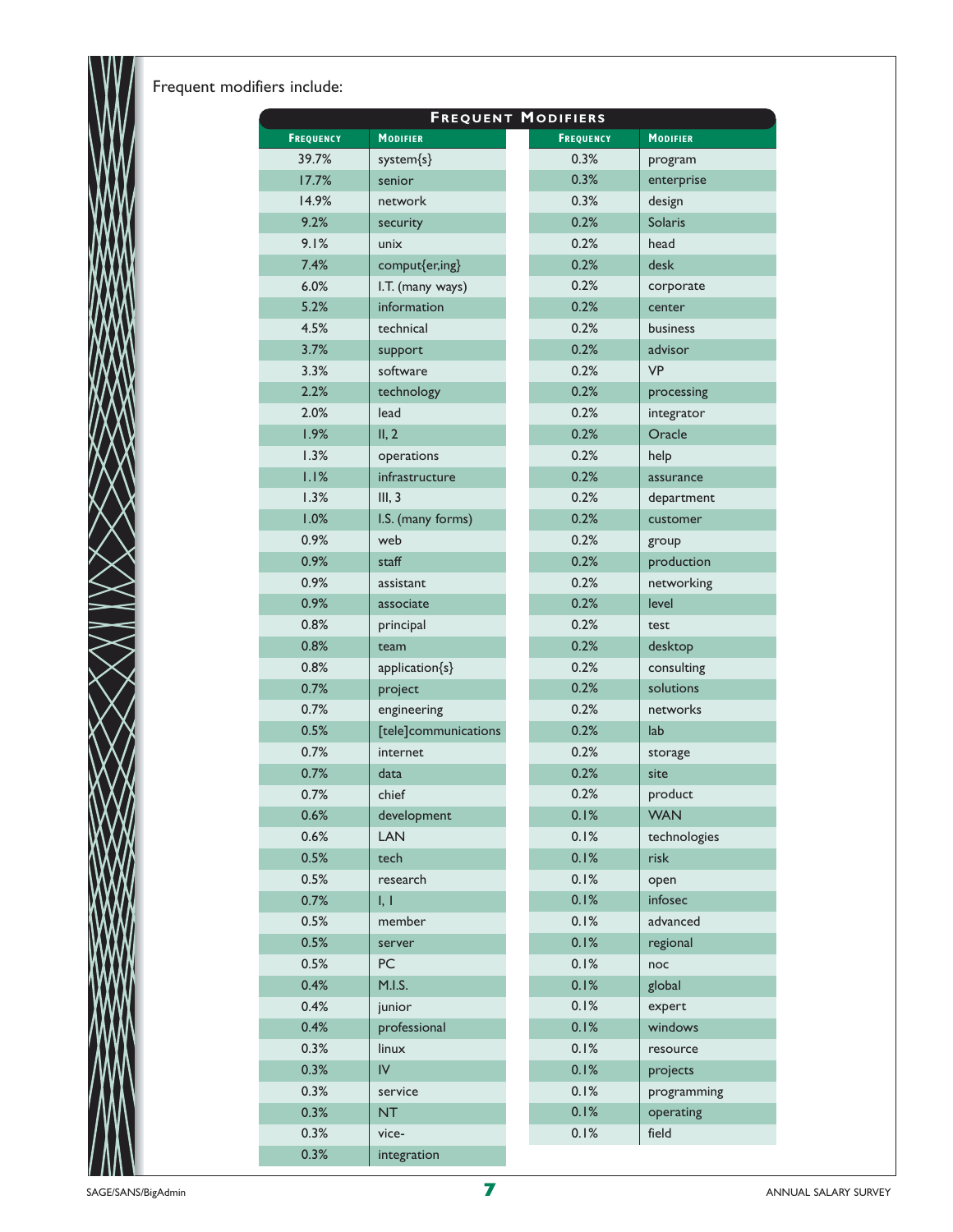Frequent modifiers include:

**Frequent Modifiers**

| Frequency | Modifier | Frequency | Modifier |
|---|---|---|---|
| 39.7% | system{s} | 0.3% | program |
| 17.7% | senior | 0.3% | enterprise |
| 14.9% | network | 0.3% | design |
| 9.2% | security | 0.2% | Solaris |
| 9.1% | unix | 0.2% | head |
| 7.4% | comput{er,ing} | 0.2% | desk |
| 6.0% | I.T. (many ways) | 0.2% | corporate |
| 5.2% | information | 0.2% | center |
| 4.5% | technical | 0.2% | business |
| 3.7% | support | 0.2% | advisor |
| 3.3% | software | 0.2% | VP |
| 2.2% | technology | 0.2% | processing |
| 2.0% | lead | 0.2% | integrator |
| 1.9% | II, 2 | 0.2% | Oracle |
| 1.3% | operations | 0.2% | help |
| 1.1% | infrastructure | 0.2% | assurance |
| 1.3% | III, 3 | 0.2% | department |
| 1.0% | I.S. (many forms) | 0.2% | customer |
| 0.9% | web | 0.2% | group |
| 0.9% | staff | 0.2% | production |
| 0.9% | assistant | 0.2% | networking |
| 0.9% | associate | 0.2% | level |
| 0.8% | principal | 0.2% | test |
| 0.8% | team | 0.2% | desktop |
| 0.8% | application{s} | 0.2% | consulting |
| 0.7% | project | 0.2% | solutions |
| 0.7% | engineering | 0.2% | networks |
| 0.5% | [tele]communications | 0.2% | lab |
| 0.7% | internet | 0.2% | storage |
| 0.7% | data | 0.2% | site |
| 0.7% | chief | 0.2% | product |
| 0.6% | development | 0.1% | WAN |
| 0.6% | LAN | 0.1% | technologies |
| 0.5% | tech | 0.1% | risk |
| 0.5% | research | 0.1% | open |
| 0.7% | I, 1 | 0.1% | infosec |
| 0.5% | member | 0.1% | advanced |
| 0.5% | server | 0.1% | regional |
| 0.5% | PC | 0.1% | noc |
| 0.4% | M.I.S. | 0.1% | global |
| 0.4% | junior | 0.1% | expert |
| 0.4% | professional | 0.1% | windows |
| 0.3% | linux | 0.1% | resource |
| 0.3% | IV | 0.1% | projects |
| 0.3% | service | 0.1% | programming |
| 0.3% | NT | 0.1% | operating |
| 0.3% | vice- | 0.1% | field |
| 0.3% | integration | | |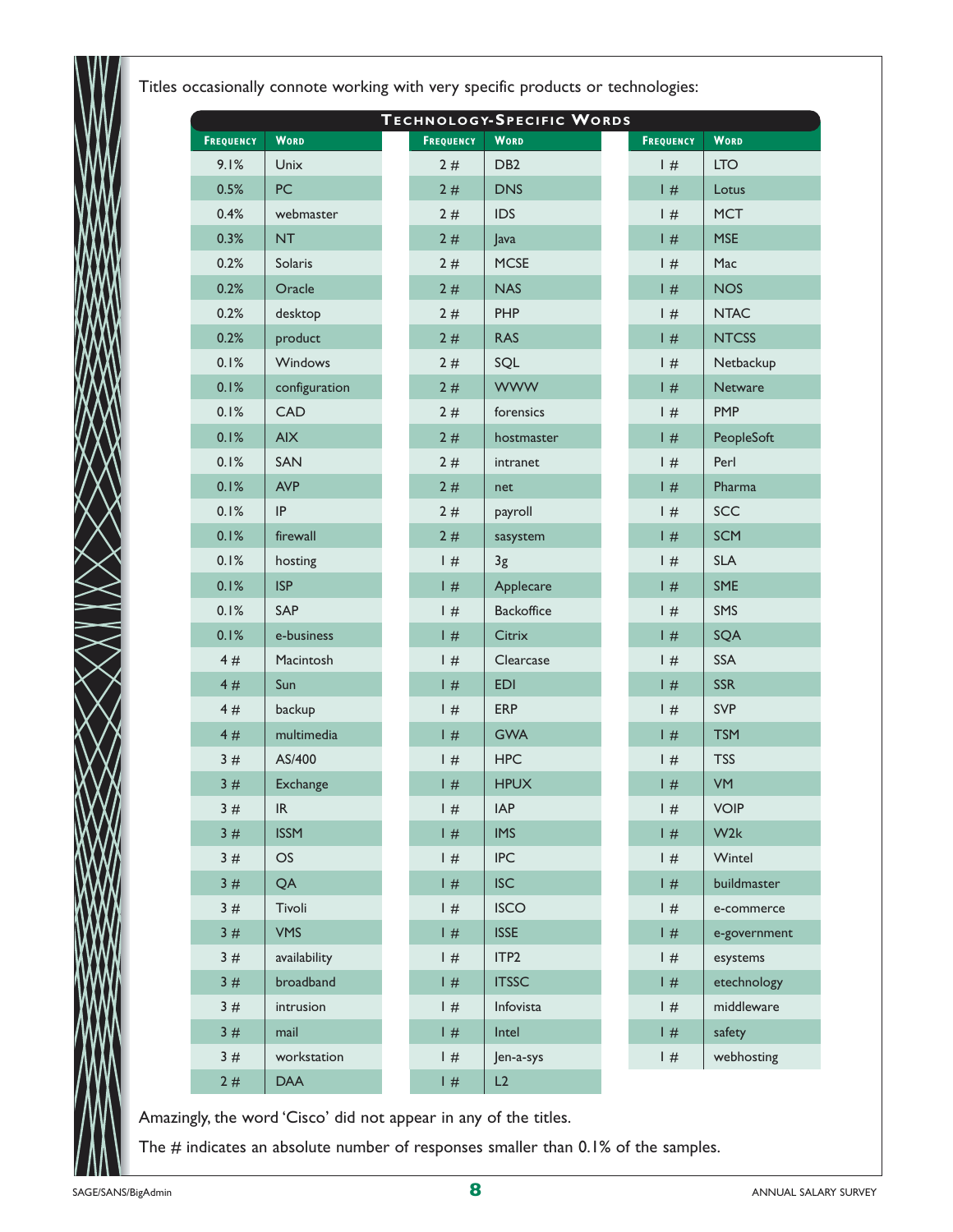Titles occasionally connote working with very specific products or technologies:

**Technology-Specific Words**

| Frequency | Word | Frequency | Word | Frequency | Word |
|---|---|---|---|---|---|
| 9.1% | Unix | 2 # | DB2 | 1 # | LTO |
| 0.5% | PC | 2 # | DNS | 1 # | Lotus |
| 0.4% | webmaster | 2 # | IDS | 1 # | MCT |
| 0.3% | NT | 2 # | Java | 1 # | MSE |
| 0.2% | Solaris | 2 # | MCSE | 1 # | Mac |
| 0.2% | Oracle | 2 # | NAS | 1 # | NOS |
| 0.2% | desktop | 2 # | PHP | 1 # | NTAC |
| 0.2% | product | 2 # | RAS | 1 # | NTCSS |
| 0.1% | Windows | 2 # | SQL | 1 # | Netbackup |
| 0.1% | configuration | 2 # | WWW | 1 # | Netware |
| 0.1% | CAD | 2 # | forensics | 1 # | PMP |
| 0.1% | AIX | 2 # | hostmaster | 1 # | PeopleSoft |
| 0.1% | SAN | 2 # | intranet | 1 # | Perl |
| 0.1% | AVP | 2 # | net | 1 # | Pharma |
| 0.1% | IP | 2 # | payroll | 1 # | SCC |
| 0.1% | firewall | 2 # | sasystem | 1 # | SCM |
| 0.1% | hosting | 1 # | 3g | 1 # | SLA |
| 0.1% | ISP | 1 # | Applecare | 1 # | SME |
| 0.1% | SAP | 1 # | Backoffice | 1 # | SMS |
| 0.1% | e-business | 1 # | Citrix | 1 # | SQA |
| 4 # | Macintosh | 1 # | Clearcase | 1 # | SSA |
| 4 # | Sun | 1 # | EDI | 1 # | SSR |
| 4 # | backup | 1 # | ERP | 1 # | SVP |
| 4 # | multimedia | 1 # | GWA | 1 # | TSM |
| 3 # | AS/400 | 1 # | HPC | 1 # | TSS |
| 3 # | Exchange | 1 # | HPUX | 1 # | VM |
| 3 # | IR | 1 # | IAP | 1 # | VOIP |
| 3 # | ISSM | 1 # | IMS | 1 # | W2k |
| 3 # | OS | 1 # | IPC | 1 # | Wintel |
| 3 # | QA | 1 # | ISC | 1 # | buildmaster |
| 3 # | Tivoli | 1 # | ISCO | 1 # | e-commerce |
| 3 # | VMS | 1 # | ISSE | 1 # | e-government |
| 3 # | availability | 1 # | ITP2 | 1 # | esystems |
| 3 # | broadband | 1 # | ITSSC | 1 # | etechnology |
| 3 # | intrusion | 1 # | Infovista | 1 # | middleware |
| 3 # | mail | 1 # | Intel | 1 # | safety |
| 3 # | workstation | 1 # | Jen-a-sys | 1 # | webhosting |
| 2 # | DAA | 1 # | L2 | | |

Amazingly, the word 'Cisco' did not appear in any of the titles.

The # indicates an absolute number of responses smaller than 0.1% of the samples.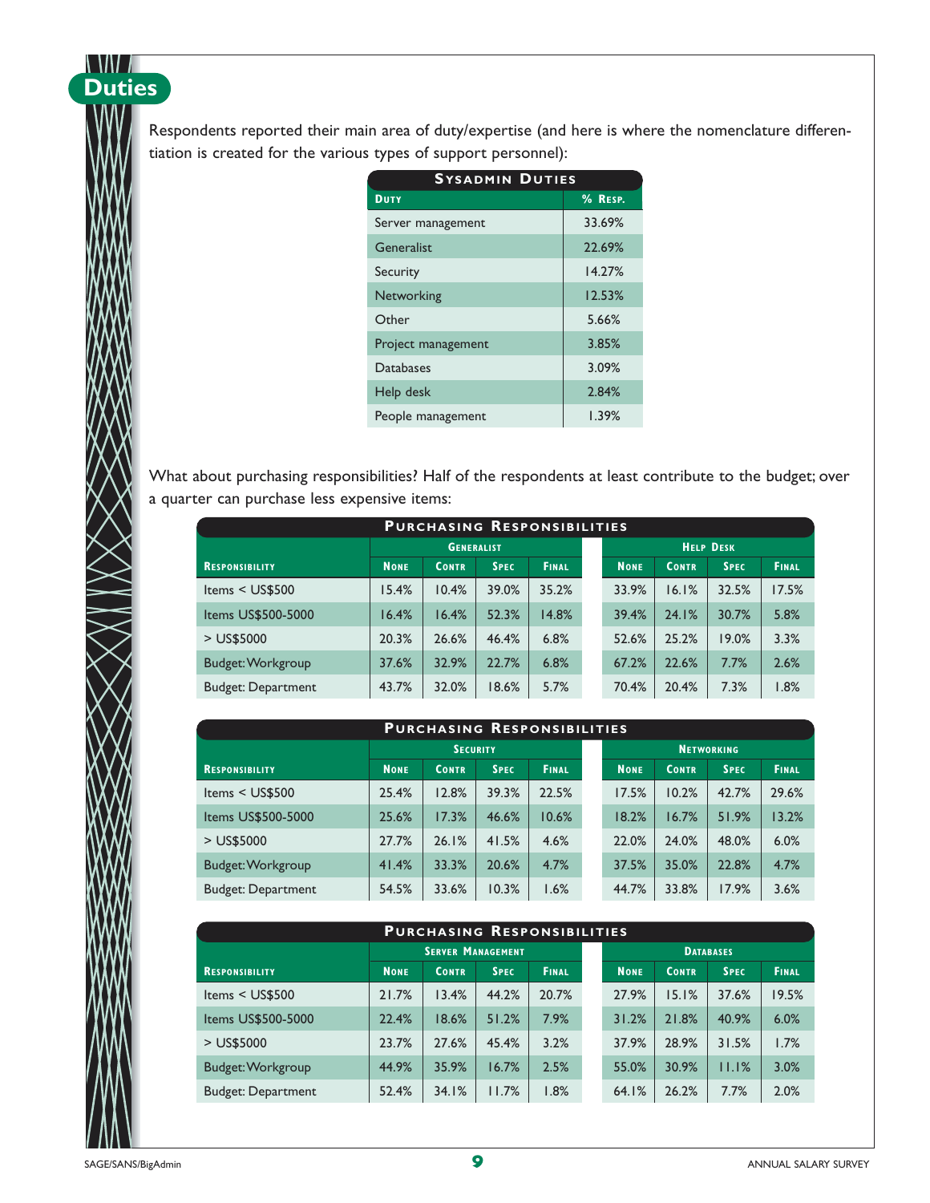## Duties

Respondents reported their main area of duty/expertise (and here is where the nomenclature differentiation is created for the various types of support personnel):

| Sysadmin Duties | |
|---|---|
| **Duty** | **% Resp.** |
| Server management | 33.69% |
| Generalist | 22.69% |
| Security | 14.27% |
| Networking | 12.53% |
| Other | 5.66% |
| Project management | 3.85% |
| Databases | 3.09% |
| Help desk | 2.84% |
| People management | 1.39% |

What about purchasing responsibilities? Half of the respondents at least contribute to the budget; over a quarter can purchase less expensive items:

**Purchasing Responsibilities**

| | Generalist | | | | Help Desk | | | |
|---|---|---|---|---|---|---|---|---|
| **Responsibility** | **None** | **Contr** | **Spec** | **Final** | **None** | **Contr** | **Spec** | **Final** |
| Items < US$500 | 15.4% | 10.4% | 39.0% | 35.2% | 33.9% | 16.1% | 32.5% | 17.5% |
| Items US$500-5000 | 16.4% | 16.4% | 52.3% | 14.8% | 39.4% | 24.1% | 30.7% | 5.8% |
| > US$5000 | 20.3% | 26.6% | 46.4% | 6.8% | 52.6% | 25.2% | 19.0% | 3.3% |
| Budget: Workgroup | 37.6% | 32.9% | 22.7% | 6.8% | 67.2% | 22.6% | 7.7% | 2.6% |
| Budget: Department | 43.7% | 32.0% | 18.6% | 5.7% | 70.4% | 20.4% | 7.3% | 1.8% |

**Purchasing Responsibilities**

| | Security | | | | Networking | | | |
|---|---|---|---|---|---|---|---|---|
| **Responsibility** | **None** | **Contr** | **Spec** | **Final** | **None** | **Contr** | **Spec** | **Final** |
| Items < US$500 | 25.4% | 12.8% | 39.3% | 22.5% | 17.5% | 10.2% | 42.7% | 29.6% |
| Items US$500-5000 | 25.6% | 17.3% | 46.6% | 10.6% | 18.2% | 16.7% | 51.9% | 13.2% |
| > US$5000 | 27.7% | 26.1% | 41.5% | 4.6% | 22.0% | 24.0% | 48.0% | 6.0% |
| Budget: Workgroup | 41.4% | 33.3% | 20.6% | 4.7% | 37.5% | 35.0% | 22.8% | 4.7% |
| Budget: Department | 54.5% | 33.6% | 10.3% | 1.6% | 44.7% | 33.8% | 17.9% | 3.6% |

**Purchasing Responsibilities**

| | Server Management | | | | Databases | | | |
|---|---|---|---|---|---|---|---|---|
| **Responsibility** | **None** | **Contr** | **Spec** | **Final** | **None** | **Contr** | **Spec** | **Final** |
| Items < US$500 | 21.7% | 13.4% | 44.2% | 20.7% | 27.9% | 15.1% | 37.6% | 19.5% |
| Items US$500-5000 | 22.4% | 18.6% | 51.2% | 7.9% | 31.2% | 21.8% | 40.9% | 6.0% |
| > US$5000 | 23.7% | 27.6% | 45.4% | 3.2% | 37.9% | 28.9% | 31.5% | 1.7% |
| Budget: Workgroup | 44.9% | 35.9% | 16.7% | 2.5% | 55.0% | 30.9% | 11.1% | 3.0% |
| Budget: Department | 52.4% | 34.1% | 11.7% | 1.8% | 64.1% | 26.2% | 7.7% | 2.0% |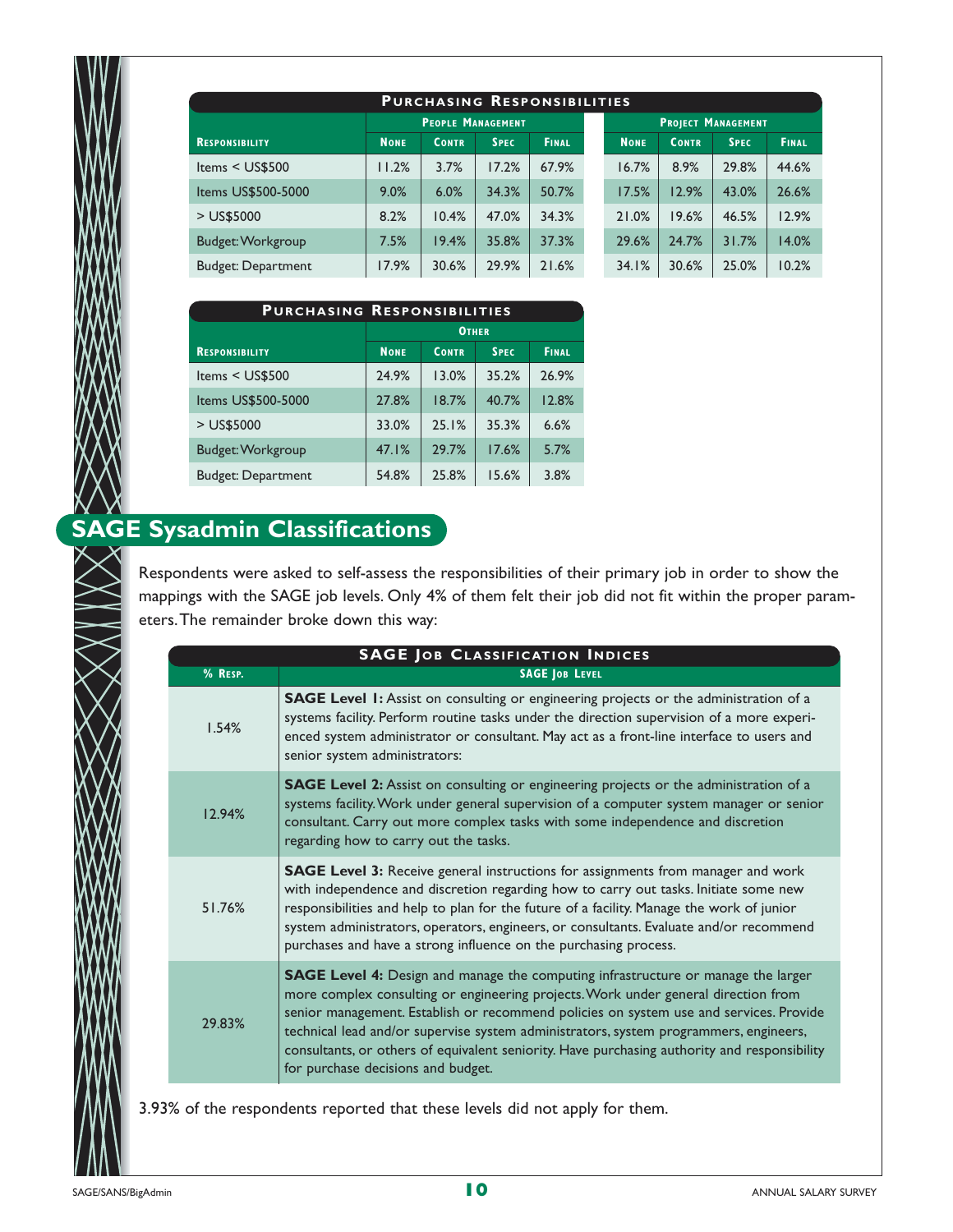| Purchasing Responsibilities | | | | | | | | |
|---|---|---|---|---|---|---|---|---|
| | People Management | | | | Project Management | | | |
| Responsibility | None | Contr | Spec | Final | None | Contr | Spec | Final |
| Items < US$500 | 11.2% | 3.7% | 17.2% | 67.9% | 16.7% | 8.9% | 29.8% | 44.6% |
| Items US$500-5000 | 9.0% | 6.0% | 34.3% | 50.7% | 17.5% | 12.9% | 43.0% | 26.6% |
| > US$5000 | 8.2% | 10.4% | 47.0% | 34.3% | 21.0% | 19.6% | 46.5% | 12.9% |
| Budget: Workgroup | 7.5% | 19.4% | 35.8% | 37.3% | 29.6% | 24.7% | 31.7% | 14.0% |
| Budget: Department | 17.9% | 30.6% | 29.9% | 21.6% | 34.1% | 30.6% | 25.0% | 10.2% |

| Purchasing Responsibilities | | | | |
|---|---|---|---|---|
| | Other | | | |
| Responsibility | None | Contr | Spec | Final |
| Items < US$500 | 24.9% | 13.0% | 35.2% | 26.9% |
| Items US$500-5000 | 27.8% | 18.7% | 40.7% | 12.8% |
| > US$5000 | 33.0% | 25.1% | 35.3% | 6.6% |
| Budget: Workgroup | 47.1% | 29.7% | 17.6% | 5.7% |
| Budget: Department | 54.8% | 25.8% | 15.6% | 3.8% |

## SAGE Sysadmin Classifications

Respondents were asked to self-assess the responsibilities of their primary job in order to show the mappings with the SAGE job levels. Only 4% of them felt their job did not fit within the proper parameters. The remainder broke down this way:

| SAGE Job Classification Indices | |
|---|---|
| % Resp. | SAGE Job Level |
| 1.54% | **SAGE Level 1:** Assist on consulting or engineering projects or the administration of a systems facility. Perform routine tasks under the direction supervision of a more experienced system administrator or consultant. May act as a front-line interface to users and senior system administrators: |
| 12.94% | **SAGE Level 2:** Assist on consulting or engineering projects or the administration of a systems facility. Work under general supervision of a computer system manager or senior consultant. Carry out more complex tasks with some independence and discretion regarding how to carry out the tasks. |
| 51.76% | **SAGE Level 3:** Receive general instructions for assignments from manager and work with independence and discretion regarding how to carry out tasks. Initiate some new responsibilities and help to plan for the future of a facility. Manage the work of junior system administrators, operators, engineers, or consultants. Evaluate and/or recommend purchases and have a strong influence on the purchasing process. |
| 29.83% | **SAGE Level 4:** Design and manage the computing infrastructure or manage the larger more complex consulting or engineering projects. Work under general direction from senior management. Establish or recommend policies on system use and services. Provide technical lead and/or supervise system administrators, system programmers, engineers, consultants, or others of equivalent seniority. Have purchasing authority and responsibility for purchase decisions and budget. |

3.93% of the respondents reported that these levels did not apply for them.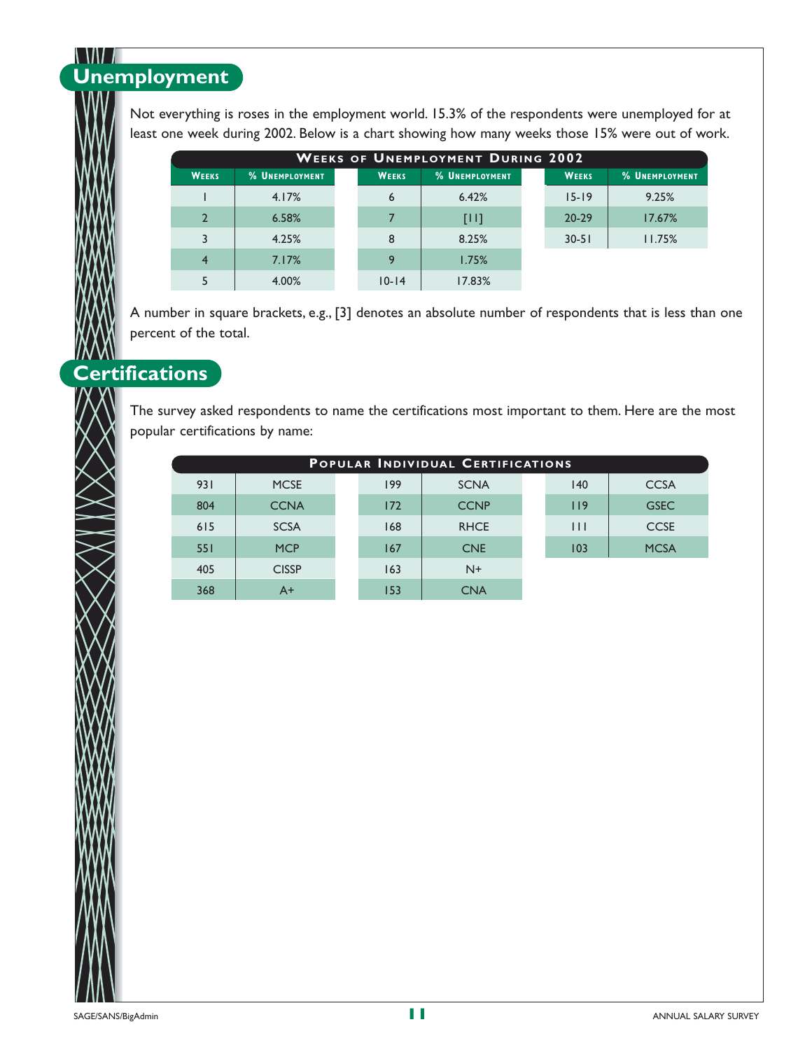## Unemployment

Not everything is roses in the employment world. 15.3% of the respondents were unemployed for at least one week during 2002. Below is a chart showing how many weeks those 15% were out of work.

| Weeks of Unemployment During 2002 | | | | | |
|---|---|---|---|---|---|
| Weeks | % Unemployment | Weeks | % Unemployment | Weeks | % Unemployment |
| 1 | 4.17% | 6 | 6.42% | 15-19 | 9.25% |
| 2 | 6.58% | 7 | [11] | 20-29 | 17.67% |
| 3 | 4.25% | 8 | 8.25% | 30-51 | 11.75% |
| 4 | 7.17% | 9 | 1.75% | | |
| 5 | 4.00% | 10-14 | 17.83% | | |

A number in square brackets, e.g., [3] denotes an absolute number of respondents that is less than one percent of the total.

## Certifications

The survey asked respondents to name the certifications most important to them. Here are the most popular certifications by name:

| Popular Individual Certifications | | | | | |
|---|---|---|---|---|---|
| 931 | MCSE | 199 | SCNA | 140 | CCSA |
| 804 | CCNA | 172 | CCNP | 119 | GSEC |
| 615 | SCSA | 168 | RHCE | 111 | CCSE |
| 551 | MCP | 167 | CNE | 103 | MCSA |
| 405 | CISSP | 163 | N+ | | |
| 368 | A+ | 153 | CNA | | |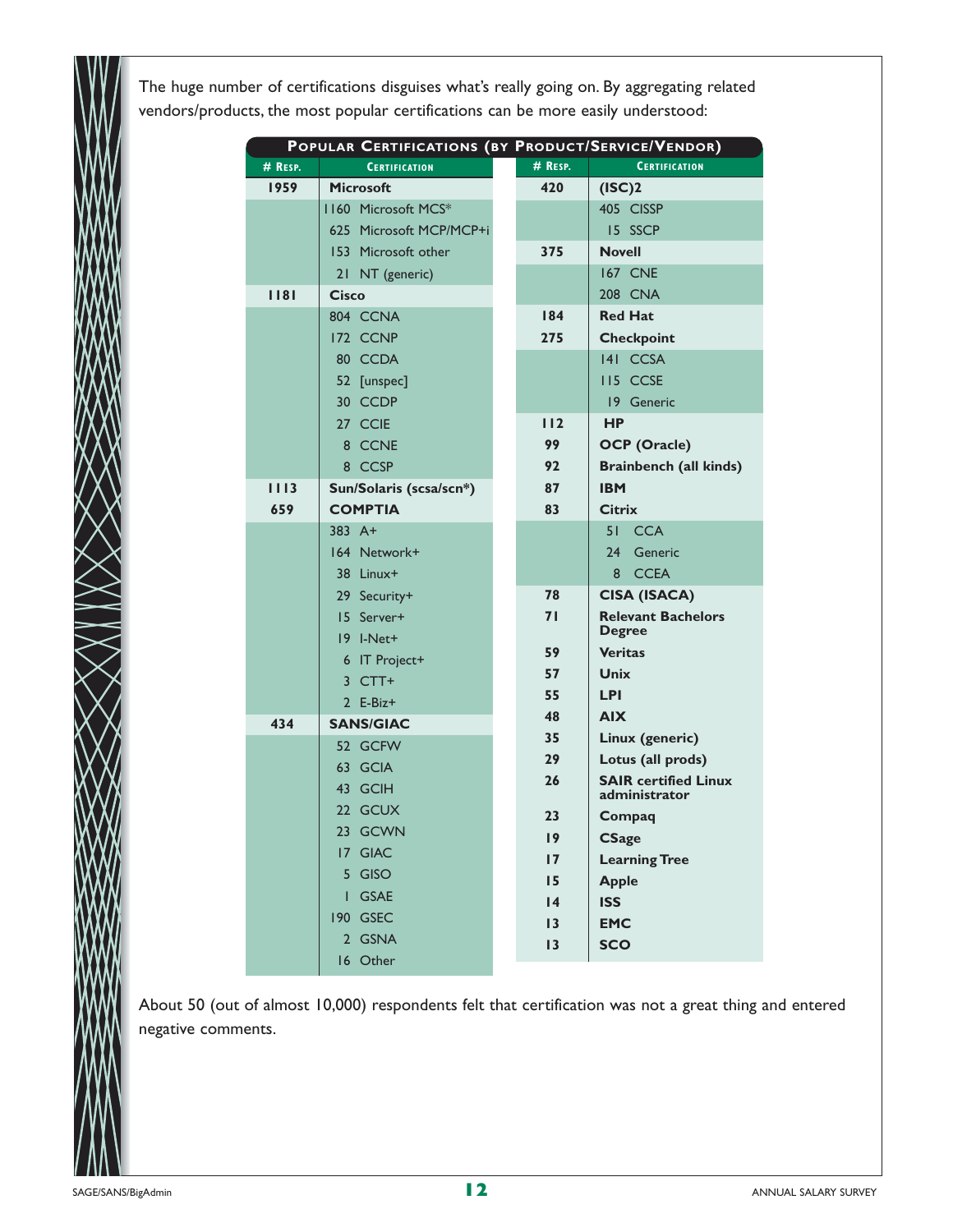The huge number of certifications disguises what's really going on. By aggregating related vendors/products, the most popular certifications can be more easily understood:

**Popular Certifications (by Product/Service/Vendor)**

| # Resp. | Certification | # Resp. | Certification |
|---|---|---|---|
| 1959 | **Microsoft** | 420 | **(ISC)2** |
| | 1160 Microsoft MCS* | | 405 CISSP |
| | 625 Microsoft MCP/MCP+i | | 15 SSCP |
| | 153 Microsoft other | 375 | **Novell** |
| | 21 NT (generic) | | 167 CNE |
| 1181 | **Cisco** | | 208 CNA |
| | 804 CCNA | 184 | **Red Hat** |
| | 172 CCNP | 275 | **Checkpoint** |
| | 80 CCDA | | 141 CCSA |
| | 52 [unspec] | | 115 CCSE |
| | 30 CCDP | | 19 Generic |
| | 27 CCIE | 112 | **HP** |
| | 8 CCNE | 99 | **OCP (Oracle)** |
| | 8 CCSP | 92 | **Brainbench (all kinds)** |
| 1113 | **Sun/Solaris (scsa/scn*)** | 87 | **IBM** |
| 659 | **COMPTIA** | 83 | **Citrix** |
| | 383 A+ | | 51 CCA |
| | 164 Network+ | | 24 Generic |
| | 38 Linux+ | | 8 CCEA |
| | 29 Security+ | 78 | **CISA (ISACA)** |
| | 15 Server+ | 71 | **Relevant Bachelors Degree** |
| | 19 I-Net+ | 59 | **Veritas** |
| | 6 IT Project+ | 57 | **Unix** |
| | 3 CTT+ | 55 | **LPI** |
| | 2 E-Biz+ | 48 | **AIX** |
| 434 | **SANS/GIAC** | 35 | **Linux (generic)** |
| | 52 GCFW | 29 | **Lotus (all prods)** |
| | 63 GCIA | 26 | **SAIR certified Linux administrator** |
| | 43 GCIH | 23 | **Compaq** |
| | 22 GCUX | 19 | **CSage** |
| | 23 GCWN | 17 | **Learning Tree** |
| | 17 GIAC | 15 | **Apple** |
| | 5 GISO | 14 | **ISS** |
| | 1 GSAE | 13 | **EMC** |
| | 190 GSEC | 13 | **SCO** |
| | 2 GSNA | | |
| | 16 Other | | |

About 50 (out of almost 10,000) respondents felt that certification was not a great thing and entered negative comments.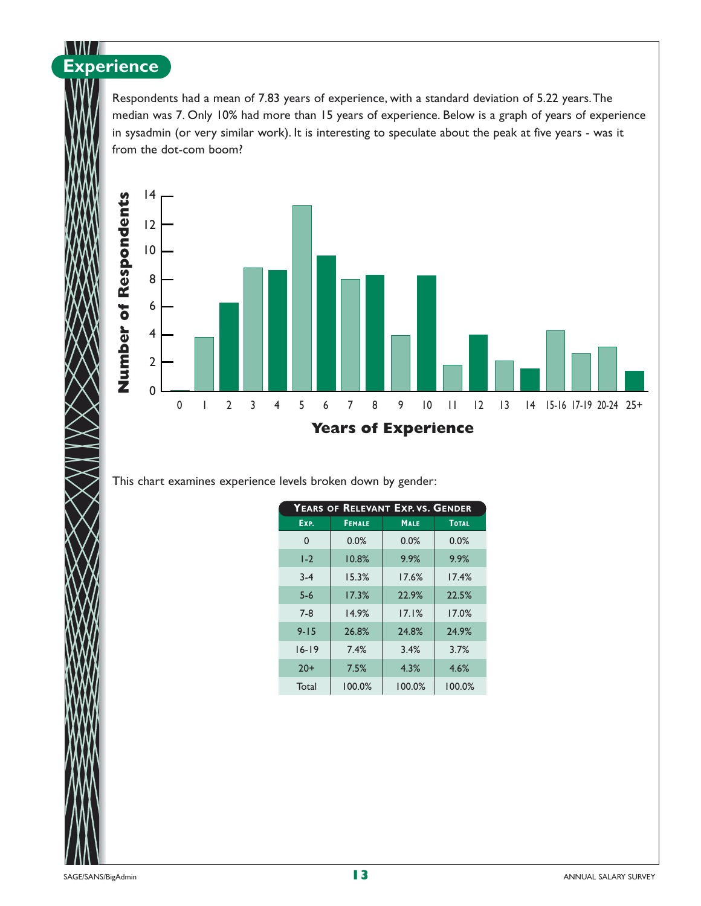## Experience

Respondents had a mean of 7.83 years of experience, with a standard deviation of 5.22 years. The median was 7. Only 10% had more than 15 years of experience. Below is a graph of years of experience in sysadmin (or very similar work). It is interesting to speculate about the peak at five years - was it from the dot-com boom?

This chart examines experience levels broken down by gender:

| Years of Relevant Exp. vs. Gender | | | |
|---|---|---|---|
| Exp. | Female | Male | Total |
| 0 | 0.0% | 0.0% | 0.0% |
| 1-2 | 10.8% | 9.9% | 9.9% |
| 3-4 | 15.3% | 17.6% | 17.4% |
| 5-6 | 17.3% | 22.9% | 22.5% |
| 7-8 | 14.9% | 17.1% | 17.0% |
| 9-15 | 26.8% | 24.8% | 24.9% |
| 16-19 | 7.4% | 3.4% | 3.7% |
| 20+ | 7.5% | 4.3% | 4.6% |
| Total | 100.0% | 100.0% | 100.0% |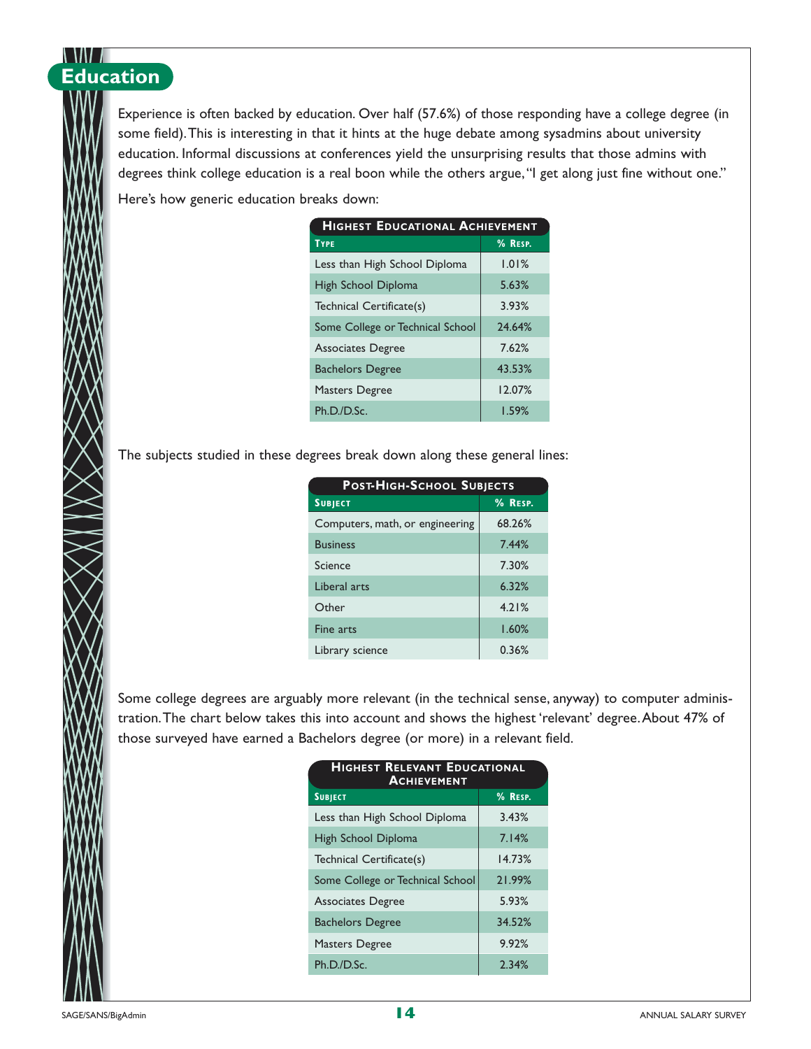## Education

Experience is often backed by education. Over half (57.6%) of those responding have a college degree (in some field). This is interesting in that it hints at the huge debate among sysadmins about university education. Informal discussions at conferences yield the unsurprising results that those admins with degrees think college education is a real boon while the others argue, "I get along just fine without one."

Here's how generic education breaks down:

**Highest Educational Achievement**

| Type | % Resp. |
|---|---|
| Less than High School Diploma | 1.01% |
| High School Diploma | 5.63% |
| Technical Certificate(s) | 3.93% |
| Some College or Technical School | 24.64% |
| Associates Degree | 7.62% |
| Bachelors Degree | 43.53% |
| Masters Degree | 12.07% |
| Ph.D./D.Sc. | 1.59% |

The subjects studied in these degrees break down along these general lines:

**Post-High-School Subjects**

| Subject | % Resp. |
|---|---|
| Computers, math, or engineering | 68.26% |
| Business | 7.44% |
| Science | 7.30% |
| Liberal arts | 6.32% |
| Other | 4.21% |
| Fine arts | 1.60% |
| Library science | 0.36% |

Some college degrees are arguably more relevant (in the technical sense, anyway) to computer administration. The chart below takes this into account and shows the highest 'relevant' degree. About 47% of those surveyed have earned a Bachelors degree (or more) in a relevant field.

**Highest Relevant Educational Achievement**

| Subject | % Resp. |
|---|---|
| Less than High School Diploma | 3.43% |
| High School Diploma | 7.14% |
| Technical Certificate(s) | 14.73% |
| Some College or Technical School | 21.99% |
| Associates Degree | 5.93% |
| Bachelors Degree | 34.52% |
| Masters Degree | 9.92% |
| Ph.D./D.Sc. | 2.34% |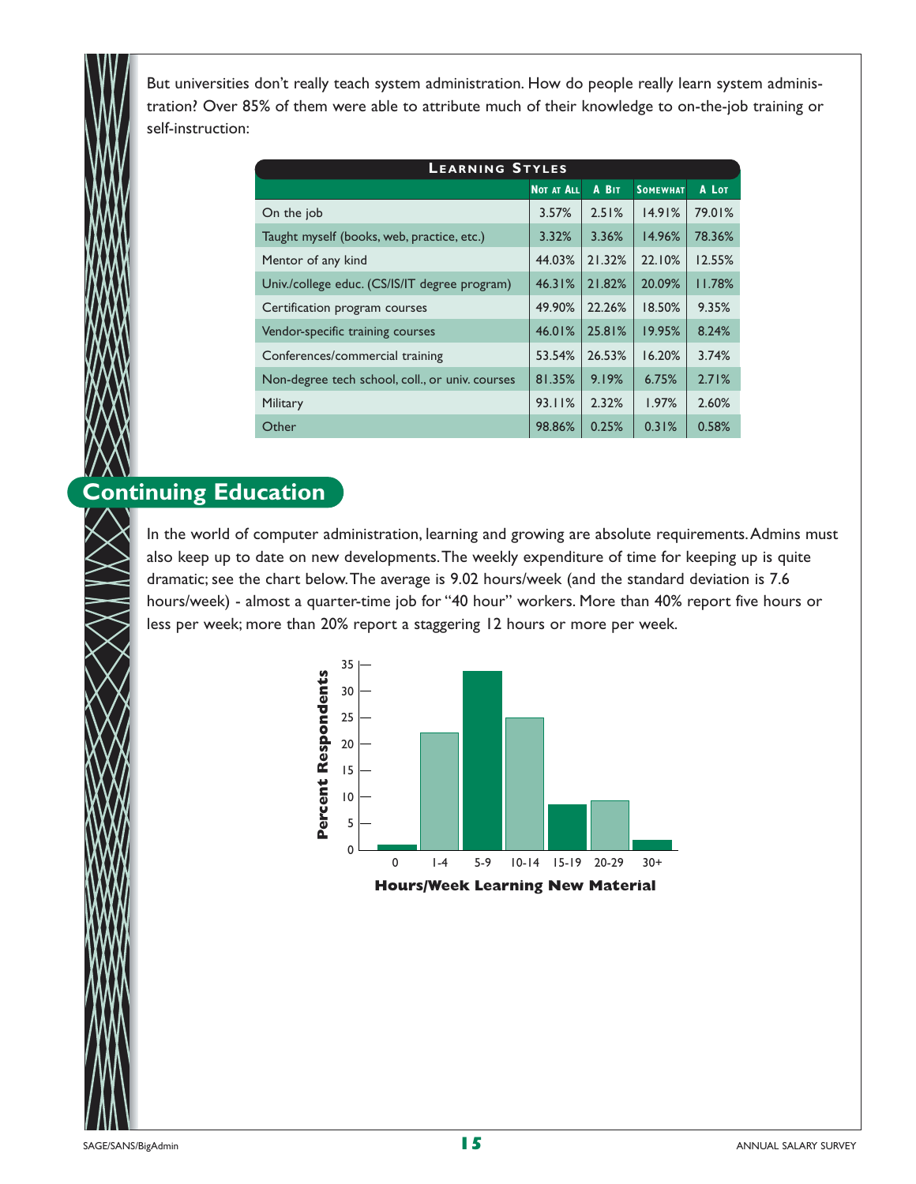But universities don't really teach system administration. How do people really learn system administration? Over 85% of them were able to attribute much of their knowledge to on-the-job training or self-instruction:

**Learning Styles**

| | Not at All | A Bit | Somewhat | A Lot |
|---|---|---|---|---|
| On the job | 3.57% | 2.51% | 14.91% | 79.01% |
| Taught myself (books, web, practice, etc.) | 3.32% | 3.36% | 14.96% | 78.36% |
| Mentor of any kind | 44.03% | 21.32% | 22.10% | 12.55% |
| Univ./college educ. (CS/IS/IT degree program) | 46.31% | 21.82% | 20.09% | 11.78% |
| Certification program courses | 49.90% | 22.26% | 18.50% | 9.35% |
| Vendor-specific training courses | 46.01% | 25.81% | 19.95% | 8.24% |
| Conferences/commercial training | 53.54% | 26.53% | 16.20% | 3.74% |
| Non-degree tech school, coll., or univ. courses | 81.35% | 9.19% | 6.75% | 2.71% |
| Military | 93.11% | 2.32% | 1.97% | 2.60% |
| Other | 98.86% | 0.25% | 0.31% | 0.58% |

## Continuing Education

In the world of computer administration, learning and growing are absolute requirements. Admins must also keep up to date on new developments. The weekly expenditure of time for keeping up is quite dramatic; see the chart below. The average is 9.02 hours/week (and the standard deviation is 7.6 hours/week) - almost a quarter-time job for "40 hour" workers. More than 40% report five hours or less per week; more than 20% report a staggering 12 hours or more per week.

Hours/Week Learning New Material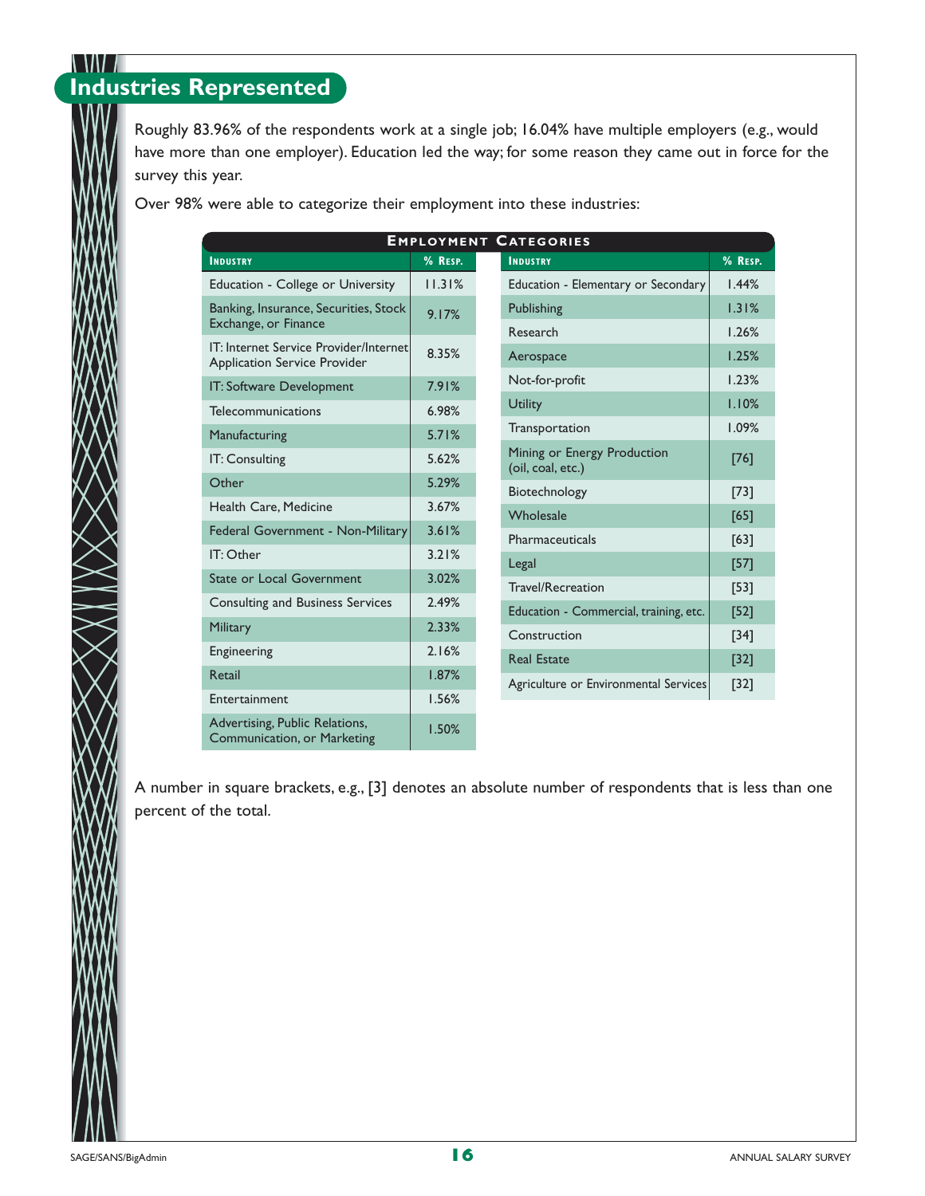## Industries Represented

Roughly 83.96% of the respondents work at a single job; 16.04% have multiple employers (e.g., would have more than one employer). Education led the way; for some reason they came out in force for the survey this year.

Over 98% were able to categorize their employment into these industries:

**Employment Categories**

| Industry | % Resp. | Industry | % Resp. |
|---|---|---|---|
| Education - College or University | 11.31% | Education - Elementary or Secondary | 1.44% |
| Banking, Insurance, Securities, Stock Exchange, or Finance | 9.17% | Publishing | 1.31% |
| IT: Internet Service Provider/Internet Application Service Provider | 8.35% | Research | 1.26% |
| IT: Software Development | 7.91% | Aerospace | 1.25% |
| Telecommunications | 6.98% | Not-for-profit | 1.23% |
| Manufacturing | 5.71% | Utility | 1.10% |
| IT: Consulting | 5.62% | Transportation | 1.09% |
| Other | 5.29% | Mining or Energy Production (oil, coal, etc.) | [76] |
| Health Care, Medicine | 3.67% | Biotechnology | [73] |
| Federal Government - Non-Military | 3.61% | Wholesale | [65] |
| IT: Other | 3.21% | Pharmaceuticals | [63] |
| State or Local Government | 3.02% | Legal | [57] |
| Consulting and Business Services | 2.49% | Travel/Recreation | [53] |
| Military | 2.33% | Education - Commercial, training, etc. | [52] |
| Engineering | 2.16% | Construction | [34] |
| Retail | 1.87% | Real Estate | [32] |
| Entertainment | 1.56% | Agriculture or Environmental Services | [32] |
| Advertising, Public Relations, Communication, or Marketing | 1.50% | | |

A number in square brackets, e.g., [3] denotes an absolute number of respondents that is less than one percent of the total.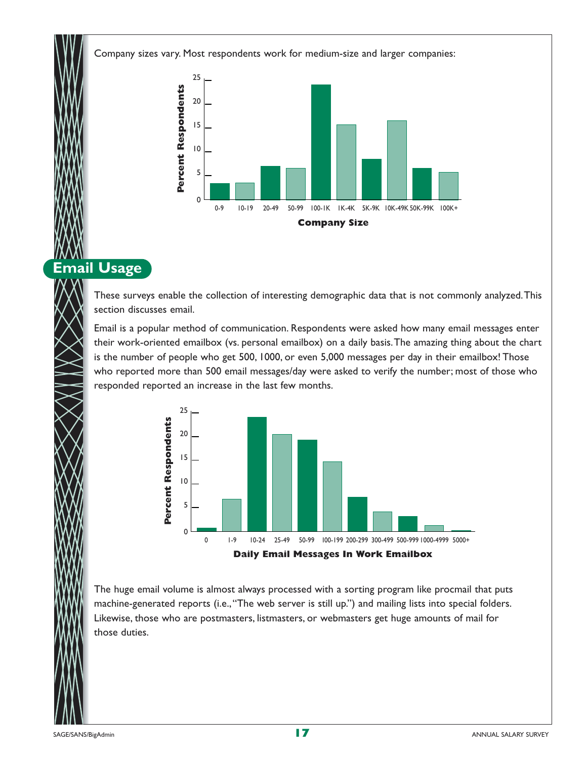Company sizes vary. Most respondents work for medium-size and larger companies:

## Email Usage

These surveys enable the collection of interesting demographic data that is not commonly analyzed. This section discusses email.

Email is a popular method of communication. Respondents were asked how many email messages enter their work-oriented emailbox (vs. personal emailbox) on a daily basis. The amazing thing about the chart is the number of people who get 500, 1000, or even 5,000 messages per day in their emailbox! Those who reported more than 500 email messages/day were asked to verify the number; most of those who responded reported an increase in the last few months.

The huge email volume is almost always processed with a sorting program like procmail that puts machine-generated reports (i.e., "The web server is still up.") and mailing lists into special folders. Likewise, those who are postmasters, listmasters, or webmasters get huge amounts of mail for those duties.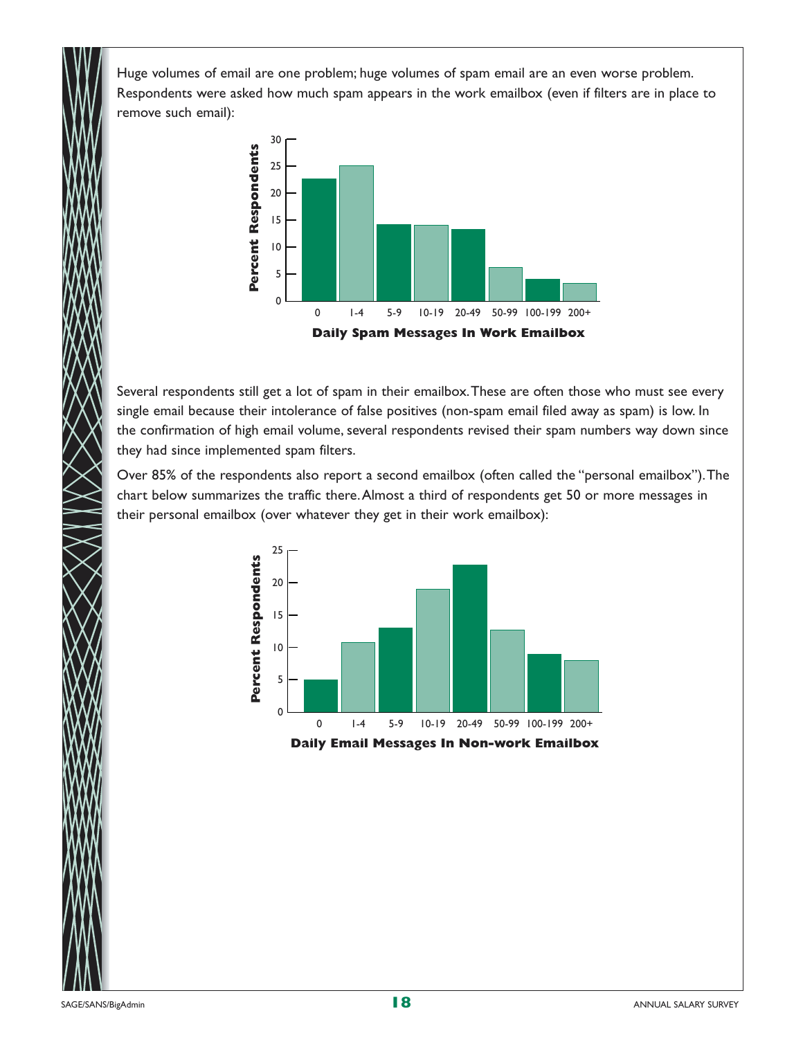Huge volumes of email are one problem; huge volumes of spam email are an even worse problem. Respondents were asked how much spam appears in the work emailbox (even if filters are in place to remove such email):

Several respondents still get a lot of spam in their emailbox. These are often those who must see every single email because their intolerance of false positives (non-spam email filed away as spam) is low. In the confirmation of high email volume, several respondents revised their spam numbers way down since they had since implemented spam filters.

Over 85% of the respondents also report a second emailbox (often called the "personal emailbox"). The chart below summarizes the traffic there. Almost a third of respondents get 50 or more messages in their personal emailbox (over whatever they get in their work emailbox):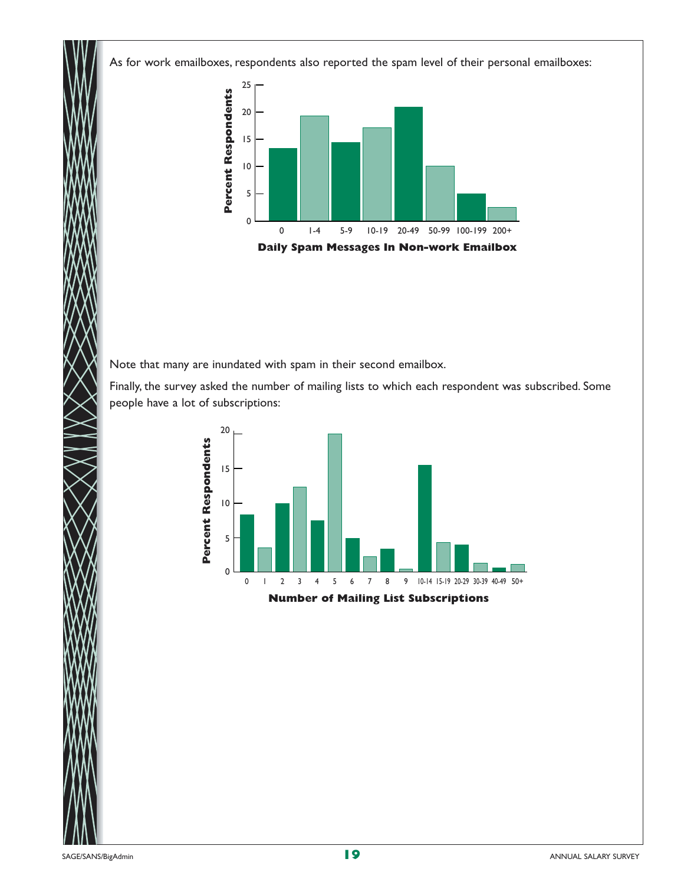As for work emailboxes, respondents also reported the spam level of their personal emailboxes:

Note that many are inundated with spam in their second emailbox.

Finally, the survey asked the number of mailing lists to which each respondent was subscribed. Some people have a lot of subscriptions: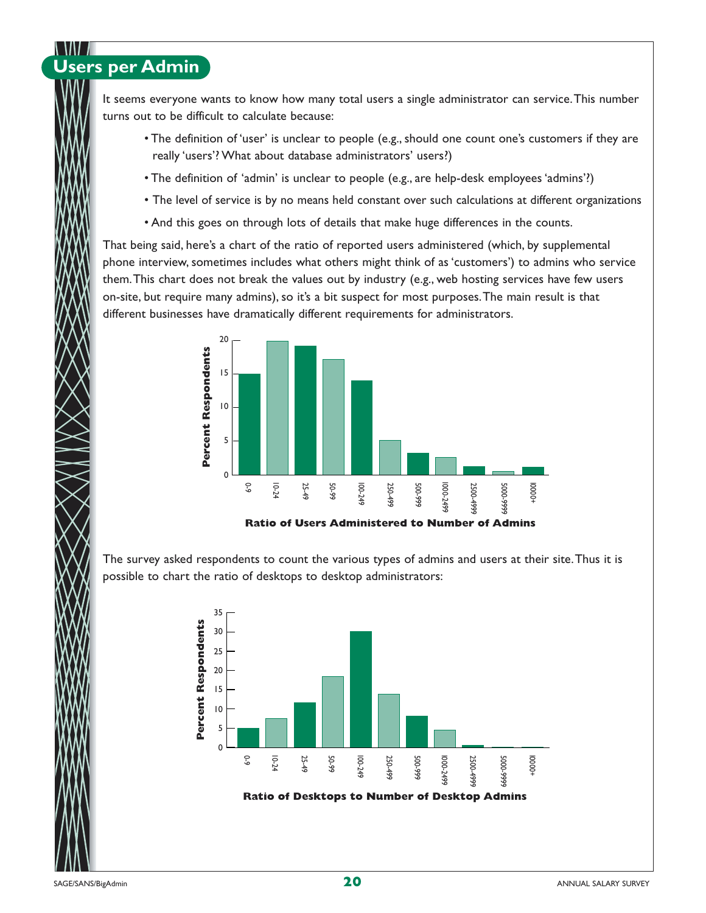## Users per Admin

It seems everyone wants to know how many total users a single administrator can service. This number turns out to be difficult to calculate because:

- The definition of 'user' is unclear to people (e.g., should one count one's customers if they are really 'users'? What about database administrators' users?)
- The definition of 'admin' is unclear to people (e.g., are help-desk employees 'admins'?)
- The level of service is by no means held constant over such calculations at different organizations
- And this goes on through lots of details that make huge differences in the counts.

That being said, here's a chart of the ratio of reported users administered (which, by supplemental phone interview, sometimes includes what others might think of as 'customers') to admins who service them. This chart does not break the values out by industry (e.g., web hosting services have few users on-site, but require many admins), so it's a bit suspect for most purposes. The main result is that different businesses have dramatically different requirements for administrators.

Ratio of Users Administered to Number of Admins

The survey asked respondents to count the various types of admins and users at their site. Thus it is possible to chart the ratio of desktops to desktop administrators:

Ratio of Desktops to Number of Desktop Admins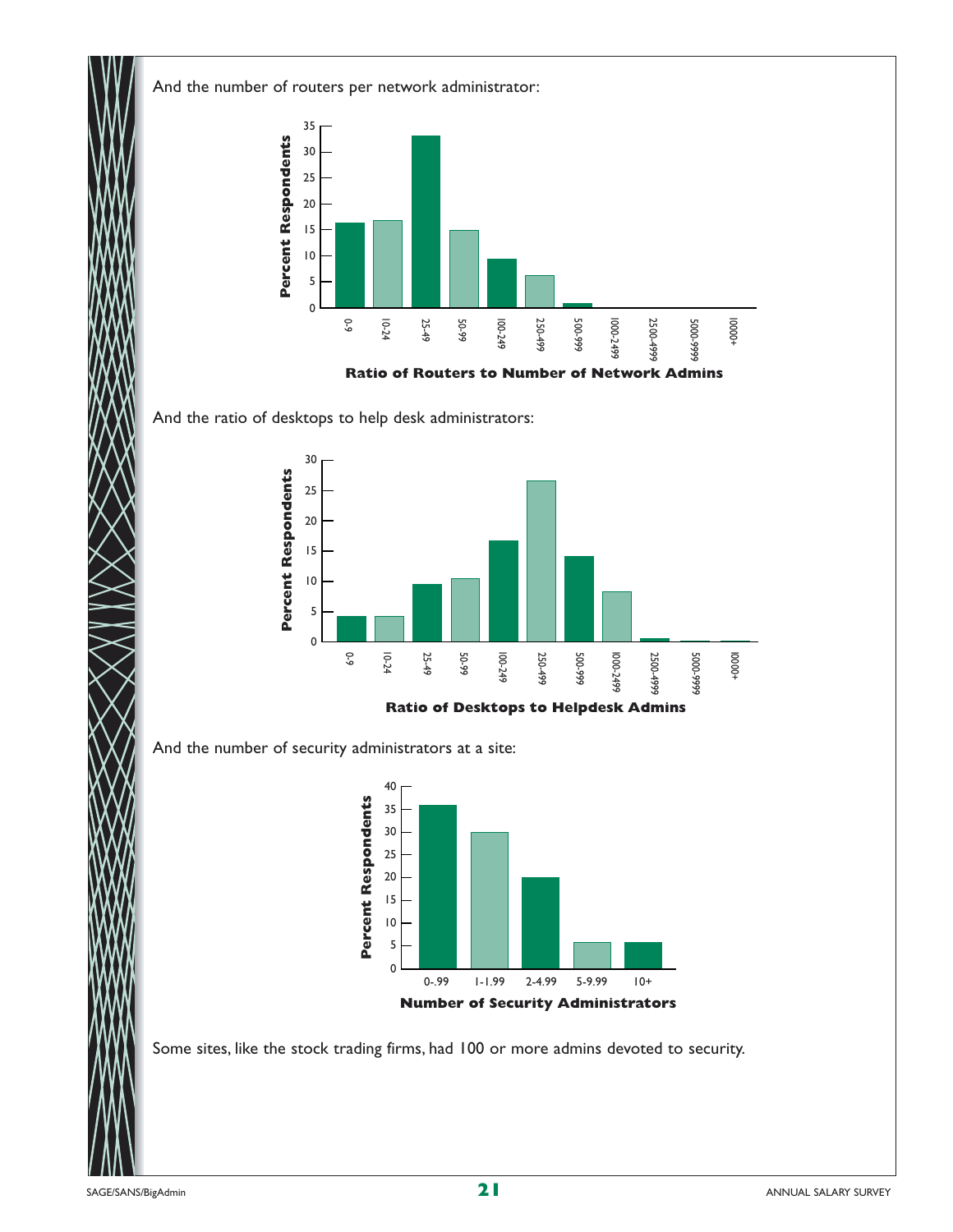And the number of routers per network administrator:

Ratio of Routers to Number of Network Admins

And the ratio of desktops to help desk administrators:

Ratio of Desktops to Helpdesk Admins

And the number of security administrators at a site:

Number of Security Administrators

Some sites, like the stock trading firms, had 100 or more admins devoted to security.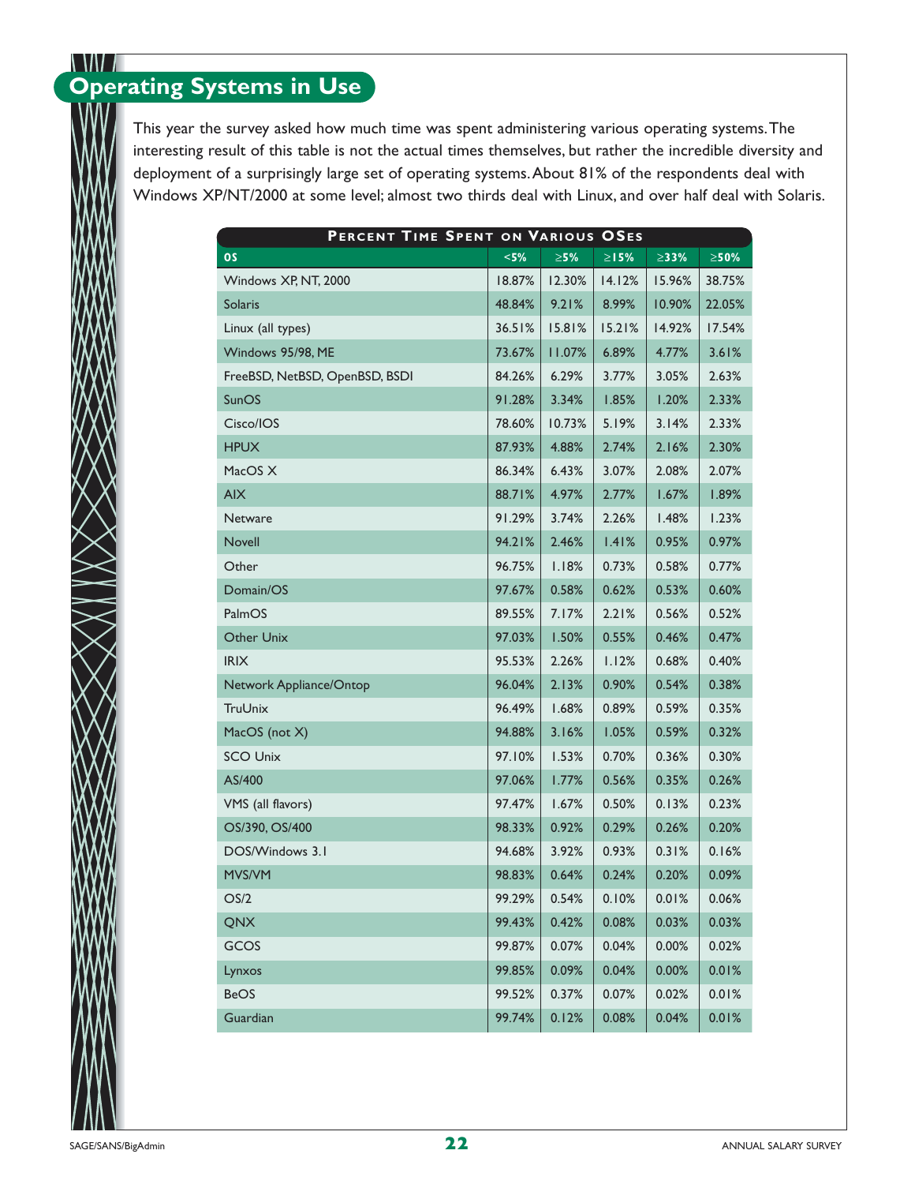## Operating Systems in Use

This year the survey asked how much time was spent administering various operating systems. The interesting result of this table is not the actual times themselves, but rather the incredible diversity and deployment of a surprisingly large set of operating systems. About 81% of the respondents deal with Windows XP/NT/2000 at some level; almost two thirds deal with Linux, and over half deal with Solaris.

**Percent Time Spent on Various OSes**

| OS | <5% | ≥5% | ≥15% | ≥33% | ≥50% |
|---|---|---|---|---|---|
| Windows XP, NT, 2000 | 18.87% | 12.30% | 14.12% | 15.96% | 38.75% |
| Solaris | 48.84% | 9.21% | 8.99% | 10.90% | 22.05% |
| Linux (all types) | 36.51% | 15.81% | 15.21% | 14.92% | 17.54% |
| Windows 95/98, ME | 73.67% | 11.07% | 6.89% | 4.77% | 3.61% |
| FreeBSD, NetBSD, OpenBSD, BSDI | 84.26% | 6.29% | 3.77% | 3.05% | 2.63% |
| SunOS | 91.28% | 3.34% | 1.85% | 1.20% | 2.33% |
| Cisco/IOS | 78.60% | 10.73% | 5.19% | 3.14% | 2.33% |
| HPUX | 87.93% | 4.88% | 2.74% | 2.16% | 2.30% |
| MacOS X | 86.34% | 6.43% | 3.07% | 2.08% | 2.07% |
| AIX | 88.71% | 4.97% | 2.77% | 1.67% | 1.89% |
| Netware | 91.29% | 3.74% | 2.26% | 1.48% | 1.23% |
| Novell | 94.21% | 2.46% | 1.41% | 0.95% | 0.97% |
| Other | 96.75% | 1.18% | 0.73% | 0.58% | 0.77% |
| Domain/OS | 97.67% | 0.58% | 0.62% | 0.53% | 0.60% |
| PalmOS | 89.55% | 7.17% | 2.21% | 0.56% | 0.52% |
| Other Unix | 97.03% | 1.50% | 0.55% | 0.46% | 0.47% |
| IRIX | 95.53% | 2.26% | 1.12% | 0.68% | 0.40% |
| Network Appliance/Ontop | 96.04% | 2.13% | 0.90% | 0.54% | 0.38% |
| TruUnix | 96.49% | 1.68% | 0.89% | 0.59% | 0.35% |
| MacOS (not X) | 94.88% | 3.16% | 1.05% | 0.59% | 0.32% |
| SCO Unix | 97.10% | 1.53% | 0.70% | 0.36% | 0.30% |
| AS/400 | 97.06% | 1.77% | 0.56% | 0.35% | 0.26% |
| VMS (all flavors) | 97.47% | 1.67% | 0.50% | 0.13% | 0.23% |
| OS/390, OS/400 | 98.33% | 0.92% | 0.29% | 0.26% | 0.20% |
| DOS/Windows 3.1 | 94.68% | 3.92% | 0.93% | 0.31% | 0.16% |
| MVS/VM | 98.83% | 0.64% | 0.24% | 0.20% | 0.09% |
| OS/2 | 99.29% | 0.54% | 0.10% | 0.01% | 0.06% |
| QNX | 99.43% | 0.42% | 0.08% | 0.03% | 0.03% |
| GCOS | 99.87% | 0.07% | 0.04% | 0.00% | 0.02% |
| Lynxos | 99.85% | 0.09% | 0.04% | 0.00% | 0.01% |
| BeOS | 99.52% | 0.37% | 0.07% | 0.02% | 0.01% |
| Guardian | 99.74% | 0.12% | 0.08% | 0.04% | 0.01% |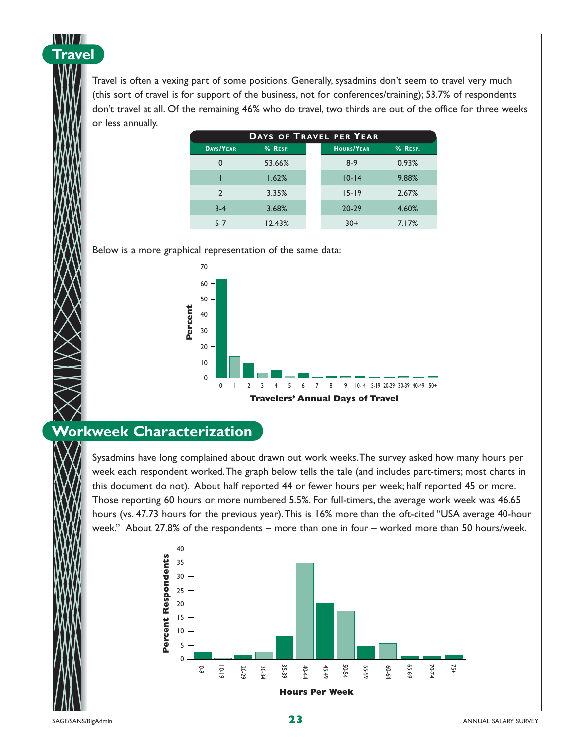## Travel

Travel is often a vexing part of some positions. Generally, sysadmins don't seem to travel very much (this sort of travel is for support of the business, not for conferences/training); 53.7% of respondents don't travel at all. Of the remaining 46% who do travel, two thirds are out of the office for three weeks or less annually.

**Days of Travel per Year**

| Days/Year | % Resp. | Hours/Year | % Resp. |
|---|---|---|---|
| 0 | 53.66% | 8-9 | 0.93% |
| 1 | 1.62% | 10-14 | 9.88% |
| 2 | 3.35% | 15-19 | 2.67% |
| 3-4 | 3.68% | 20-29 | 4.60% |
| 5-7 | 12.43% | 30+ | 7.17% |

Below is a more graphical representation of the same data:

Travelers' Annual Days of Travel

## Workweek Characterization

Sysadmins have long complained about drawn out work weeks. The survey asked how many hours per week each respondent worked. The graph below tells the tale (and includes part-timers; most charts in this document do not). About half reported 44 or fewer hours per week; half reported 45 or more. Those reporting 60 hours or more numbered 5.5%. For full-timers, the average work week was 46.65 hours (vs. 47.73 hours for the previous year). This is 16% more than the oft-cited "USA average 40-hour week." About 27.8% of the respondents – more than one in four – worked more than 50 hours/week.

Hours Per Week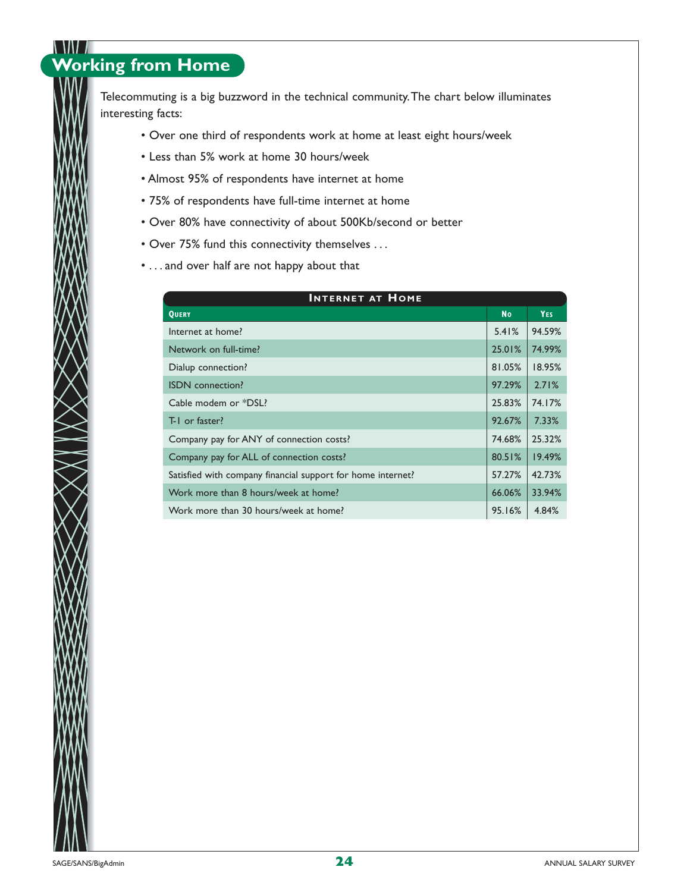## Working from Home

Telecommuting is a big buzzword in the technical community. The chart below illuminates interesting facts:

- Over one third of respondents work at home at least eight hours/week
- Less than 5% work at home 30 hours/week
- Almost 95% of respondents have internet at home
- 75% of respondents have full-time internet at home
- Over 80% have connectivity of about 500Kb/second or better
- Over 75% fund this connectivity themselves . . .
- . . . and over half are not happy about that

**Internet at Home**

| Query | No | Yes |
|---|---|---|
| Internet at home? | 5.41% | 94.59% |
| Network on full-time? | 25.01% | 74.99% |
| Dialup connection? | 81.05% | 18.95% |
| ISDN connection? | 97.29% | 2.71% |
| Cable modem or *DSL? | 25.83% | 74.17% |
| T-1 or faster? | 92.67% | 7.33% |
| Company pay for ANY of connection costs? | 74.68% | 25.32% |
| Company pay for ALL of connection costs? | 80.51% | 19.49% |
| Satisfied with company financial support for home internet? | 57.27% | 42.73% |
| Work more than 8 hours/week at home? | 66.06% | 33.94% |
| Work more than 30 hours/week at home? | 95.16% | 4.84% |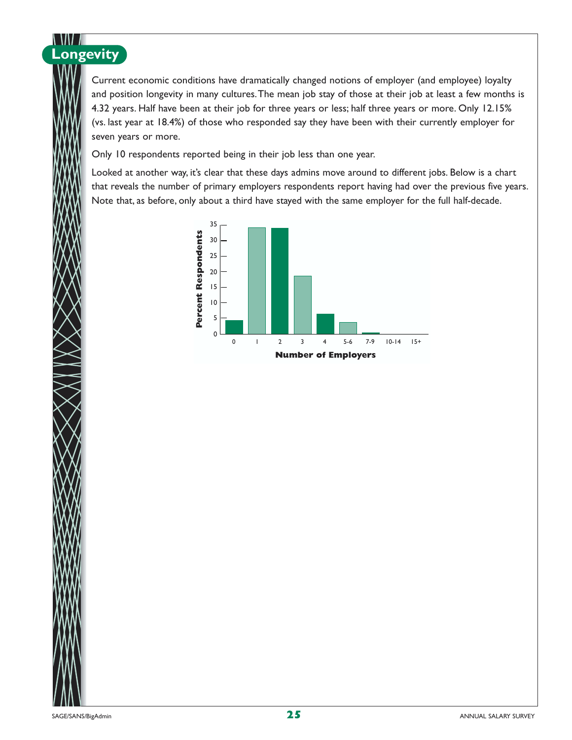# Longevity

Current economic conditions have dramatically changed notions of employer (and employee) loyalty and position longevity in many cultures. The mean job stay of those at their job at least a few months is 4.32 years. Half have been at their job for three years or less; half three years or more. Only 12.15% (vs. last year at 18.4%) of those who responded say they have been with their currently employer for seven years or more.

Only 10 respondents reported being in their job less than one year.

Looked at another way, it's clear that these days admins move around to different jobs. Below is a chart that reveals the number of primary employers respondents report having had over the previous five years. Note that, as before, only about a third have stayed with the same employer for the full half-decade.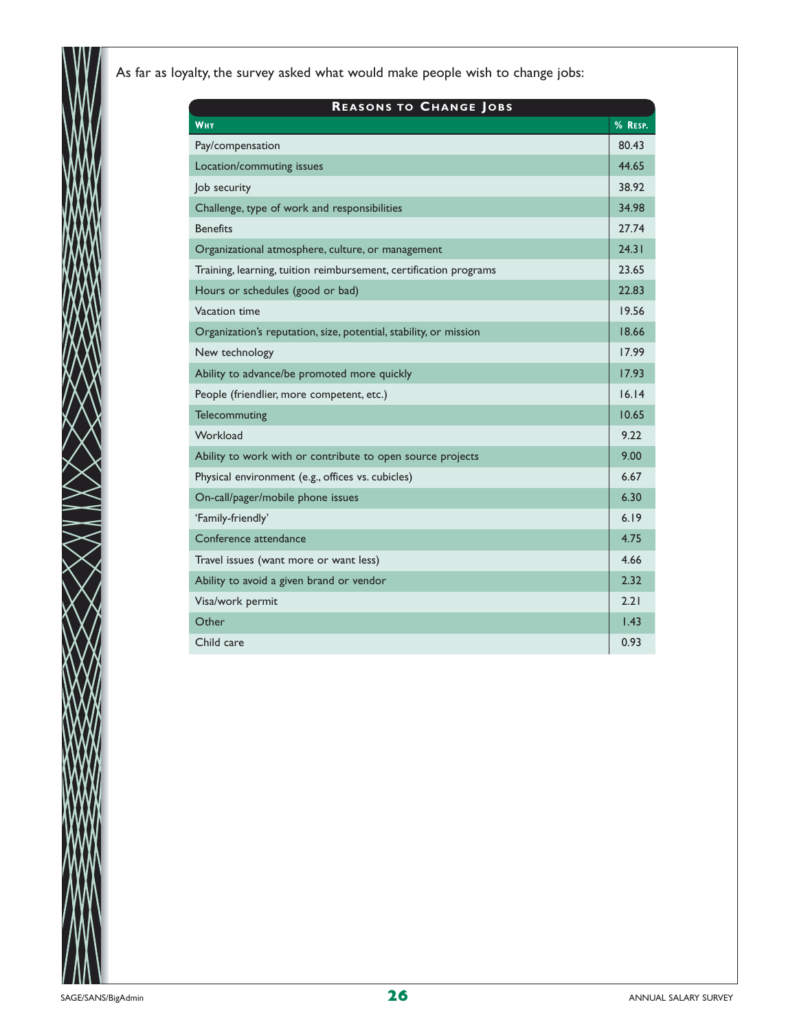As far as loyalty, the survey asked what would make people wish to change jobs:

**Reasons to Change Jobs**

| Why | % Resp. |
|---|---|
| Pay/compensation | 80.43 |
| Location/commuting issues | 44.65 |
| Job security | 38.92 |
| Challenge, type of work and responsibilities | 34.98 |
| Benefits | 27.74 |
| Organizational atmosphere, culture, or management | 24.31 |
| Training, learning, tuition reimbursement, certification programs | 23.65 |
| Hours or schedules (good or bad) | 22.83 |
| Vacation time | 19.56 |
| Organization's reputation, size, potential, stability, or mission | 18.66 |
| New technology | 17.99 |
| Ability to advance/be promoted more quickly | 17.93 |
| People (friendlier, more competent, etc.) | 16.14 |
| Telecommuting | 10.65 |
| Workload | 9.22 |
| Ability to work with or contribute to open source projects | 9.00 |
| Physical environment (e.g., offices vs. cubicles) | 6.67 |
| On-call/pager/mobile phone issues | 6.30 |
| 'Family-friendly' | 6.19 |
| Conference attendance | 4.75 |
| Travel issues (want more or want less) | 4.66 |
| Ability to avoid a given brand or vendor | 2.32 |
| Visa/work permit | 2.21 |
| Other | 1.43 |
| Child care | 0.93 |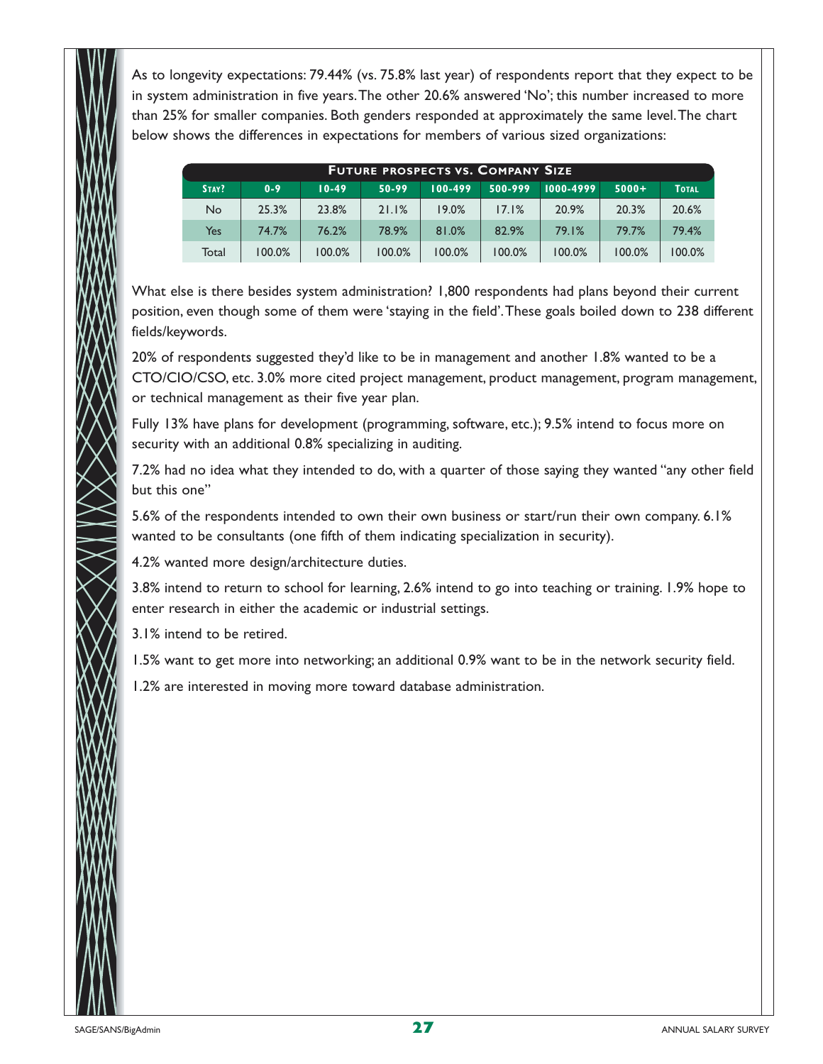As to longevity expectations: 79.44% (vs. 75.8% last year) of respondents report that they expect to be in system administration in five years. The other 20.6% answered 'No'; this number increased to more than 25% for smaller companies. Both genders responded at approximately the same level. The chart below shows the differences in expectations for members of various sized organizations:

**Future prospects vs. Company Size**

| Stay? | 0-9 | 10-49 | 50-99 | 100-499 | 500-999 | 1000-4999 | 5000+ | Total |
|---|---|---|---|---|---|---|---|---|
| No | 25.3% | 23.8% | 21.1% | 19.0% | 17.1% | 20.9% | 20.3% | 20.6% |
| Yes | 74.7% | 76.2% | 78.9% | 81.0% | 82.9% | 79.1% | 79.7% | 79.4% |
| Total | 100.0% | 100.0% | 100.0% | 100.0% | 100.0% | 100.0% | 100.0% | 100.0% |

What else is there besides system administration? 1,800 respondents had plans beyond their current position, even though some of them were 'staying in the field'. These goals boiled down to 238 different fields/keywords.

20% of respondents suggested they'd like to be in management and another 1.8% wanted to be a CTO/CIO/CSO, etc. 3.0% more cited project management, product management, program management, or technical management as their five year plan.

Fully 13% have plans for development (programming, software, etc.); 9.5% intend to focus more on security with an additional 0.8% specializing in auditing.

7.2% had no idea what they intended to do, with a quarter of those saying they wanted "any other field but this one"

5.6% of the respondents intended to own their own business or start/run their own company. 6.1% wanted to be consultants (one fifth of them indicating specialization in security).

4.2% wanted more design/architecture duties.

3.8% intend to return to school for learning, 2.6% intend to go into teaching or training. 1.9% hope to enter research in either the academic or industrial settings.

3.1% intend to be retired.

1.5% want to get more into networking; an additional 0.9% want to be in the network security field.

1.2% are interested in moving more toward database administration.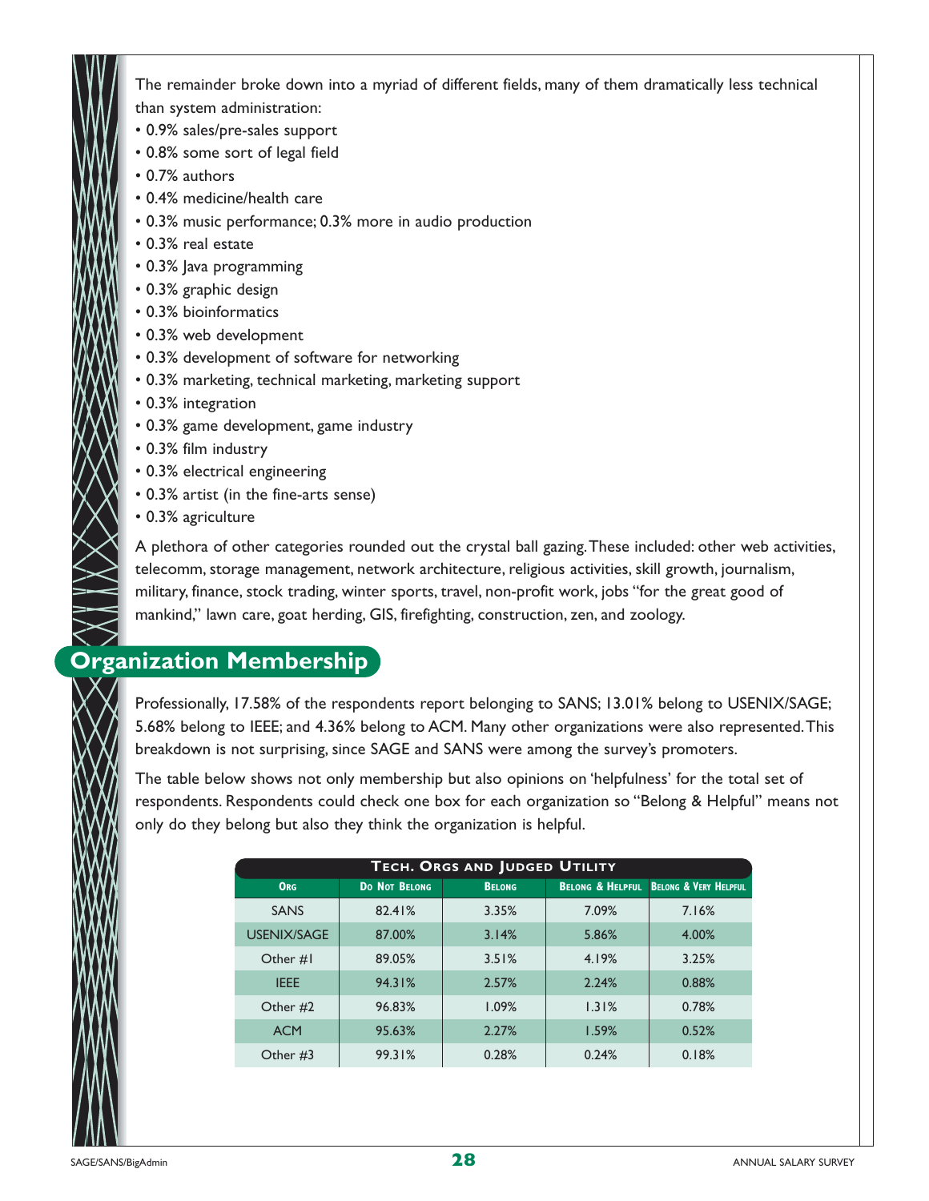The remainder broke down into a myriad of different fields, many of them dramatically less technical than system administration:

- 0.9% sales/pre-sales support
- 0.8% some sort of legal field
- 0.7% authors
- 0.4% medicine/health care
- 0.3% music performance; 0.3% more in audio production
- 0.3% real estate
- 0.3% Java programming
- 0.3% graphic design
- 0.3% bioinformatics
- 0.3% web development
- 0.3% development of software for networking
- 0.3% marketing, technical marketing, marketing support
- 0.3% integration
- 0.3% game development, game industry
- 0.3% film industry
- 0.3% electrical engineering
- 0.3% artist (in the fine-arts sense)
- 0.3% agriculture

A plethora of other categories rounded out the crystal ball gazing. These included: other web activities, telecomm, storage management, network architecture, religious activities, skill growth, journalism, military, finance, stock trading, winter sports, travel, non-profit work, jobs "for the great good of mankind," lawn care, goat herding, GIS, firefighting, construction, zen, and zoology.

## Organization Membership

Professionally, 17.58% of the respondents report belonging to SANS; 13.01% belong to USENIX/SAGE; 5.68% belong to IEEE; and 4.36% belong to ACM. Many other organizations were also represented. This breakdown is not surprising, since SAGE and SANS were among the survey's promoters.

The table below shows not only membership but also opinions on 'helpfulness' for the total set of respondents. Respondents could check one box for each organization so "Belong & Helpful" means not only do they belong but also they think the organization is helpful.

**Tech. Orgs and Judged Utility**

| Org | Do Not Belong | Belong | Belong & Helpful | Belong & Very Helpful |
|---|---|---|---|---|
| SANS | 82.41% | 3.35% | 7.09% | 7.16% |
| USENIX/SAGE | 87.00% | 3.14% | 5.86% | 4.00% |
| Other #1 | 89.05% | 3.51% | 4.19% | 3.25% |
| IEEE | 94.31% | 2.57% | 2.24% | 0.88% |
| Other #2 | 96.83% | 1.09% | 1.31% | 0.78% |
| ACM | 95.63% | 2.27% | 1.59% | 0.52% |
| Other #3 | 99.31% | 0.28% | 0.24% | 0.18% |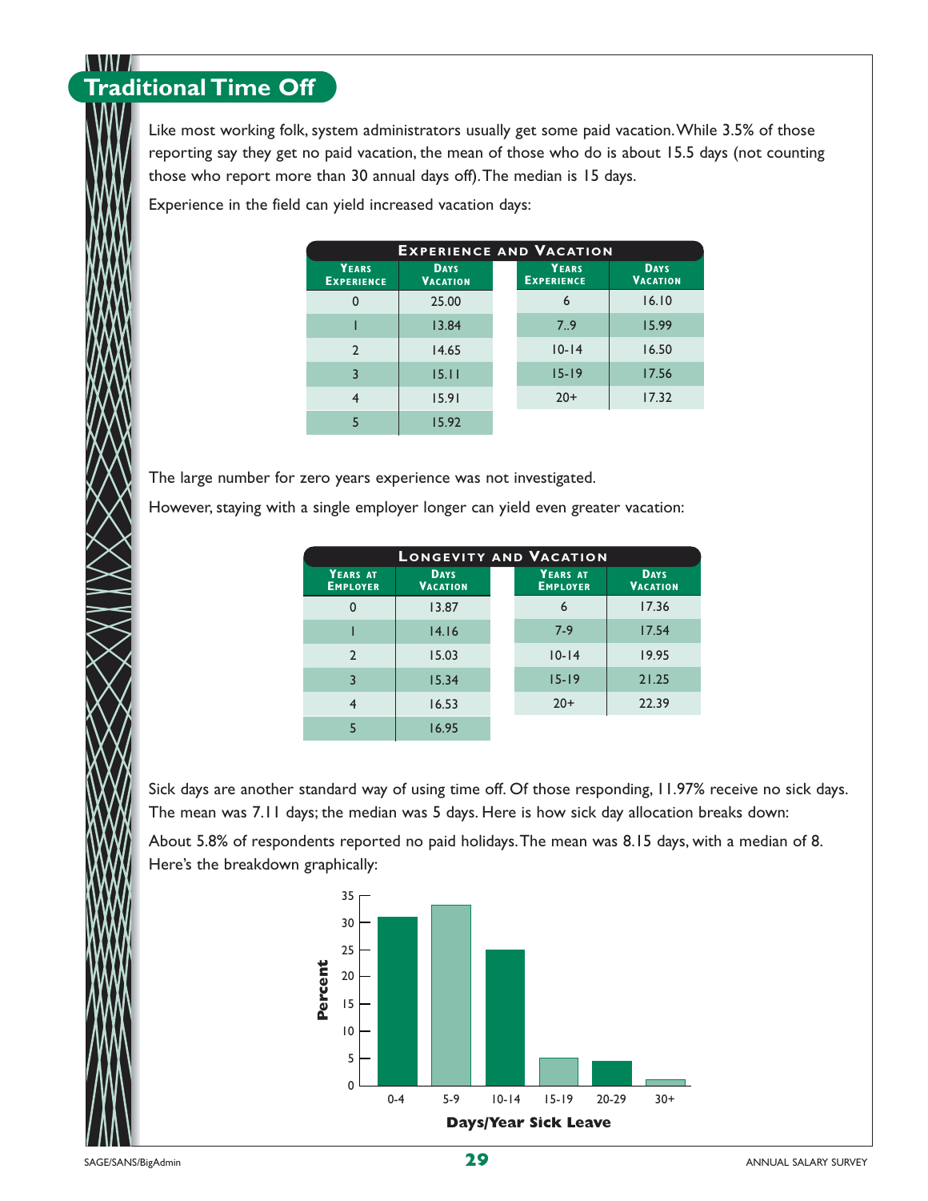## Traditional Time Off

Like most working folk, system administrators usually get some paid vacation. While 3.5% of those reporting say they get no paid vacation, the mean of those who do is about 15.5 days (not counting those who report more than 30 annual days off). The median is 15 days.

Experience in the field can yield increased vacation days:

**Experience and Vacation**

| Years Experience | Days Vacation | Years Experience | Days Vacation |
|---|---|---|---|
| 0 | 25.00 | 6 | 16.10 |
| 1 | 13.84 | 7..9 | 15.99 |
| 2 | 14.65 | 10-14 | 16.50 |
| 3 | 15.11 | 15-19 | 17.56 |
| 4 | 15.91 | 20+ | 17.32 |
| 5 | 15.92 | | |

The large number for zero years experience was not investigated.

However, staying with a single employer longer can yield even greater vacation:

**Longevity and Vacation**

| Years at Employer | Days Vacation | Years at Employer | Days Vacation |
|---|---|---|---|
| 0 | 13.87 | 6 | 17.36 |
| 1 | 14.16 | 7-9 | 17.54 |
| 2 | 15.03 | 10-14 | 19.95 |
| 3 | 15.34 | 15-19 | 21.25 |
| 4 | 16.53 | 20+ | 22.39 |
| 5 | 16.95 | | |

Sick days are another standard way of using time off. Of those responding, 11.97% receive no sick days. The mean was 7.11 days; the median was 5 days. Here is how sick day allocation breaks down:

About 5.8% of respondents reported no paid holidays. The mean was 8.15 days, with a median of 8. Here's the breakdown graphically:

| Days/Year Sick Leave | Percent (approx.) |
|---|---|
| 0-4 | 31 |
| 5-9 | 33 |
| 10-14 | 25 |
| 15-19 | 5 |
| 20-29 | 4.5 |
| 30+ | 1 |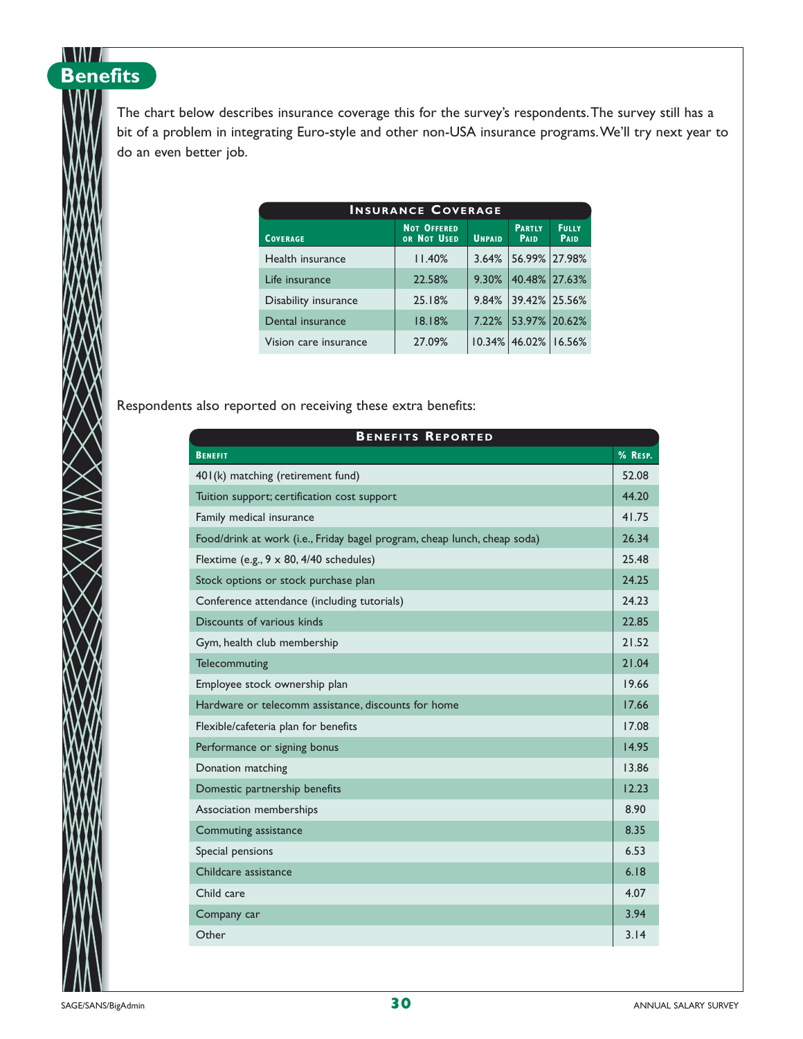# Benefits

The chart below describes insurance coverage this for the survey's respondents. The survey still has a bit of a problem in integrating Euro-style and other non-USA insurance programs. We'll try next year to do an even better job.

**Insurance Coverage**

| Coverage | Not Offered or Not Used | Unpaid | Partly Paid | Fully Paid |
|---|---|---|---|---|
| Health insurance | 11.40% | 3.64% | 56.99% | 27.98% |
| Life insurance | 22.58% | 9.30% | 40.48% | 27.63% |
| Disability insurance | 25.18% | 9.84% | 39.42% | 25.56% |
| Dental insurance | 18.18% | 7.22% | 53.97% | 20.62% |
| Vision care insurance | 27.09% | 10.34% | 46.02% | 16.56% |

Respondents also reported on receiving these extra benefits:

**Benefits Reported**

| Benefit | % Resp. |
|---|---|
| 401(k) matching (retirement fund) | 52.08 |
| Tuition support; certification cost support | 44.20 |
| Family medical insurance | 41.75 |
| Food/drink at work (i.e., Friday bagel program, cheap lunch, cheap soda) | 26.34 |
| Flextime (e.g., 9 x 80, 4/40 schedules) | 25.48 |
| Stock options or stock purchase plan | 24.25 |
| Conference attendance (including tutorials) | 24.23 |
| Discounts of various kinds | 22.85 |
| Gym, health club membership | 21.52 |
| Telecommuting | 21.04 |
| Employee stock ownership plan | 19.66 |
| Hardware or telecomm assistance, discounts for home | 17.66 |
| Flexible/cafeteria plan for benefits | 17.08 |
| Performance or signing bonus | 14.95 |
| Donation matching | 13.86 |
| Domestic partnership benefits | 12.23 |
| Association memberships | 8.90 |
| Commuting assistance | 8.35 |
| Special pensions | 6.53 |
| Childcare assistance | 6.18 |
| Child care | 4.07 |
| Company car | 3.94 |
| Other | 3.14 |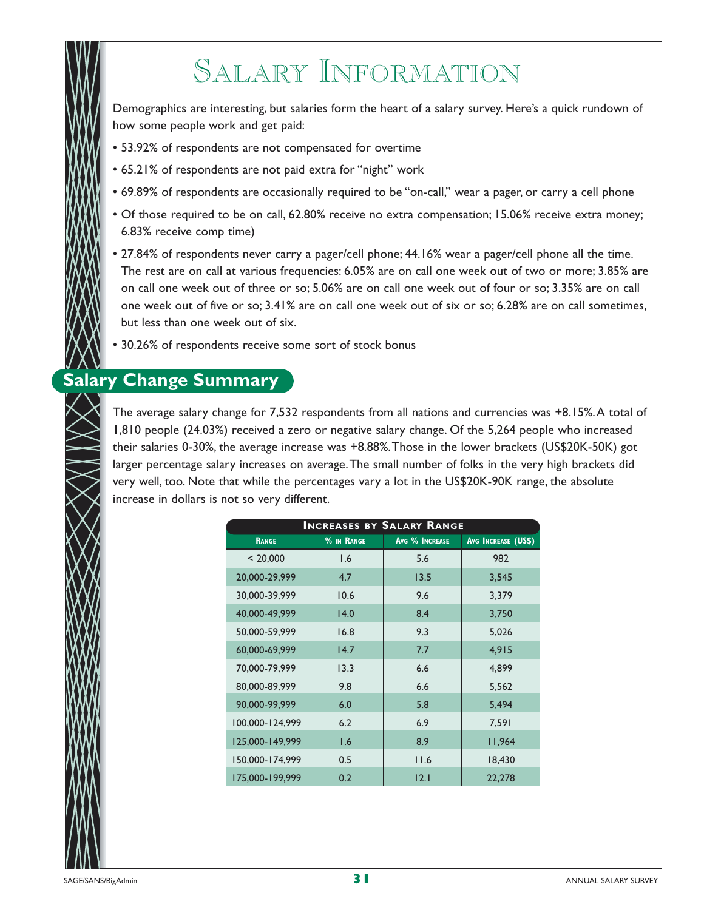# Salary Information

Demographics are interesting, but salaries form the heart of a salary survey. Here's a quick rundown of how some people work and get paid:

- 53.92% of respondents are not compensated for overtime
- 65.21% of respondents are not paid extra for "night" work
- 69.89% of respondents are occasionally required to be "on-call," wear a pager, or carry a cell phone
- Of those required to be on call, 62.80% receive no extra compensation; 15.06% receive extra money; 6.83% receive comp time)
- 27.84% of respondents never carry a pager/cell phone; 44.16% wear a pager/cell phone all the time. The rest are on call at various frequencies: 6.05% are on call one week out of two or more; 3.85% are on call one week out of three or so; 5.06% are on call one week out of four or so; 3.35% are on call one week out of five or so; 3.41% are on call one week out of six or so; 6.28% are on call sometimes, but less than one week out of six.
- 30.26% of respondents receive some sort of stock bonus

## Salary Change Summary

The average salary change for 7,532 respondents from all nations and currencies was +8.15%. A total of 1,810 people (24.03%) received a zero or negative salary change. Of the 5,264 people who increased their salaries 0-30%, the average increase was +8.88%. Those in the lower brackets (US$20K-50K) got larger percentage salary increases on average. The small number of folks in the very high brackets did very well, too. Note that while the percentages vary a lot in the US$20K-90K range, the absolute increase in dollars is not so very different.

**Increases by Salary Range**

| Range | % in Range | Avg % Increase | Avg Increase (US$) |
|---|---|---|---|
| < 20,000 | 1.6 | 5.6 | 982 |
| 20,000-29,999 | 4.7 | 13.5 | 3,545 |
| 30,000-39,999 | 10.6 | 9.6 | 3,379 |
| 40,000-49,999 | 14.0 | 8.4 | 3,750 |
| 50,000-59,999 | 16.8 | 9.3 | 5,026 |
| 60,000-69,999 | 14.7 | 7.7 | 4,915 |
| 70,000-79,999 | 13.3 | 6.6 | 4,899 |
| 80,000-89,999 | 9.8 | 6.6 | 5,562 |
| 90,000-99,999 | 6.0 | 5.8 | 5,494 |
| 100,000-124,999 | 6.2 | 6.9 | 7,591 |
| 125,000-149,999 | 1.6 | 8.9 | 11,964 |
| 150,000-174,999 | 0.5 | 11.6 | 18,430 |
| 175,000-199,999 | 0.2 | 12.1 | 22,278 |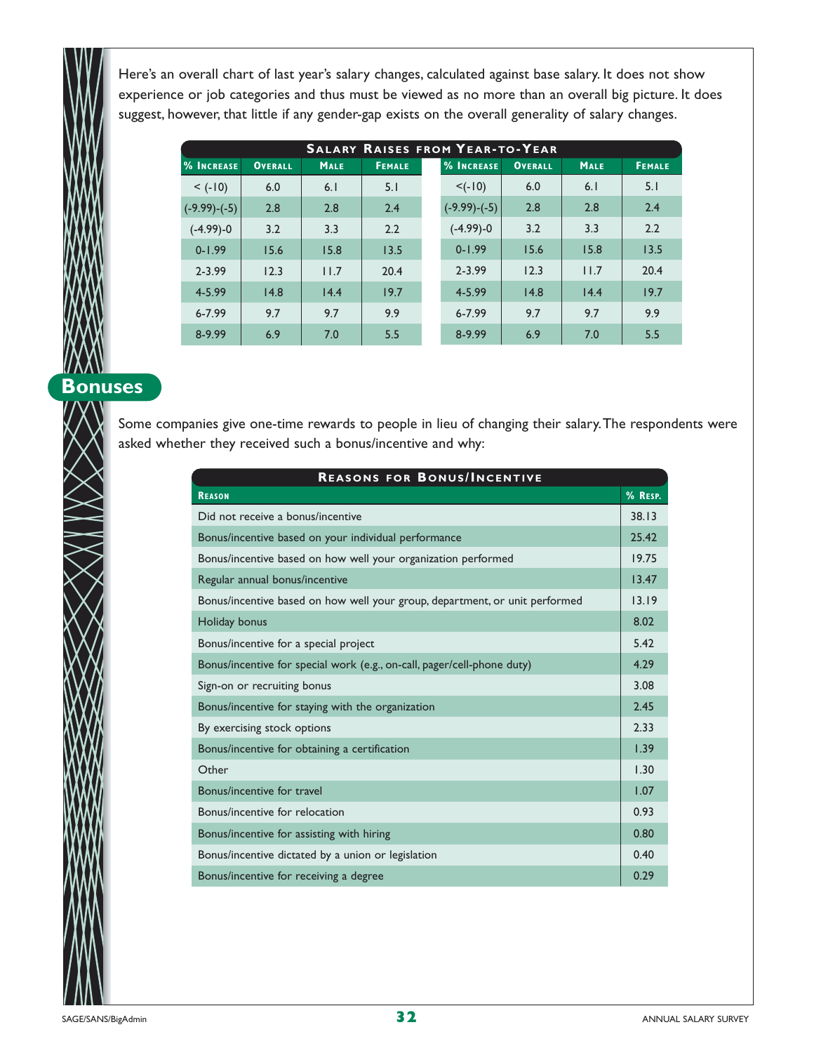Here's an overall chart of last year's salary changes, calculated against base salary. It does not show experience or job categories and thus must be viewed as no more than an overall big picture. It does suggest, however, that little if any gender-gap exists on the overall generality of salary changes.

**Salary Raises from Year-to-Year**

| % Increase | Overall | Male | Female | % Increase | Overall | Male | Female |
|---|---|---|---|---|---|---|---|
| < (-10) | 6.0 | 6.1 | 5.1 | <(-10) | 6.0 | 6.1 | 5.1 |
| (-9.99)-(-5) | 2.8 | 2.8 | 2.4 | (-9.99)-(-5) | 2.8 | 2.8 | 2.4 |
| (-4.99)-0 | 3.2 | 3.3 | 2.2 | (-4.99)-0 | 3.2 | 3.3 | 2.2 |
| 0-1.99 | 15.6 | 15.8 | 13.5 | 0-1.99 | 15.6 | 15.8 | 13.5 |
| 2-3.99 | 12.3 | 11.7 | 20.4 | 2-3.99 | 12.3 | 11.7 | 20.4 |
| 4-5.99 | 14.8 | 14.4 | 19.7 | 4-5.99 | 14.8 | 14.4 | 19.7 |
| 6-7.99 | 9.7 | 9.7 | 9.9 | 6-7.99 | 9.7 | 9.7 | 9.9 |
| 8-9.99 | 6.9 | 7.0 | 5.5 | 8-9.99 | 6.9 | 7.0 | 5.5 |

## Bonuses

Some companies give one-time rewards to people in lieu of changing their salary. The respondents were asked whether they received such a bonus/incentive and why:

**Reasons for Bonus/Incentive**

| Reason | % Resp. |
|---|---|
| Did not receive a bonus/incentive | 38.13 |
| Bonus/incentive based on your individual performance | 25.42 |
| Bonus/incentive based on how well your organization performed | 19.75 |
| Regular annual bonus/incentive | 13.47 |
| Bonus/incentive based on how well your group, department, or unit performed | 13.19 |
| Holiday bonus | 8.02 |
| Bonus/incentive for a special project | 5.42 |
| Bonus/incentive for special work (e.g., on-call, pager/cell-phone duty) | 4.29 |
| Sign-on or recruiting bonus | 3.08 |
| Bonus/incentive for staying with the organization | 2.45 |
| By exercising stock options | 2.33 |
| Bonus/incentive for obtaining a certification | 1.39 |
| Other | 1.30 |
| Bonus/incentive for travel | 1.07 |
| Bonus/incentive for relocation | 0.93 |
| Bonus/incentive for assisting with hiring | 0.80 |
| Bonus/incentive dictated by a union or legislation | 0.40 |
| Bonus/incentive for receiving a degree | 0.29 |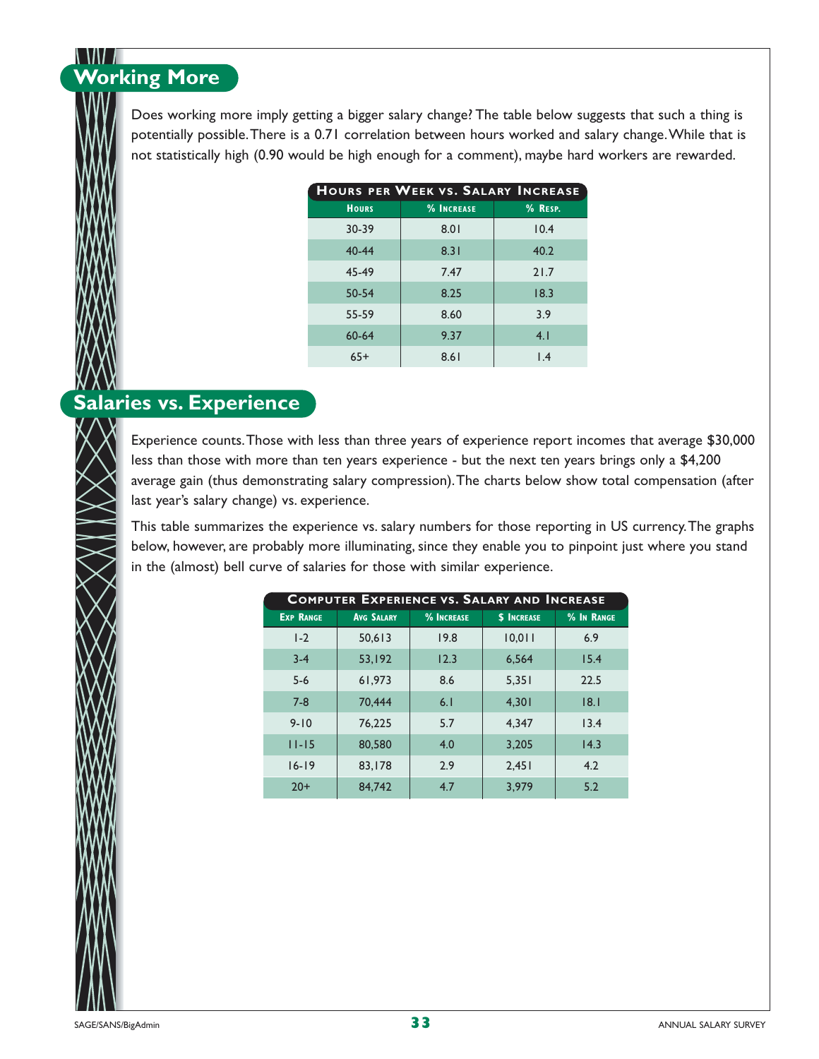## Working More

Does working more imply getting a bigger salary change? The table below suggests that such a thing is potentially possible. There is a 0.71 correlation between hours worked and salary change. While that is not statistically high (0.90 would be high enough for a comment), maybe hard workers are rewarded.

| Hours per Week vs. Salary Increase | | |
|---|---|---|
| **Hours** | **% Increase** | **% Resp.** |
| 30-39 | 8.01 | 10.4 |
| 40-44 | 8.31 | 40.2 |
| 45-49 | 7.47 | 21.7 |
| 50-54 | 8.25 | 18.3 |
| 55-59 | 8.60 | 3.9 |
| 60-64 | 9.37 | 4.1 |
| 65+ | 8.61 | 1.4 |

## Salaries vs. Experience

Experience counts. Those with less than three years of experience report incomes that average $30,000 less than those with more than ten years experience - but the next ten years brings only a $4,200 average gain (thus demonstrating salary compression). The charts below show total compensation (after last year's salary change) vs. experience.

This table summarizes the experience vs. salary numbers for those reporting in US currency. The graphs below, however, are probably more illuminating, since they enable you to pinpoint just where you stand in the (almost) bell curve of salaries for those with similar experience.

| Computer Experience vs. Salary and Increase | | | | |
|---|---|---|---|---|
| **Exp Range** | **Avg Salary** | **% Increase** | **$ Increase** | **% In Range** |
| 1-2 | 50,613 | 19.8 | 10,011 | 6.9 |
| 3-4 | 53,192 | 12.3 | 6,564 | 15.4 |
| 5-6 | 61,973 | 8.6 | 5,351 | 22.5 |
| 7-8 | 70,444 | 6.1 | 4,301 | 18.1 |
| 9-10 | 76,225 | 5.7 | 4,347 | 13.4 |
| 11-15 | 80,580 | 4.0 | 3,205 | 14.3 |
| 16-19 | 83,178 | 2.9 | 2,451 | 4.2 |
| 20+ | 84,742 | 4.7 | 3,979 | 5.2 |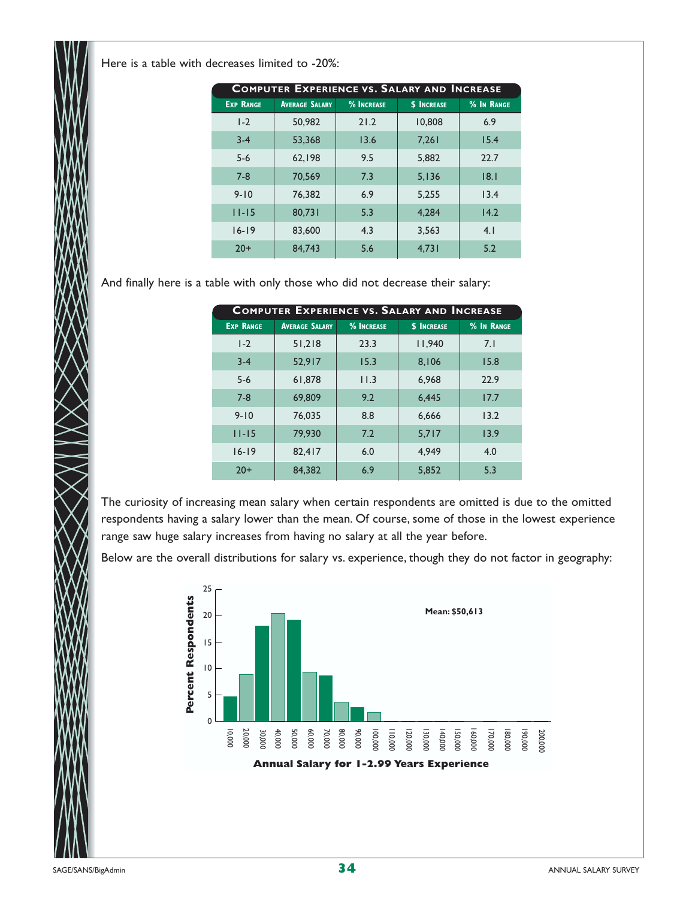Here is a table with decreases limited to -20%:

**Computer Experience vs. Salary and Increase**

| Exp Range | Average Salary | % Increase | $ Increase | % In Range |
|---|---|---|---|---|
| 1-2 | 50,982 | 21.2 | 10,808 | 6.9 |
| 3-4 | 53,368 | 13.6 | 7,261 | 15.4 |
| 5-6 | 62,198 | 9.5 | 5,882 | 22.7 |
| 7-8 | 70,569 | 7.3 | 5,136 | 18.1 |
| 9-10 | 76,382 | 6.9 | 5,255 | 13.4 |
| 11-15 | 80,731 | 5.3 | 4,284 | 14.2 |
| 16-19 | 83,600 | 4.3 | 3,563 | 4.1 |
| 20+ | 84,743 | 5.6 | 4,731 | 5.2 |

And finally here is a table with only those who did not decrease their salary:

**Computer Experience vs. Salary and Increase**

| Exp Range | Average Salary | % Increase | $ Increase | % In Range |
|---|---|---|---|---|
| 1-2 | 51,218 | 23.3 | 11,940 | 7.1 |
| 3-4 | 52,917 | 15.3 | 8,106 | 15.8 |
| 5-6 | 61,878 | 11.3 | 6,968 | 22.9 |
| 7-8 | 69,809 | 9.2 | 6,445 | 17.7 |
| 9-10 | 76,035 | 8.8 | 6,666 | 13.2 |
| 11-15 | 79,930 | 7.2 | 5,717 | 13.9 |
| 16-19 | 82,417 | 6.0 | 4,949 | 4.0 |
| 20+ | 84,382 | 6.9 | 5,852 | 5.3 |

The curiosity of increasing mean salary when certain respondents are omitted is due to the omitted respondents having a salary lower than the mean. Of course, some of those in the lowest experience range saw huge salary increases from having no salary at all the year before.

Below are the overall distributions for salary vs. experience, though they do not factor in geography:

Mean: $50,613

Annual Salary for 1-2.99 Years Experience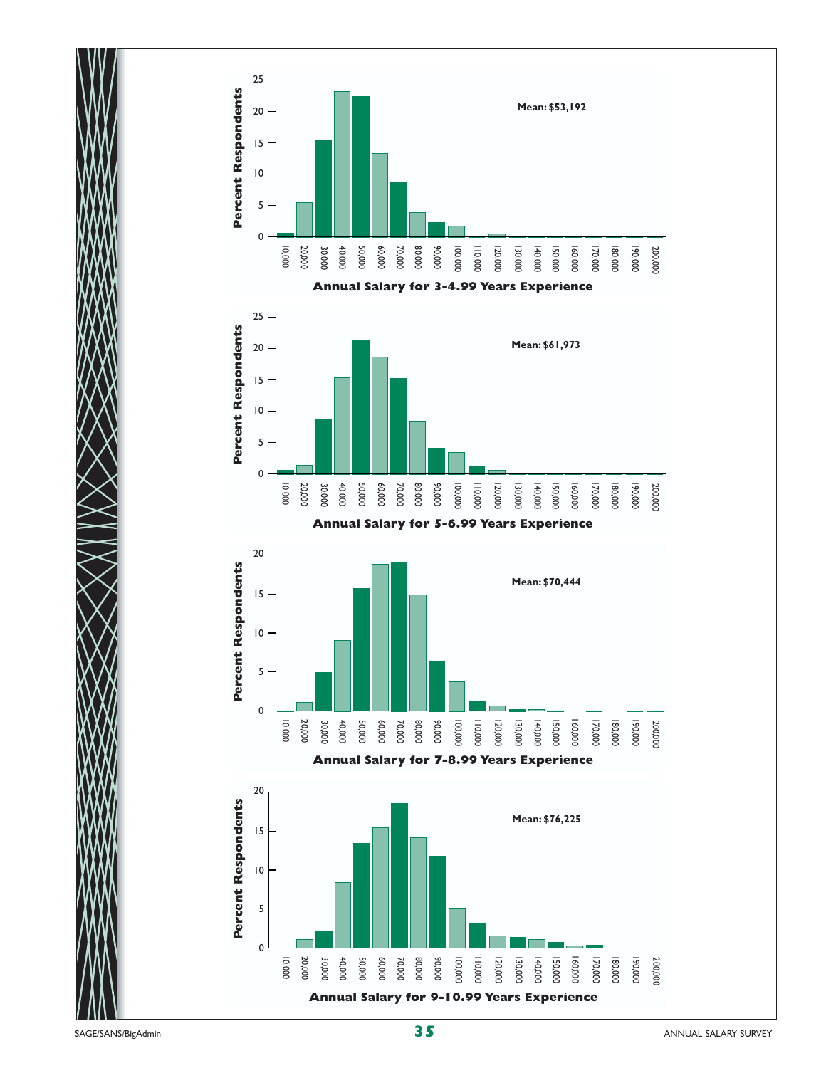**Annual Salary for 3-4.99 Years Experience**

Mean: $53,192

**Annual Salary for 5-6.99 Years Experience**

Mean: $61,973

**Annual Salary for 7-8.99 Years Experience**

Mean: $70,444

**Annual Salary for 9-10.99 Years Experience**

Mean: $76,225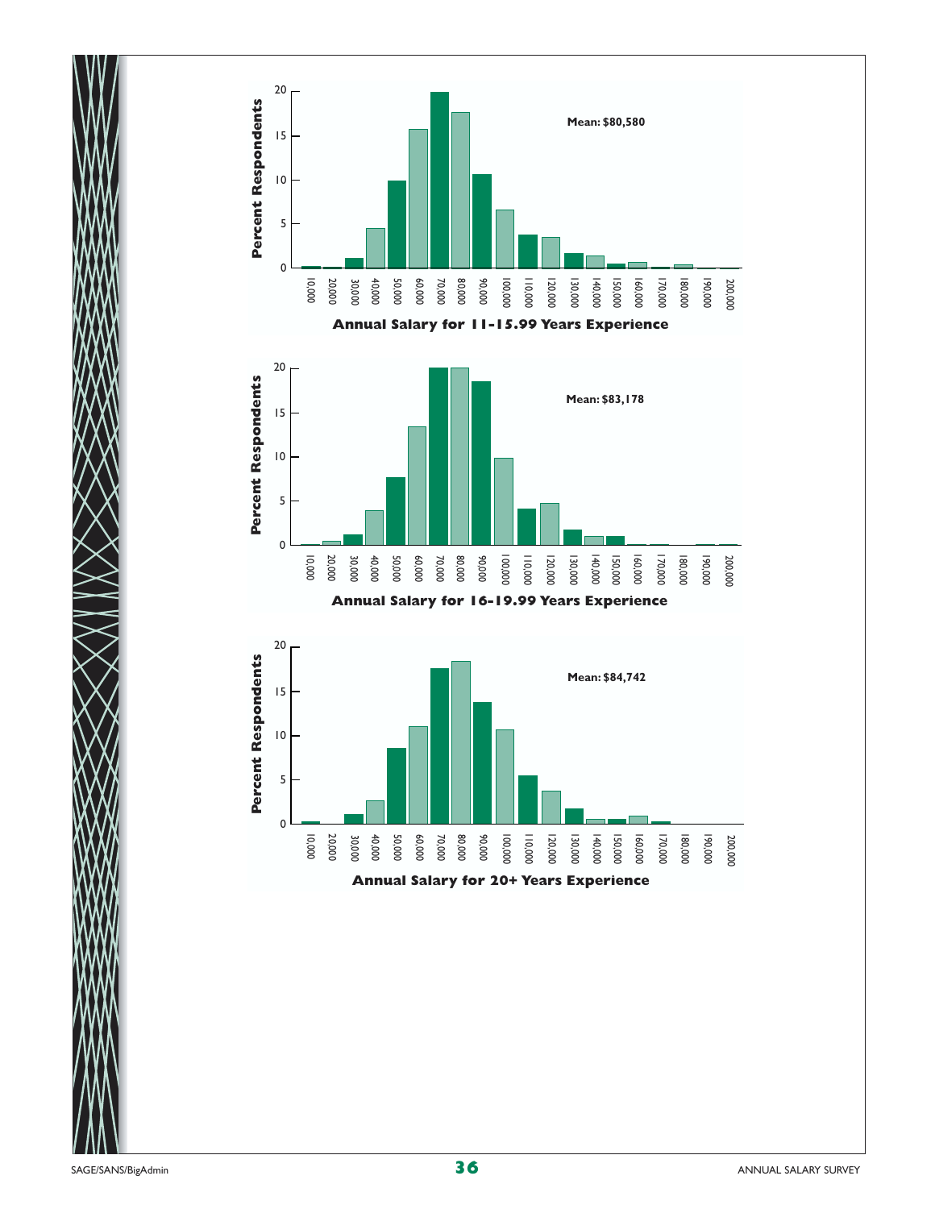Mean: $80,580

Annual Salary for 11-15.99 Years Experience

Mean: $83,178

Annual Salary for 16-19.99 Years Experience

Mean: $84,742

Annual Salary for 20+ Years Experience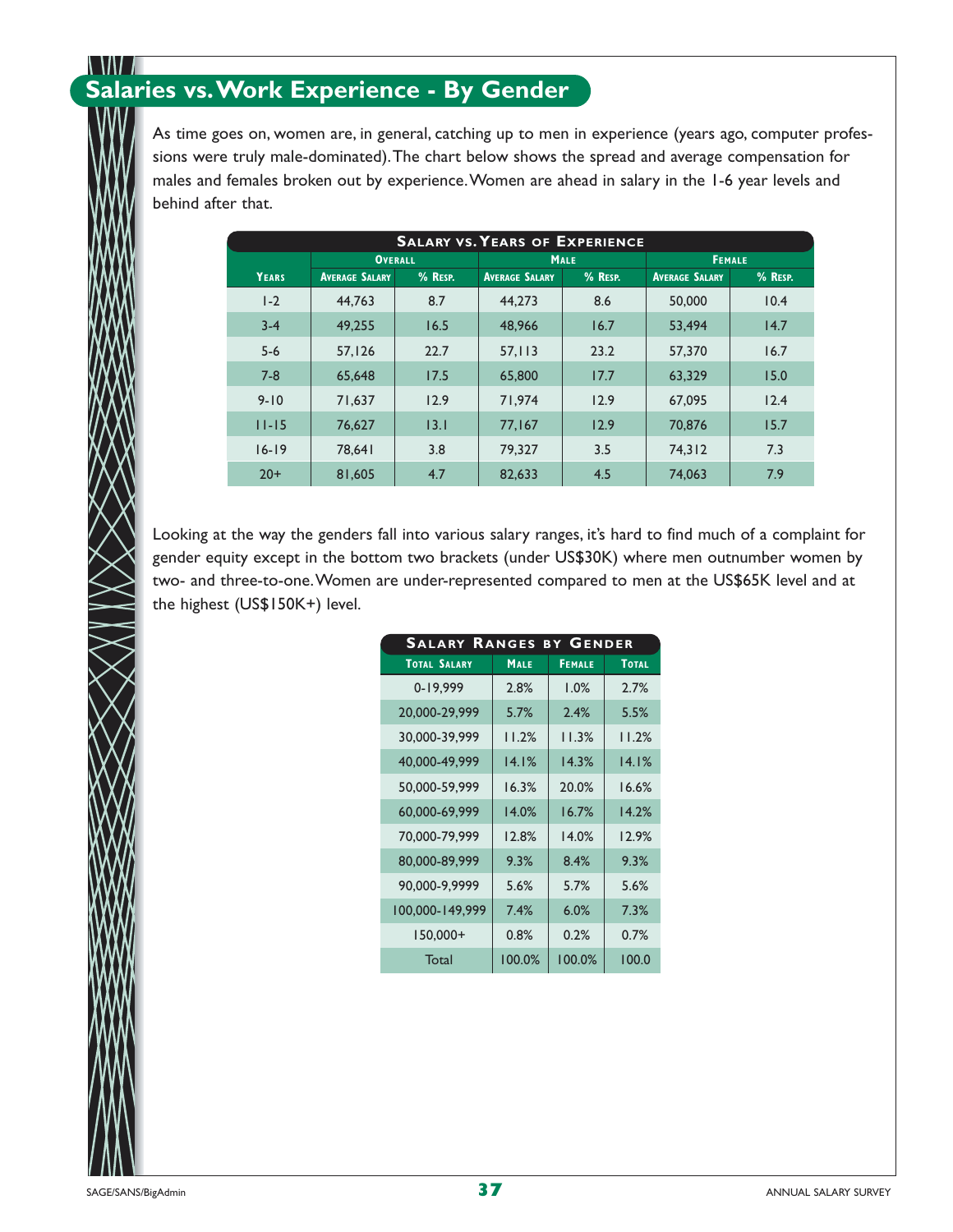## Salaries vs. Work Experience - By Gender

As time goes on, women are, in general, catching up to men in experience (years ago, computer professions were truly male-dominated). The chart below shows the spread and average compensation for males and females broken out by experience. Women are ahead in salary in the 1-6 year levels and behind after that.

**Salary vs. Years of Experience**

| | Overall | | Male | | Female | |
|---|---|---|---|---|---|---|
| Years | Average Salary | % Resp. | Average Salary | % Resp. | Average Salary | % Resp. |
| 1-2 | 44,763 | 8.7 | 44,273 | 8.6 | 50,000 | 10.4 |
| 3-4 | 49,255 | 16.5 | 48,966 | 16.7 | 53,494 | 14.7 |
| 5-6 | 57,126 | 22.7 | 57,113 | 23.2 | 57,370 | 16.7 |
| 7-8 | 65,648 | 17.5 | 65,800 | 17.7 | 63,329 | 15.0 |
| 9-10 | 71,637 | 12.9 | 71,974 | 12.9 | 67,095 | 12.4 |
| 11-15 | 76,627 | 13.1 | 77,167 | 12.9 | 70,876 | 15.7 |
| 16-19 | 78,641 | 3.8 | 79,327 | 3.5 | 74,312 | 7.3 |
| 20+ | 81,605 | 4.7 | 82,633 | 4.5 | 74,063 | 7.9 |

Looking at the way the genders fall into various salary ranges, it's hard to find much of a complaint for gender equity except in the bottom two brackets (under US$30K) where men outnumber women by two- and three-to-one. Women are under-represented compared to men at the US$65K level and at the highest (US$150K+) level.

**Salary Ranges by Gender**

| Total Salary | Male | Female | Total |
|---|---|---|---|
| 0-19,999 | 2.8% | 1.0% | 2.7% |
| 20,000-29,999 | 5.7% | 2.4% | 5.5% |
| 30,000-39,999 | 11.2% | 11.3% | 11.2% |
| 40,000-49,999 | 14.1% | 14.3% | 14.1% |
| 50,000-59,999 | 16.3% | 20.0% | 16.6% |
| 60,000-69,999 | 14.0% | 16.7% | 14.2% |
| 70,000-79,999 | 12.8% | 14.0% | 12.9% |
| 80,000-89,999 | 9.3% | 8.4% | 9.3% |
| 90,000-9,9999 | 5.6% | 5.7% | 5.6% |
| 100,000-149,999 | 7.4% | 6.0% | 7.3% |
| 150,000+ | 0.8% | 0.2% | 0.7% |
| Total | 100.0% | 100.0% | 100.0 |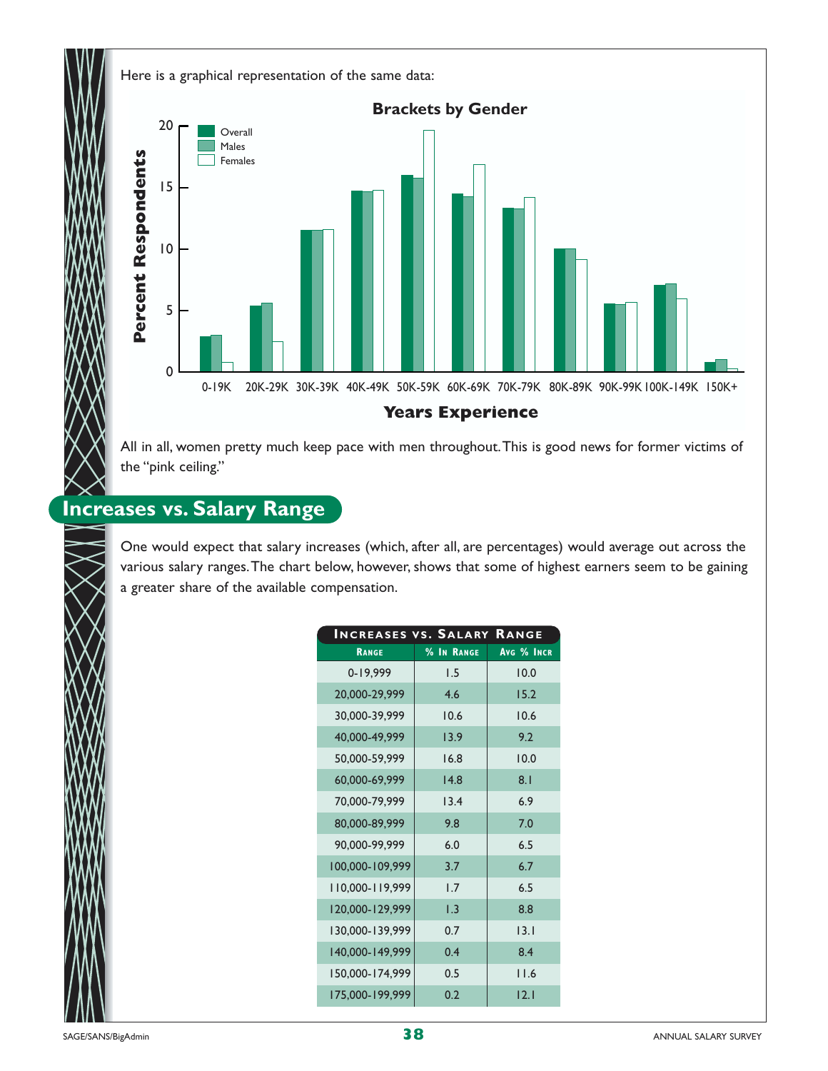Here is a graphical representation of the same data:

All in all, women pretty much keep pace with men throughout. This is good news for former victims of the "pink ceiling."

## Increases vs. Salary Range

One would expect that salary increases (which, after all, are percentages) would average out across the various salary ranges. The chart below, however, shows that some of highest earners seem to be gaining a greater share of the available compensation.

**Increases vs. Salary Range**

| Range | % In Range | Avg % Incr |
|---|---|---|
| 0-19,999 | 1.5 | 10.0 |
| 20,000-29,999 | 4.6 | 15.2 |
| 30,000-39,999 | 10.6 | 10.6 |
| 40,000-49,999 | 13.9 | 9.2 |
| 50,000-59,999 | 16.8 | 10.0 |
| 60,000-69,999 | 14.8 | 8.1 |
| 70,000-79,999 | 13.4 | 6.9 |
| 80,000-89,999 | 9.8 | 7.0 |
| 90,000-99,999 | 6.0 | 6.5 |
| 100,000-109,999 | 3.7 | 6.7 |
| 110,000-119,999 | 1.7 | 6.5 |
| 120,000-129,999 | 1.3 | 8.8 |
| 130,000-139,999 | 0.7 | 13.1 |
| 140,000-149,999 | 0.4 | 8.4 |
| 150,000-174,999 | 0.5 | 11.6 |
| 175,000-199,999 | 0.2 | 12.1 |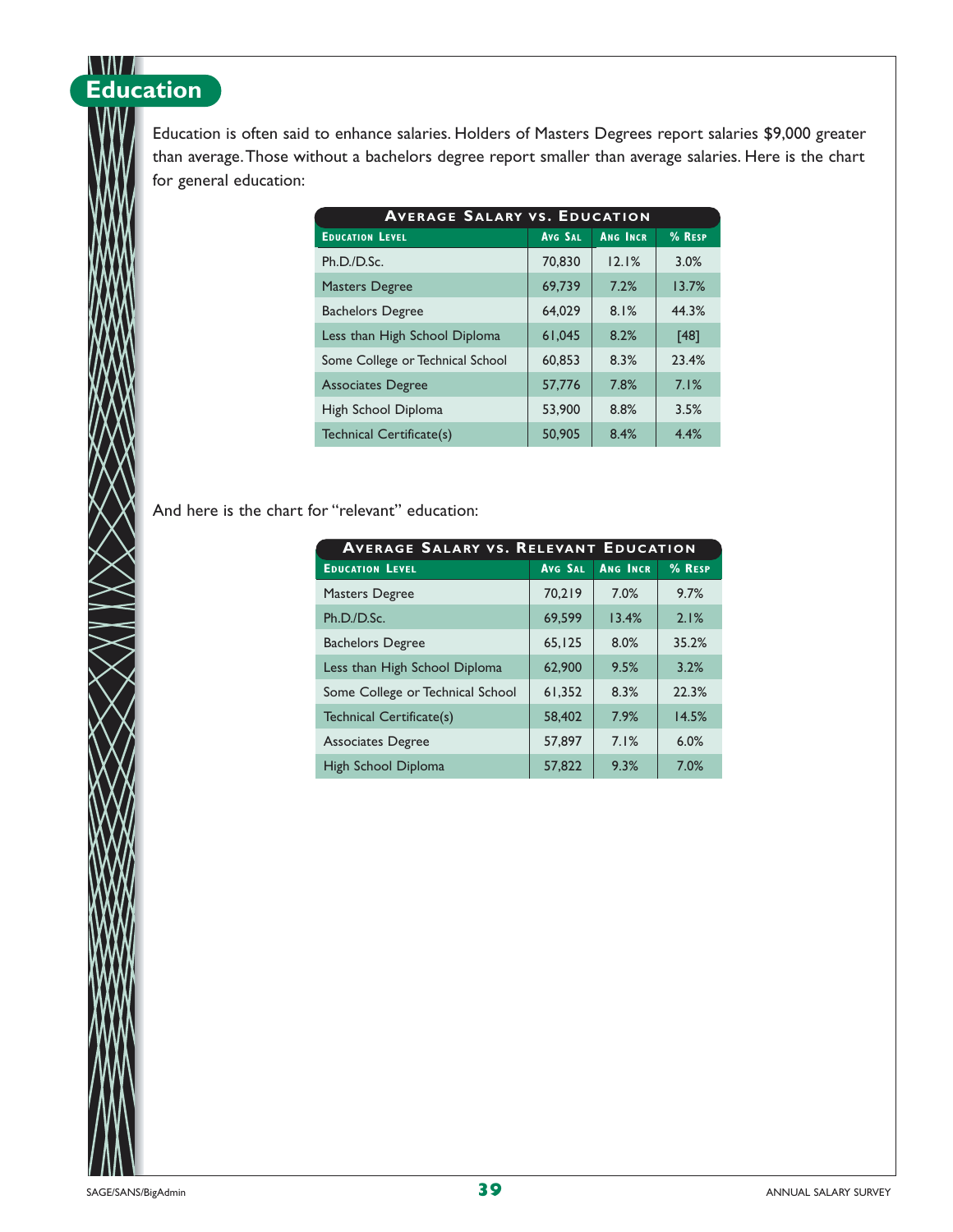# Education

Education is often said to enhance salaries. Holders of Masters Degrees report salaries $9,000 greater than average. Those without a bachelors degree report smaller than average salaries. Here is the chart for general education:

**Average Salary vs. Education**

| Education Level | Avg Sal | Ang Incr | % Resp |
|---|---|---|---|
| Ph.D./D.Sc. | 70,830 | 12.1% | 3.0% |
| Masters Degree | 69,739 | 7.2% | 13.7% |
| Bachelors Degree | 64,029 | 8.1% | 44.3% |
| Less than High School Diploma | 61,045 | 8.2% | [48] |
| Some College or Technical School | 60,853 | 8.3% | 23.4% |
| Associates Degree | 57,776 | 7.8% | 7.1% |
| High School Diploma | 53,900 | 8.8% | 3.5% |
| Technical Certificate(s) | 50,905 | 8.4% | 4.4% |

And here is the chart for "relevant" education:

**Average Salary vs. Relevant Education**

| Education Level | Avg Sal | Ang Incr | % Resp |
|---|---|---|---|
| Masters Degree | 70,219 | 7.0% | 9.7% |
| Ph.D./D.Sc. | 69,599 | 13.4% | 2.1% |
| Bachelors Degree | 65,125 | 8.0% | 35.2% |
| Less than High School Diploma | 62,900 | 9.5% | 3.2% |
| Some College or Technical School | 61,352 | 8.3% | 22.3% |
| Technical Certificate(s) | 58,402 | 7.9% | 14.5% |
| Associates Degree | 57,897 | 7.1% | 6.0% |
| High School Diploma | 57,822 | 9.3% | 7.0% |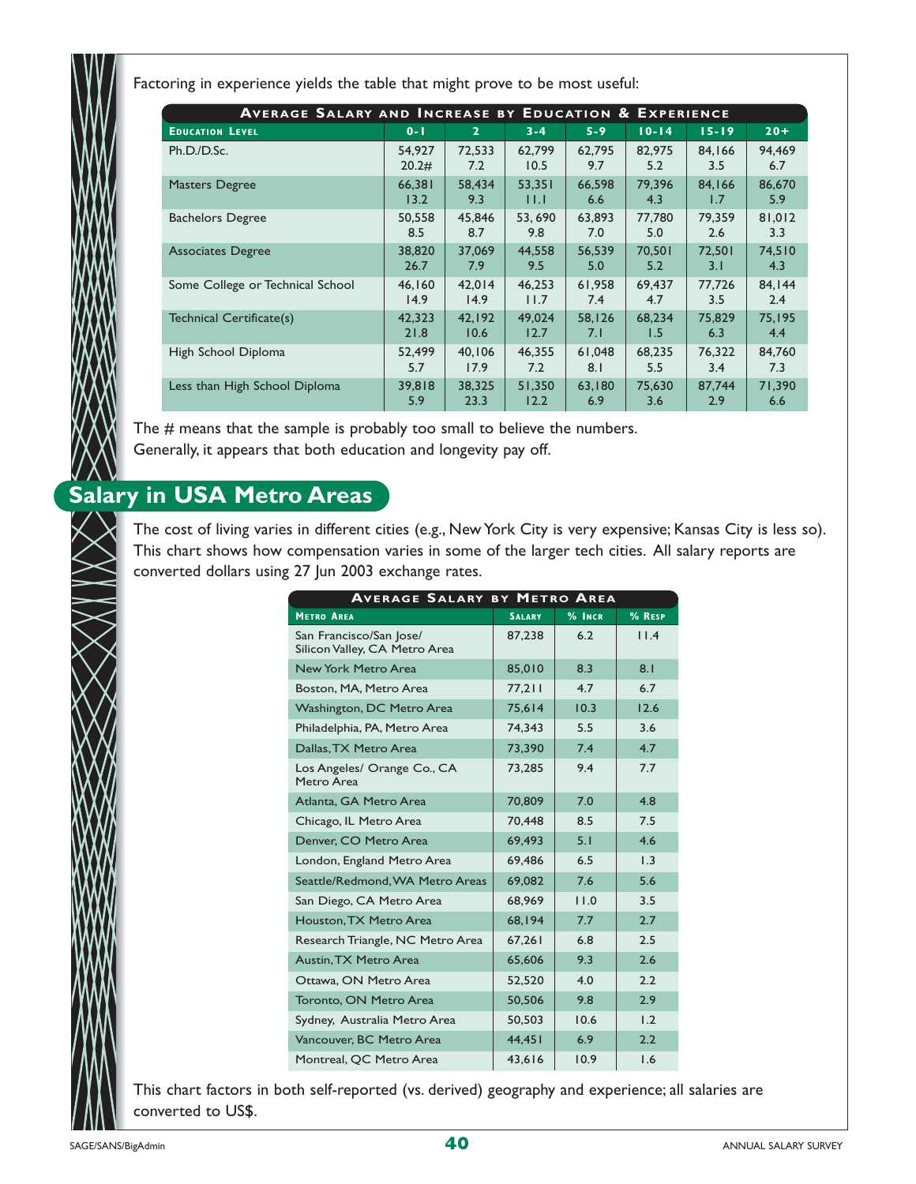Factoring in experience yields the table that might prove to be most useful:

| Average Salary and Increase by Education & Experience | | | | | | | |
|---|---|---|---|---|---|---|---|
| Education Level | 0-1 | 2 | 3-4 | 5-9 | 10-14 | 15-19 | 20+ |
| Ph.D./D.Sc. | 54,927<br>20.2# | 72,533<br>7.2 | 62,799<br>10.5 | 62,795<br>9.7 | 82,975<br>5.2 | 84,166<br>3.5 | 94,469<br>6.7 |
| Masters Degree | 66,381<br>13.2 | 58,434<br>9.3 | 53,351<br>11.1 | 66,598<br>6.6 | 79,396<br>4.3 | 84,166<br>1.7 | 86,670<br>5.9 |
| Bachelors Degree | 50,558<br>8.5 | 45,846<br>8.7 | 53, 690<br>9.8 | 63,893<br>7.0 | 77,780<br>5.0 | 79,359<br>2.6 | 81,012<br>3.3 |
| Associates Degree | 38,820<br>26.7 | 37,069<br>7.9 | 44,558<br>9.5 | 56,539<br>5.0 | 70,501<br>5.2 | 72,501<br>3.1 | 74,510<br>4.3 |
| Some College or Technical School | 46,160<br>14.9 | 42,014<br>14.9 | 46,253<br>11.7 | 61,958<br>7.4 | 69,437<br>4.7 | 77,726<br>3.5 | 84,144<br>2.4 |
| Technical Certificate(s) | 42,323<br>21.8 | 42,192<br>10.6 | 49,024<br>12.7 | 58,126<br>7.1 | 68,234<br>1.5 | 75,829<br>6.3 | 75,195<br>4.4 |
| High School Diploma | 52,499<br>5.7 | 40,106<br>17.9 | 46,355<br>7.2 | 61,048<br>8.1 | 68,235<br>5.5 | 76,322<br>3.4 | 84,760<br>7.3 |
| Less than High School Diploma | 39,818<br>5.9 | 38,325<br>23.3 | 51,350<br>12.2 | 63,180<br>6.9 | 75,630<br>3.6 | 87,744<br>2.9 | 71,390<br>6.6 |

The # means that the sample is probably too small to believe the numbers.
Generally, it appears that both education and longevity pay off.

## Salary in USA Metro Areas

The cost of living varies in different cities (e.g., New York City is very expensive; Kansas City is less so). This chart shows how compensation varies in some of the larger tech cities. All salary reports are converted dollars using 27 Jun 2003 exchange rates.

| Average Salary by Metro Area | | | |
|---|---|---|---|
| Metro Area | Salary | % Incr | % Resp |
| San Francisco/San Jose/ Silicon Valley, CA Metro Area | 87,238 | 6.2 | 11.4 |
| New York Metro Area | 85,010 | 8.3 | 8.1 |
| Boston, MA, Metro Area | 77,211 | 4.7 | 6.7 |
| Washington, DC Metro Area | 75,614 | 10.3 | 12.6 |
| Philadelphia, PA, Metro Area | 74,343 | 5.5 | 3.6 |
| Dallas, TX Metro Area | 73,390 | 7.4 | 4.7 |
| Los Angeles/ Orange Co., CA Metro Area | 73,285 | 9.4 | 7.7 |
| Atlanta, GA Metro Area | 70,809 | 7.0 | 4.8 |
| Chicago, IL Metro Area | 70,448 | 8.5 | 7.5 |
| Denver, CO Metro Area | 69,493 | 5.1 | 4.6 |
| London, England Metro Area | 69,486 | 6.5 | 1.3 |
| Seattle/Redmond, WA Metro Areas | 69,082 | 7.6 | 5.6 |
| San Diego, CA Metro Area | 68,969 | 11.0 | 3.5 |
| Houston, TX Metro Area | 68,194 | 7.7 | 2.7 |
| Research Triangle, NC Metro Area | 67,261 | 6.8 | 2.5 |
| Austin, TX Metro Area | 65,606 | 9.3 | 2.6 |
| Ottawa, ON Metro Area | 52,520 | 4.0 | 2.2 |
| Toronto, ON Metro Area | 50,506 | 9.8 | 2.9 |
| Sydney, Australia Metro Area | 50,503 | 10.6 | 1.2 |
| Vancouver, BC Metro Area | 44,451 | 6.9 | 2.2 |
| Montreal, QC Metro Area | 43,616 | 10.9 | 1.6 |

This chart factors in both self-reported (vs. derived) geography and experience; all salaries are converted to US$.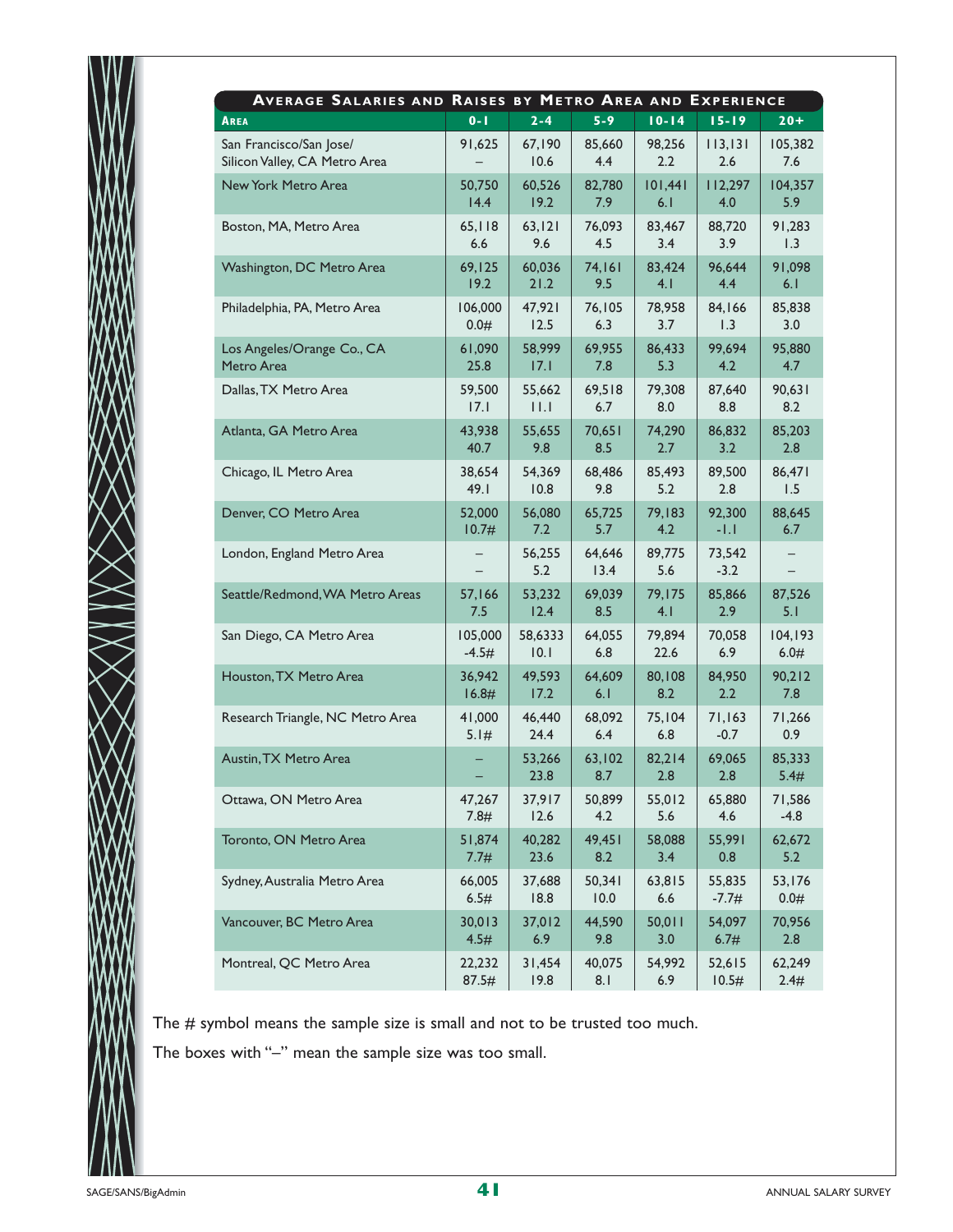| **Average Salaries and Raises by Metro Area and Experience** | | | | | | |
|---|---|---|---|---|---|---|
| **Area** | **0-1** | **2-4** | **5-9** | **10-14** | **15-19** | **20+** |
| San Francisco/San Jose/ Silicon Valley, CA Metro Area | 91,625<br>– | 67,190<br>10.6 | 85,660<br>4.4 | 98,256<br>2.2 | 113,131<br>2.6 | 105,382<br>7.6 |
| New York Metro Area | 50,750<br>14.4 | 60,526<br>19.2 | 82,780<br>7.9 | 101,441<br>6.1 | 112,297<br>4.0 | 104,357<br>5.9 |
| Boston, MA, Metro Area | 65,118<br>6.6 | 63,121<br>9.6 | 76,093<br>4.5 | 83,467<br>3.4 | 88,720<br>3.9 | 91,283<br>1.3 |
| Washington, DC Metro Area | 69,125<br>19.2 | 60,036<br>21.2 | 74,161<br>9.5 | 83,424<br>4.1 | 96,644<br>4.4 | 91,098<br>6.1 |
| Philadelphia, PA, Metro Area | 106,000<br>0.0# | 47,921<br>12.5 | 76,105<br>6.3 | 78,958<br>3.7 | 84,166<br>1.3 | 85,838<br>3.0 |
| Los Angeles/Orange Co., CA Metro Area | 61,090<br>25.8 | 58,999<br>17.1 | 69,955<br>7.8 | 86,433<br>5.3 | 99,694<br>4.2 | 95,880<br>4.7 |
| Dallas, TX Metro Area | 59,500<br>17.1 | 55,662<br>11.1 | 69,518<br>6.7 | 79,308<br>8.0 | 87,640<br>8.8 | 90,631<br>8.2 |
| Atlanta, GA Metro Area | 43,938<br>40.7 | 55,655<br>9.8 | 70,651<br>8.5 | 74,290<br>2.7 | 86,832<br>3.2 | 85,203<br>2.8 |
| Chicago, IL Metro Area | 38,654<br>49.1 | 54,369<br>10.8 | 68,486<br>9.8 | 85,493<br>5.2 | 89,500<br>2.8 | 86,471<br>1.5 |
| Denver, CO Metro Area | 52,000<br>10.7# | 56,080<br>7.2 | 65,725<br>5.7 | 79,183<br>4.2 | 92,300<br>-1.1 | 88,645<br>6.7 |
| London, England Metro Area | –<br>– | 56,255<br>5.2 | 64,646<br>13.4 | 89,775<br>5.6 | 73,542<br>-3.2 | –<br>– |
| Seattle/Redmond, WA Metro Areas | 57,166<br>7.5 | 53,232<br>12.4 | 69,039<br>8.5 | 79,175<br>4.1 | 85,866<br>2.9 | 87,526<br>5.1 |
| San Diego, CA Metro Area | 105,000<br>-4.5# | 58,6333<br>10.1 | 64,055<br>6.8 | 79,894<br>22.6 | 70,058<br>6.9 | 104,193<br>6.0# |
| Houston, TX Metro Area | 36,942<br>16.8# | 49,593<br>17.2 | 64,609<br>6.1 | 80,108<br>8.2 | 84,950<br>2.2 | 90,212<br>7.8 |
| Research Triangle, NC Metro Area | 41,000<br>5.1# | 46,440<br>24.4 | 68,092<br>6.4 | 75,104<br>6.8 | 71,163<br>-0.7 | 71,266<br>0.9 |
| Austin, TX Metro Area | –<br>– | 53,266<br>23.8 | 63,102<br>8.7 | 82,214<br>2.8 | 69,065<br>2.8 | 85,333<br>5.4# |
| Ottawa, ON Metro Area | 47,267<br>7.8# | 37,917<br>12.6 | 50,899<br>4.2 | 55,012<br>5.6 | 65,880<br>4.6 | 71,586<br>-4.8 |
| Toronto, ON Metro Area | 51,874<br>7.7# | 40,282<br>23.6 | 49,451<br>8.2 | 58,088<br>3.4 | 55,991<br>0.8 | 62,672<br>5.2 |
| Sydney, Australia Metro Area | 66,005<br>6.5# | 37,688<br>18.8 | 50,341<br>10.0 | 63,815<br>6.6 | 55,835<br>-7.7# | 53,176<br>0.0# |
| Vancouver, BC Metro Area | 30,013<br>4.5# | 37,012<br>6.9 | 44,590<br>9.8 | 50,011<br>3.0 | 54,097<br>6.7# | 70,956<br>2.8 |
| Montreal, QC Metro Area | 22,232<br>87.5# | 31,454<br>19.8 | 40,075<br>8.1 | 54,992<br>6.9 | 52,615<br>10.5# | 62,249<br>2.4# |

The # symbol means the sample size is small and not to be trusted too much.

The boxes with "–" mean the sample size was too small.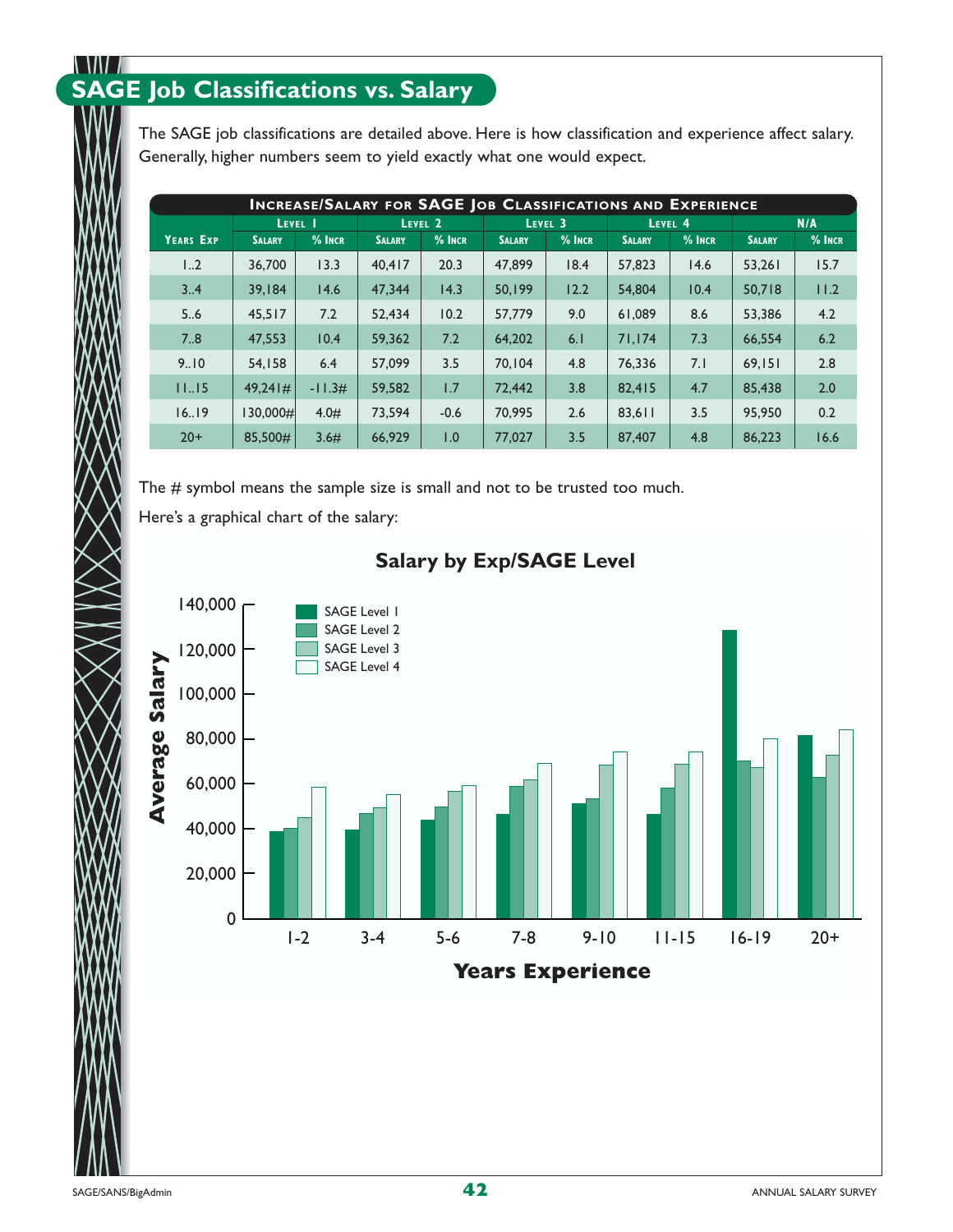## SAGE Job Classifications vs. Salary

The SAGE job classifications are detailed above. Here is how classification and experience affect salary. Generally, higher numbers seem to yield exactly what one would expect.

**Increase/Salary for SAGE Job Classifications and Experience**

| Years Exp | Level 1 | | Level 2 | | Level 3 | | Level 4 | | N/A | |
|---|---|---|---|---|---|---|---|---|---|---|
| | Salary | % Incr | Salary | % Incr | Salary | % Incr | Salary | % Incr | Salary | % Incr |
| 1..2 | 36,700 | 13.3 | 40,417 | 20.3 | 47,899 | 18.4 | 57,823 | 14.6 | 53,261 | 15.7 |
| 3..4 | 39,184 | 14.6 | 47,344 | 14.3 | 50,199 | 12.2 | 54,804 | 10.4 | 50,718 | 11.2 |
| 5..6 | 45,517 | 7.2 | 52,434 | 10.2 | 57,779 | 9.0 | 61,089 | 8.6 | 53,386 | 4.2 |
| 7..8 | 47,553 | 10.4 | 59,362 | 7.2 | 64,202 | 6.1 | 71,174 | 7.3 | 66,554 | 6.2 |
| 9..10 | 54,158 | 6.4 | 57,099 | 3.5 | 70,104 | 4.8 | 76,336 | 7.1 | 69,151 | 2.8 |
| 11..15 | 49,241# | -11.3# | 59,582 | 1.7 | 72,442 | 3.8 | 82,415 | 4.7 | 85,438 | 2.0 |
| 16..19 | 130,000# | 4.0# | 73,594 | -0.6 | 70,995 | 2.6 | 83,611 | 3.5 | 95,950 | 0.2 |
| 20+ | 85,500# | 3.6# | 66,929 | 1.0 | 77,027 | 3.5 | 87,407 | 4.8 | 86,223 | 16.6 |

The # symbol means the sample size is small and not to be trusted too much.

Here's a graphical chart of the salary:

**Salary by Exp/SAGE Level**

(Bar chart: Average Salary, 0–140,000, vs. Years Experience: 1-2, 3-4, 5-6, 7-8, 9-10, 11-15, 16-19, 20+; series: SAGE Level 1, SAGE Level 2, SAGE Level 3, SAGE Level 4)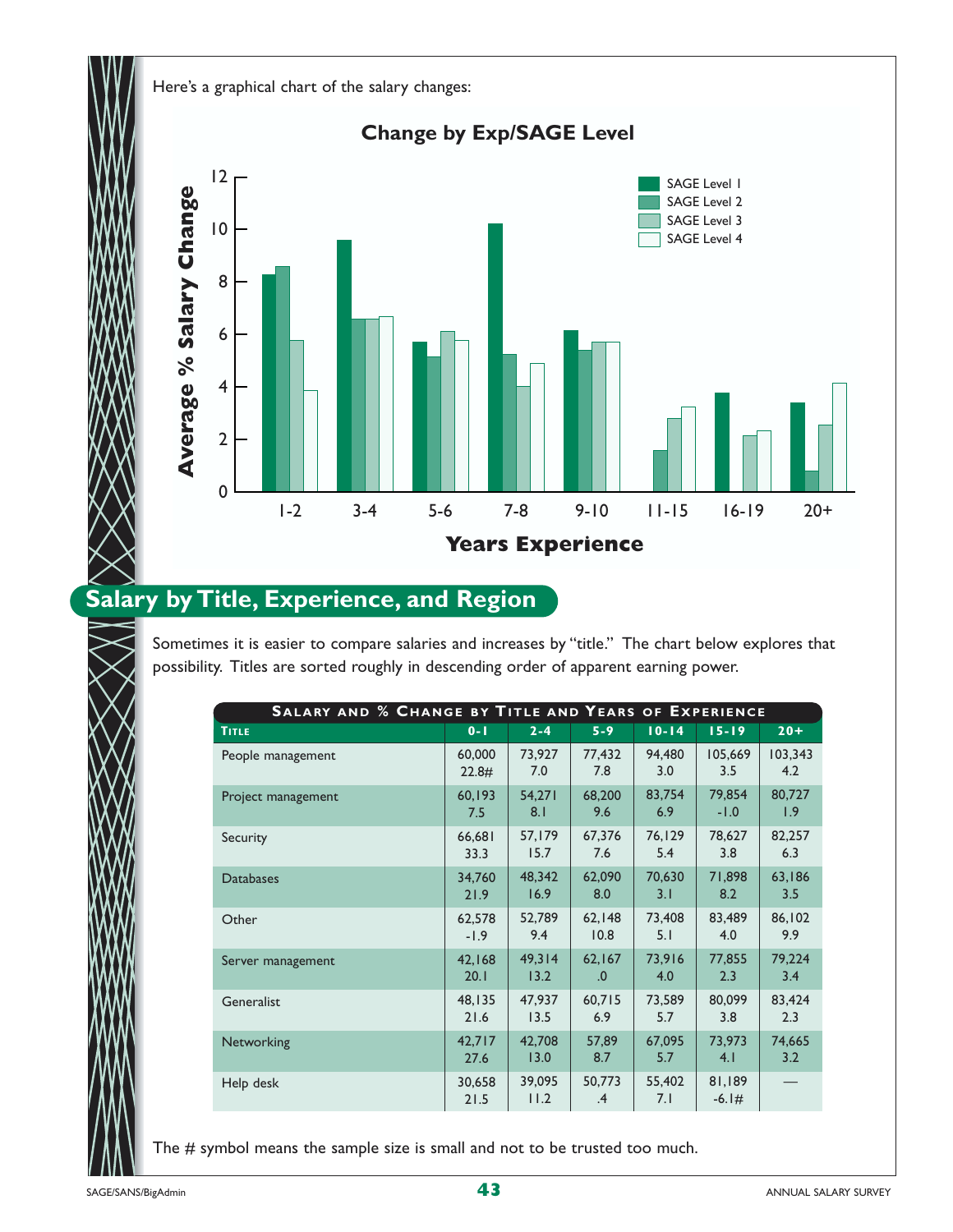Here's a graphical chart of the salary changes:

**Change by Exp/SAGE Level**

| Years Experience | SAGE Level 1 | SAGE Level 2 | SAGE Level 3 | SAGE Level 4 |
|---|---|---|---|---|
| 1-2 | 8.3 | 8.6 | 5.8 | 3.9 |
| 3-4 | 9.6 | 6.6 | 6.6 | 6.7 |
| 5-6 | 5.7 | 5.2 | 6.1 | 5.8 |
| 7-8 | 10.2 | 5.3 | 4.0 | 4.9 |
| 9-10 | 6.2 | 5.4 | 5.7 | 5.7 |
| 11-15 | | 1.6 | 2.8 | 3.3 |
| 16-19 | 3.8 | | 2.2 | 2.3 |
| 20+ | 3.4 | 0.8 | 2.6 | 4.1 |

(Values are approximate readings of Average % Salary Change from the bar chart.)

## Salary by Title, Experience, and Region

Sometimes it is easier to compare salaries and increases by "title." The chart below explores that possibility. Titles are sorted roughly in descending order of apparent earning power.

**Salary and % Change by Title and Years of Experience**

| Title | 0-1 | 2-4 | 5-9 | 10-14 | 15-19 | 20+ |
|---|---|---|---|---|---|---|
| People management | 60,000<br>22.8# | 73,927<br>7.0 | 77,432<br>7.8 | 94,480<br>3.0 | 105,669<br>3.5 | 103,343<br>4.2 |
| Project management | 60,193<br>7.5 | 54,271<br>8.1 | 68,200<br>9.6 | 83,754<br>6.9 | 79,854<br>-1.0 | 80,727<br>1.9 |
| Security | 66,681<br>33.3 | 57,179<br>15.7 | 67,376<br>7.6 | 76,129<br>5.4 | 78,627<br>3.8 | 82,257<br>6.3 |
| Databases | 34,760<br>21.9 | 48,342<br>16.9 | 62,090<br>8.0 | 70,630<br>3.1 | 71,898<br>8.2 | 63,186<br>3.5 |
| Other | 62,578<br>-1.9 | 52,789<br>9.4 | 62,148<br>10.8 | 73,408<br>5.1 | 83,489<br>4.0 | 86,102<br>9.9 |
| Server management | 42,168<br>20.1 | 49,314<br>13.2 | 62,167<br>.0 | 73,916<br>4.0 | 77,855<br>2.3 | 79,224<br>3.4 |
| Generalist | 48,135<br>21.6 | 47,937<br>13.5 | 60,715<br>6.9 | 73,589<br>5.7 | 80,099<br>3.8 | 83,424<br>2.3 |
| Networking | 42,717<br>27.6 | 42,708<br>13.0 | 57,89<br>8.7 | 67,095<br>5.7 | 73,973<br>4.1 | 74,665<br>3.2 |
| Help desk | 30,658<br>21.5 | 39,095<br>11.2 | 50,773<br>.4 | 55,402<br>7.1 | 81,189<br>-6.1# | — |

The # symbol means the sample size is small and not to be trusted too much.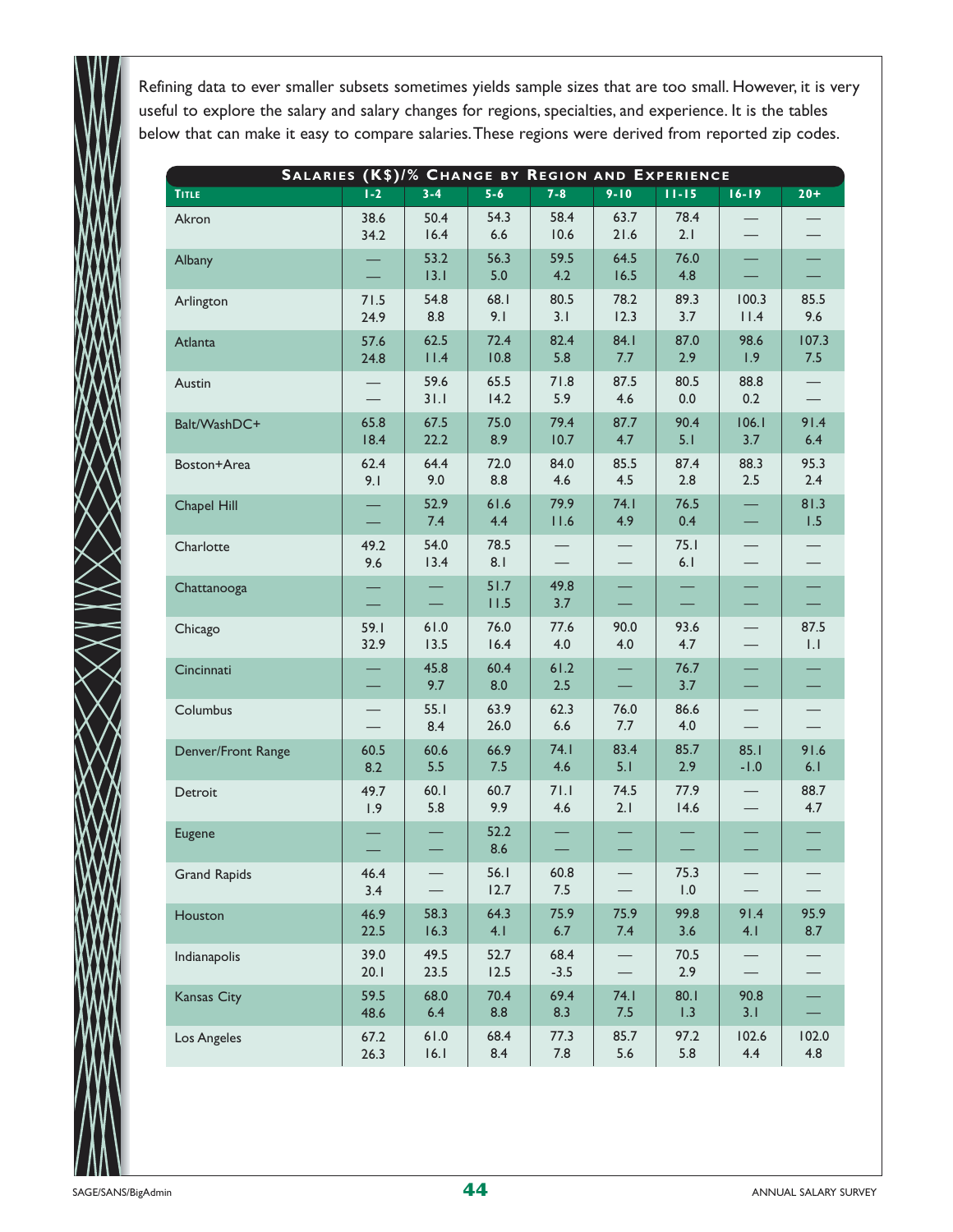Refining data to ever smaller subsets sometimes yields sample sizes that are too small. However, it is very useful to explore the salary and salary changes for regions, specialties, and experience. It is the tables below that can make it easy to compare salaries. These regions were derived from reported zip codes.

**SALARIES (K$)/% CHANGE BY REGION AND EXPERIENCE**

| TITLE | 1-2 | 3-4 | 5-6 | 7-8 | 9-10 | 11-15 | 16-19 | 20+ |
|---|---|---|---|---|---|---|---|---|
| Akron | 38.6<br>34.2 | 50.4<br>16.4 | 54.3<br>6.6 | 58.4<br>10.6 | 63.7<br>21.6 | 78.4<br>2.1 | —<br>— | —<br>— |
| Albany | —<br>— | 53.2<br>13.1 | 56.3<br>5.0 | 59.5<br>4.2 | 64.5<br>16.5 | 76.0<br>4.8 | —<br>— | —<br>— |
| Arlington | 71.5<br>24.9 | 54.8<br>8.8 | 68.1<br>9.1 | 80.5<br>3.1 | 78.2<br>12.3 | 89.3<br>3.7 | 100.3<br>11.4 | 85.5<br>9.6 |
| Atlanta | 57.6<br>24.8 | 62.5<br>11.4 | 72.4<br>10.8 | 82.4<br>5.8 | 84.1<br>7.7 | 87.0<br>2.9 | 98.6<br>1.9 | 107.3<br>7.5 |
| Austin | —<br>— | 59.6<br>31.1 | 65.5<br>14.2 | 71.8<br>5.9 | 87.5<br>4.6 | 80.5<br>0.0 | 88.8<br>0.2 | —<br>— |
| Balt/WashDC+ | 65.8<br>18.4 | 67.5<br>22.2 | 75.0<br>8.9 | 79.4<br>10.7 | 87.7<br>4.7 | 90.4<br>5.1 | 106.1<br>3.7 | 91.4<br>6.4 |
| Boston+Area | 62.4<br>9.1 | 64.4<br>9.0 | 72.0<br>8.8 | 84.0<br>4.6 | 85.5<br>4.5 | 87.4<br>2.8 | 88.3<br>2.5 | 95.3<br>2.4 |
| Chapel Hill | —<br>— | 52.9<br>7.4 | 61.6<br>4.4 | 79.9<br>11.6 | 74.1<br>4.9 | 76.5<br>0.4 | —<br>— | 81.3<br>1.5 |
| Charlotte | 49.2<br>9.6 | 54.0<br>13.4 | 78.5<br>8.1 | —<br>— | —<br>— | 75.1<br>6.1 | —<br>— | —<br>— |
| Chattanooga | —<br>— | —<br>— | 51.7<br>11.5 | 49.8<br>3.7 | —<br>— | —<br>— | —<br>— | —<br>— |
| Chicago | 59.1<br>32.9 | 61.0<br>13.5 | 76.0<br>16.4 | 77.6<br>4.0 | 90.0<br>4.0 | 93.6<br>4.7 | —<br>— | 87.5<br>1.1 |
| Cincinnati | —<br>— | 45.8<br>9.7 | 60.4<br>8.0 | 61.2<br>2.5 | —<br>— | 76.7<br>3.7 | —<br>— | —<br>— |
| Columbus | —<br>— | 55.1<br>8.4 | 63.9<br>26.0 | 62.3<br>6.6 | 76.0<br>7.7 | 86.6<br>4.0 | —<br>— | —<br>— |
| Denver/Front Range | 60.5<br>8.2 | 60.6<br>5.5 | 66.9<br>7.5 | 74.1<br>4.6 | 83.4<br>5.1 | 85.7<br>2.9 | 85.1<br>-1.0 | 91.6<br>6.1 |
| Detroit | 49.7<br>1.9 | 60.1<br>5.8 | 60.7<br>9.9 | 71.1<br>4.6 | 74.5<br>2.1 | 77.9<br>14.6 | —<br>— | 88.7<br>4.7 |
| Eugene | —<br>— | —<br>— | 52.2<br>8.6 | —<br>— | —<br>— | —<br>— | —<br>— | —<br>— |
| Grand Rapids | 46.4<br>3.4 | —<br>— | 56.1<br>12.7 | 60.8<br>7.5 | —<br>— | 75.3<br>1.0 | —<br>— | —<br>— |
| Houston | 46.9<br>22.5 | 58.3<br>16.3 | 64.3<br>4.1 | 75.9<br>6.7 | 75.9<br>7.4 | 99.8<br>3.6 | 91.4<br>4.1 | 95.9<br>8.7 |
| Indianapolis | 39.0<br>20.1 | 49.5<br>23.5 | 52.7<br>12.5 | 68.4<br>-3.5 | —<br>— | 70.5<br>2.9 | —<br>— | —<br>— |
| Kansas City | 59.5<br>48.6 | 68.0<br>6.4 | 70.4<br>8.8 | 69.4<br>8.3 | 74.1<br>7.5 | 80.1<br>1.3 | 90.8<br>3.1 | —<br>— |
| Los Angeles | 67.2<br>26.3 | 61.0<br>16.1 | 68.4<br>8.4 | 77.3<br>7.8 | 85.7<br>5.6 | 97.2<br>5.8 | 102.6<br>4.4 | 102.0<br>4.8 |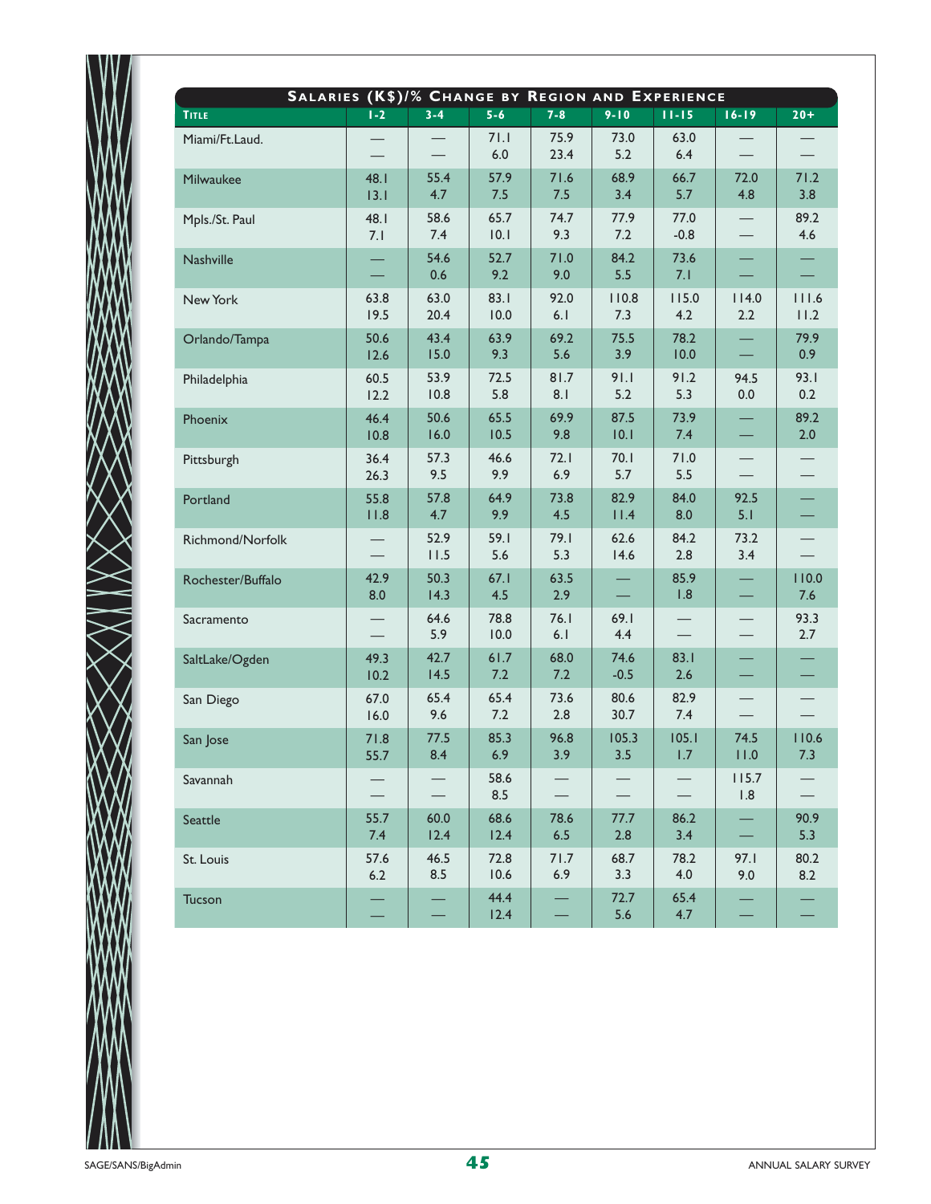## Salaries (K$)/% Change by Region and Experience

| Title | 1-2 | 3-4 | 5-6 | 7-8 | 9-10 | 11-15 | 16-19 | 20+ |
|---|---|---|---|---|---|---|---|---|
| Miami/Ft.Laud. | — <br> — | — <br> — | 71.1 <br> 6.0 | 75.9 <br> 23.4 | 73.0 <br> 5.2 | 63.0 <br> 6.4 | — <br> — | — <br> — |
| Milwaukee | 48.1 <br> 13.1 | 55.4 <br> 4.7 | 57.9 <br> 7.5 | 71.6 <br> 7.5 | 68.9 <br> 3.4 | 66.7 <br> 5.7 | 72.0 <br> 4.8 | 71.2 <br> 3.8 |
| Mpls./St. Paul | 48.1 <br> 7.1 | 58.6 <br> 7.4 | 65.7 <br> 10.1 | 74.7 <br> 9.3 | 77.9 <br> 7.2 | 77.0 <br> -0.8 | — <br> — | 89.2 <br> 4.6 |
| Nashville | — <br> — | 54.6 <br> 0.6 | 52.7 <br> 9.2 | 71.0 <br> 9.0 | 84.2 <br> 5.5 | 73.6 <br> 7.1 | — <br> — | — <br> — |
| New York | 63.8 <br> 19.5 | 63.0 <br> 20.4 | 83.1 <br> 10.0 | 92.0 <br> 6.1 | 110.8 <br> 7.3 | 115.0 <br> 4.2 | 114.0 <br> 2.2 | 111.6 <br> 11.2 |
| Orlando/Tampa | 50.6 <br> 12.6 | 43.4 <br> 15.0 | 63.9 <br> 9.3 | 69.2 <br> 5.6 | 75.5 <br> 3.9 | 78.2 <br> 10.0 | — <br> — | 79.9 <br> 0.9 |
| Philadelphia | 60.5 <br> 12.2 | 53.9 <br> 10.8 | 72.5 <br> 5.8 | 81.7 <br> 8.1 | 91.1 <br> 5.2 | 91.2 <br> 5.3 | 94.5 <br> 0.0 | 93.1 <br> 0.2 |
| Phoenix | 46.4 <br> 10.8 | 50.6 <br> 16.0 | 65.5 <br> 10.5 | 69.9 <br> 9.8 | 87.5 <br> 10.1 | 73.9 <br> 7.4 | — <br> — | 89.2 <br> 2.0 |
| Pittsburgh | 36.4 <br> 26.3 | 57.3 <br> 9.5 | 46.6 <br> 9.9 | 72.1 <br> 6.9 | 70.1 <br> 5.7 | 71.0 <br> 5.5 | — <br> — | — <br> — |
| Portland | 55.8 <br> 11.8 | 57.8 <br> 4.7 | 64.9 <br> 9.9 | 73.8 <br> 4.5 | 82.9 <br> 11.4 | 84.0 <br> 8.0 | 92.5 <br> 5.1 | — <br> — |
| Richmond/Norfolk | — <br> — | 52.9 <br> 11.5 | 59.1 <br> 5.6 | 79.1 <br> 5.3 | 62.6 <br> 14.6 | 84.2 <br> 2.8 | 73.2 <br> 3.4 | — <br> — |
| Rochester/Buffalo | 42.9 <br> 8.0 | 50.3 <br> 14.3 | 67.1 <br> 4.5 | 63.5 <br> 2.9 | — <br> — | 85.9 <br> 1.8 | — <br> — | 110.0 <br> 7.6 |
| Sacramento | — <br> — | 64.6 <br> 5.9 | 78.8 <br> 10.0 | 76.1 <br> 6.1 | 69.1 <br> 4.4 | — <br> — | — <br> — | 93.3 <br> 2.7 |
| SaltLake/Ogden | 49.3 <br> 10.2 | 42.7 <br> 14.5 | 61.7 <br> 7.2 | 68.0 <br> 7.2 | 74.6 <br> -0.5 | 83.1 <br> 2.6 | — <br> — | — <br> — |
| San Diego | 67.0 <br> 16.0 | 65.4 <br> 9.6 | 65.4 <br> 7.2 | 73.6 <br> 2.8 | 80.6 <br> 30.7 | 82.9 <br> 7.4 | — <br> — | — <br> — |
| San Jose | 71.8 <br> 55.7 | 77.5 <br> 8.4 | 85.3 <br> 6.9 | 96.8 <br> 3.9 | 105.3 <br> 3.5 | 105.1 <br> 1.7 | 74.5 <br> 11.0 | 110.6 <br> 7.3 |
| Savannah | — <br> — | — <br> — | 58.6 <br> 8.5 | — <br> — | — <br> — | — <br> — | 115.7 <br> 1.8 | — <br> — |
| Seattle | 55.7 <br> 7.4 | 60.0 <br> 12.4 | 68.6 <br> 12.4 | 78.6 <br> 6.5 | 77.7 <br> 2.8 | 86.2 <br> 3.4 | — <br> — | 90.9 <br> 5.3 |
| St. Louis | 57.6 <br> 6.2 | 46.5 <br> 8.5 | 72.8 <br> 10.6 | 71.7 <br> 6.9 | 68.7 <br> 3.3 | 78.2 <br> 4.0 | 97.1 <br> 9.0 | 80.2 <br> 8.2 |
| Tucson | — <br> — | — <br> — | 44.4 <br> 12.4 | — <br> — | 72.7 <br> 5.6 | 65.4 <br> 4.7 | — <br> — | — <br> — |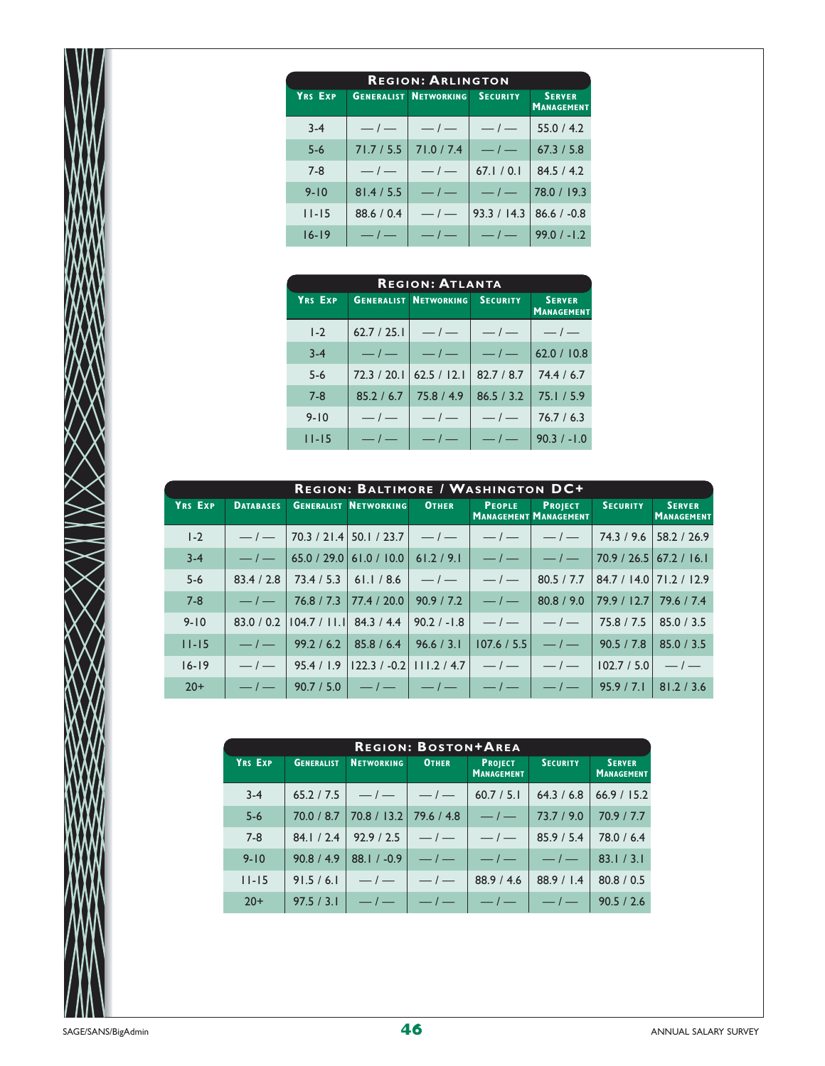| **Region: Arlington** | | | | |
|---|---|---|---|---|
| Yrs Exp | Generalist | Networking | Security | Server Management |
| 3-4 | — / — | — / — | — / — | 55.0 / 4.2 |
| 5-6 | 71.7 / 5.5 | 71.0 / 7.4 | — / — | 67.3 / 5.8 |
| 7-8 | — / — | — / — | 67.1 / 0.1 | 84.5 / 4.2 |
| 9-10 | 81.4 / 5.5 | — / — | — / — | 78.0 / 19.3 |
| 11-15 | 88.6 / 0.4 | — / — | 93.3 / 14.3 | 86.6 / -0.8 |
| 16-19 | — / — | — / — | — / — | 99.0 / -1.2 |

| **Region: Atlanta** | | | | |
|---|---|---|---|---|
| Yrs Exp | Generalist | Networking | Security | Server Management |
| 1-2 | 62.7 / 25.1 | — / — | — / — | — / — |
| 3-4 | — / — | — / — | — / — | 62.0 / 10.8 |
| 5-6 | 72.3 / 20.1 | 62.5 / 12.1 | 82.7 / 8.7 | 74.4 / 6.7 |
| 7-8 | 85.2 / 6.7 | 75.8 / 4.9 | 86.5 / 3.2 | 75.1 / 5.9 |
| 9-10 | — / — | — / — | — / — | 76.7 / 6.3 |
| 11-15 | — / — | — / — | — / — | 90.3 / -1.0 |

| **Region: Baltimore / Washington DC+** | | | | | | | | |
|---|---|---|---|---|---|---|---|---|
| Yrs Exp | Databases | Generalist | Networking | Other | People Management | Project Management | Security | Server Management |
| 1-2 | — / — | 70.3 / 21.4 | 50.1 / 23.7 | — / — | — / — | — / — | 74.3 / 9.6 | 58.2 / 26.9 |
| 3-4 | — / — | 65.0 / 29.0 | 61.0 / 10.0 | 61.2 / 9.1 | — / — | — / — | 70.9 / 26.5 | 67.2 / 16.1 |
| 5-6 | 83.4 / 2.8 | 73.4 / 5.3 | 61.1 / 8.6 | — / — | — / — | 80.5 / 7.7 | 84.7 / 14.0 | 71.2 / 12.9 |
| 7-8 | — / — | 76.8 / 7.3 | 77.4 / 20.0 | 90.9 / 7.2 | — / — | 80.8 / 9.0 | 79.9 / 12.7 | 79.6 / 7.4 |
| 9-10 | 83.0 / 0.2 | 104.7 / 11.1 | 84.3 / 4.4 | 90.2 / -1.8 | — / — | — / — | 75.8 / 7.5 | 85.0 / 3.5 |
| 11-15 | — / — | 99.2 / 6.2 | 85.8 / 6.4 | 96.6 / 3.1 | 107.6 / 5.5 | — / — | 90.5 / 7.8 | 85.0 / 3.5 |
| 16-19 | — / — | 95.4 / 1.9 | 122.3 / -0.2 | 111.2 / 4.7 | — / — | — / — | 102.7 / 5.0 | — / — |
| 20+ | — / — | 90.7 / 5.0 | — / — | — / — | — / — | — / — | 95.9 / 7.1 | 81.2 / 3.6 |

| **Region: Boston+Area** | | | | | | |
|---|---|---|---|---|---|---|
| Yrs Exp | Generalist | Networking | Other | Project Management | Security | Server Management |
| 3-4 | 65.2 / 7.5 | — / — | — / — | 60.7 / 5.1 | 64.3 / 6.8 | 66.9 / 15.2 |
| 5-6 | 70.0 / 8.7 | 70.8 / 13.2 | 79.6 / 4.8 | — / — | 73.7 / 9.0 | 70.9 / 7.7 |
| 7-8 | 84.1 / 2.4 | 92.9 / 2.5 | — / — | — / — | 85.9 / 5.4 | 78.0 / 6.4 |
| 9-10 | 90.8 / 4.9 | 88.1 / -0.9 | — / — | — / — | — / — | 83.1 / 3.1 |
| 11-15 | 91.5 / 6.1 | — / — | — / — | 88.9 / 4.6 | 88.9 / 1.4 | 80.8 / 0.5 |
| 20+ | 97.5 / 3.1 | — / — | — / — | — / — | — / — | 90.5 / 2.6 |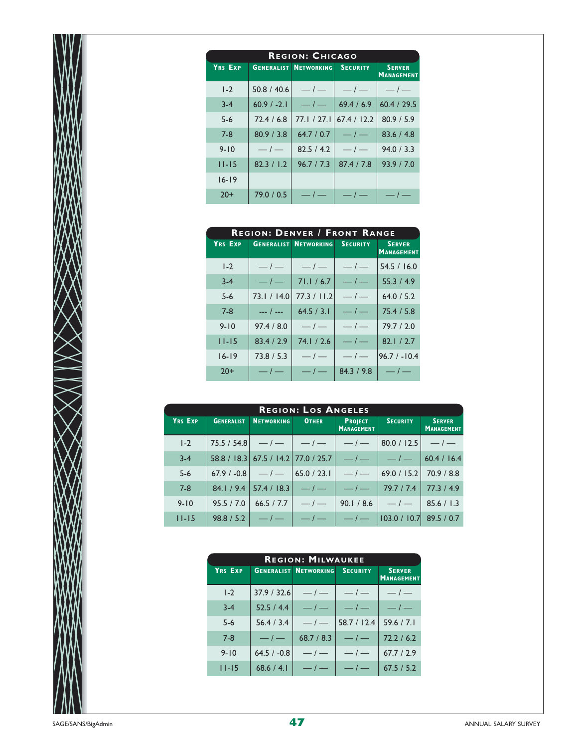## Region: Chicago

| Yrs Exp | Generalist | Networking | Security | Server Management |
|---|---|---|---|---|
| 1-2 | 50.8 / 40.6 | — / — | — / — | — / — |
| 3-4 | 60.9 / -2.1 | — / — | 69.4 / 6.9 | 60.4 / 29.5 |
| 5-6 | 72.4 / 6.8 | 77.1 / 27.1 | 67.4 / 12.2 | 80.9 / 5.9 |
| 7-8 | 80.9 / 3.8 | 64.7 / 0.7 | — / — | 83.6 / 4.8 |
| 9-10 | — / — | 82.5 / 4.2 | — / — | 94.0 / 3.3 |
| 11-15 | 82.3 / 1.2 | 96.7 / 7.3 | 87.4 / 7.8 | 93.9 / 7.0 |
| 16-19 | | | | |
| 20+ | 79.0 / 0.5 | — / — | — / — | — / — |

## Region: Denver / Front Range

| Yrs Exp | Generalist | Networking | Security | Server Management |
|---|---|---|---|---|
| 1-2 | — / — | — / — | — / — | 54.5 / 16.0 |
| 3-4 | — / — | 71.1 / 6.7 | — / — | 55.3 / 4.9 |
| 5-6 | 73.1 / 14.0 | 77.3 / 11.2 | — / — | 64.0 / 5.2 |
| 7-8 | --- / --- | 64.5 / 3.1 | — / — | 75.4 / 5.8 |
| 9-10 | 97.4 / 8.0 | — / — | — / — | 79.7 / 2.0 |
| 11-15 | 83.4 / 2.9 | 74.1 / 2.6 | — / — | 82.1 / 2.7 |
| 16-19 | 73.8 / 5.3 | — / — | — / — | 96.7 / -10.4 |
| 20+ | — / — | — / — | 84.3 / 9.8 | — / — |

## Region: Los Angeles

| Yrs Exp | Generalist | Networking | Other | Project Management | Security | Server Management |
|---|---|---|---|---|---|---|
| 1-2 | 75.5 / 54.8 | — / — | — / — | — / — | 80.0 / 12.5 | — / — |
| 3-4 | 58.8 / 18.3 | 67.5 / 14.2 | 77.0 / 25.7 | — / — | — / — | 60.4 / 16.4 |
| 5-6 | 67.9 / -0.8 | — / — | 65.0 / 23.1 | — / — | 69.0 / 15.2 | 70.9 / 8.8 |
| 7-8 | 84.1 / 9.4 | 57.4 / 18.3 | — / — | — / — | 79.7 / 7.4 | 77.3 / 4.9 |
| 9-10 | 95.5 / 7.0 | 66.5 / 7.7 | — / — | 90.1 / 8.6 | — / — | 85.6 / 1.3 |
| 11-15 | 98.8 / 5.2 | — / — | — / — | — / — | 103.0 / 10.7 | 89.5 / 0.7 |

## Region: Milwaukee

| Yrs Exp | Generalist | Networking | Security | Server Management |
|---|---|---|---|---|
| 1-2 | 37.9 / 32.6 | — / — | — / — | — / — |
| 3-4 | 52.5 / 4.4 | — / — | — / — | — / — |
| 5-6 | 56.4 / 3.4 | — / — | 58.7 / 12.4 | 59.6 / 7.1 |
| 7-8 | — / — | 68.7 / 8.3 | — / — | 72.2 / 6.2 |
| 9-10 | 64.5 / -0.8 | — / — | — / — | 67.7 / 2.9 |
| 11-15 | 68.6 / 4.1 | — / — | — / — | 67.5 / 5.2 |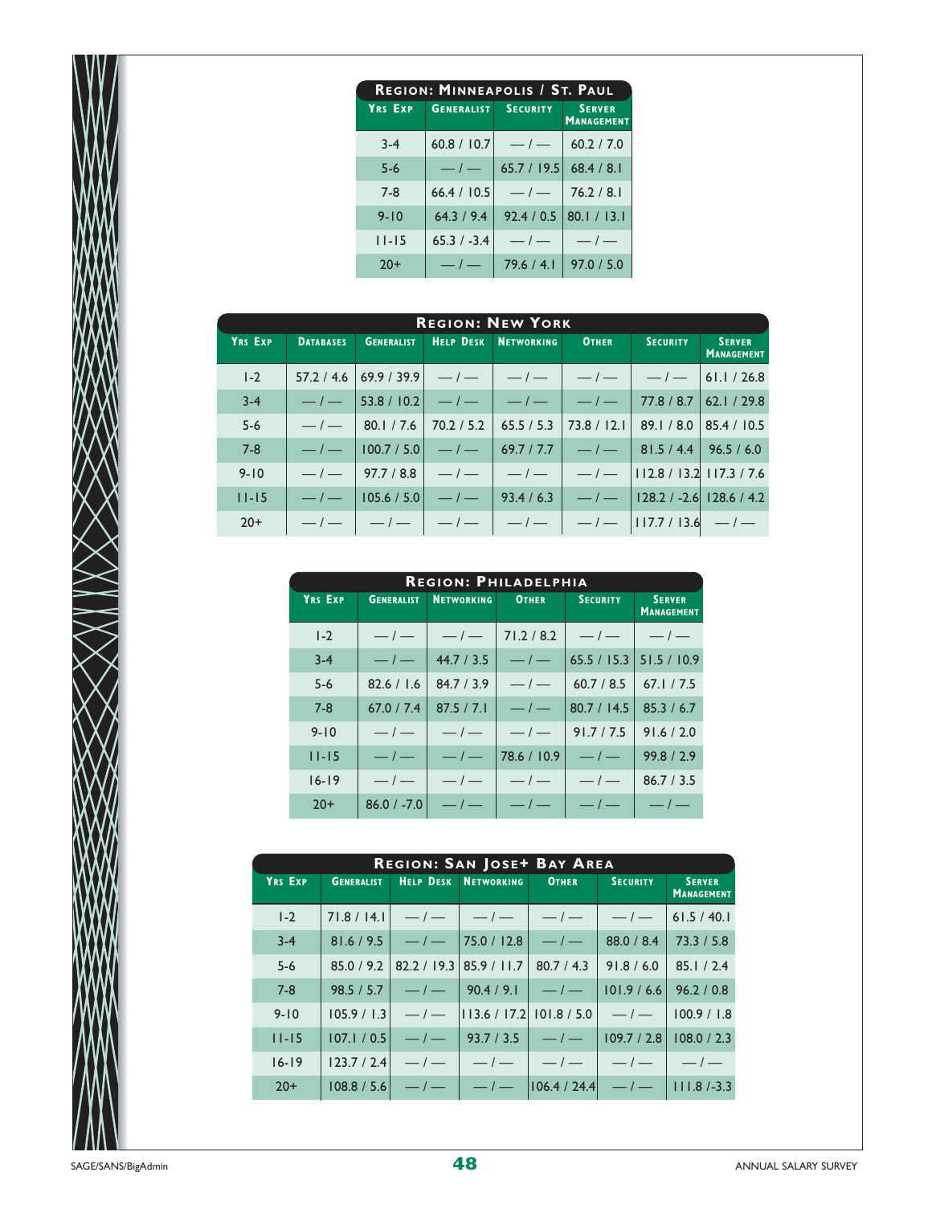| Region: Minneapolis / St. Paul | | | |
|---|---|---|---|
| Yrs Exp | Generalist | Security | Server Management |
| 3-4 | 60.8 / 10.7 | — / — | 60.2 / 7.0 |
| 5-6 | — / — | 65.7 / 19.5 | 68.4 / 8.1 |
| 7-8 | 66.4 / 10.5 | — / — | 76.2 / 8.1 |
| 9-10 | 64.3 / 9.4 | 92.4 / 0.5 | 80.1 / 13.1 |
| 11-15 | 65.3 / -3.4 | — / — | — / — |
| 20+ | — / — | 79.6 / 4.1 | 97.0 / 5.0 |

| Region: New York | | | | | | | |
|---|---|---|---|---|---|---|---|
| Yrs Exp | Databases | Generalist | Help Desk | Networking | Other | Security | Server Management |
| 1-2 | 57.2 / 4.6 | 69.9 / 39.9 | — / — | — / — | — / — | — / — | 61.1 / 26.8 |
| 3-4 | — / — | 53.8 / 10.2 | — / — | — / — | — / — | 77.8 / 8.7 | 62.1 / 29.8 |
| 5-6 | — / — | 80.1 / 7.6 | 70.2 / 5.2 | 65.5 / 5.3 | 73.8 / 12.1 | 89.1 / 8.0 | 85.4 / 10.5 |
| 7-8 | — / — | 100.7 / 5.0 | — / — | 69.7 / 7.7 | — / — | 81.5 / 4.4 | 96.5 / 6.0 |
| 9-10 | — / — | 97.7 / 8.8 | — / — | — / — | — / — | 112.8 / 13.2 | 117.3 / 7.6 |
| 11-15 | — / — | 105.6 / 5.0 | — / — | 93.4 / 6.3 | — / — | 128.2 / -2.6 | 128.6 / 4.2 |
| 20+ | — / — | — / — | — / — | — / — | — / — | 117.7 / 13.6 | — / — |

| Region: Philadelphia | | | | | |
|---|---|---|---|---|---|
| Yrs Exp | Generalist | Networking | Other | Security | Server Management |
| 1-2 | — / — | — / — | 71.2 / 8.2 | — / — | — / — |
| 3-4 | — / — | 44.7 / 3.5 | — / — | 65.5 / 15.3 | 51.5 / 10.9 |
| 5-6 | 82.6 / 1.6 | 84.7 / 3.9 | — / — | 60.7 / 8.5 | 67.1 / 7.5 |
| 7-8 | 67.0 / 7.4 | 87.5 / 7.1 | — / — | 80.7 / 14.5 | 85.3 / 6.7 |
| 9-10 | — / — | — / — | — / — | 91.7 / 7.5 | 91.6 / 2.0 |
| 11-15 | — / — | — / — | 78.6 / 10.9 | — / — | 99.8 / 2.9 |
| 16-19 | — / — | — / — | — / — | — / — | 86.7 / 3.5 |
| 20+ | 86.0 / -7.0 | — / — | — / — | — / — | — / — |

| Region: San Jose+ Bay Area | | | | | | |
|---|---|---|---|---|---|---|
| Yrs Exp | Generalist | Help Desk | Networking | Other | Security | Server Management |
| 1-2 | 71.8 / 14.1 | — / — | — / — | — / — | — / — | 61.5 / 40.1 |
| 3-4 | 81.6 / 9.5 | — / — | 75.0 / 12.8 | — / — | 88.0 / 8.4 | 73.3 / 5.8 |
| 5-6 | 85.0 / 9.2 | 82.2 / 19.3 | 85.9 / 11.7 | 80.7 / 4.3 | 91.8 / 6.0 | 85.1 / 2.4 |
| 7-8 | 98.5 / 5.7 | — / — | 90.4 / 9.1 | — / — | 101.9 / 6.6 | 96.2 / 0.8 |
| 9-10 | 105.9 / 1.3 | — / — | 113.6 / 17.2 | 101.8 / 5.0 | — / — | 100.9 / 1.8 |
| 11-15 | 107.1 / 0.5 | — / — | 93.7 / 3.5 | — / — | 109.7 / 2.8 | 108.0 / 2.3 |
| 16-19 | 123.7 / 2.4 | — / — | — / — | — / — | — / — | — / — |
| 20+ | 108.8 / 5.6 | — / — | — / — | 106.4 / 24.4 | — / — | 111.8 / -3.3 |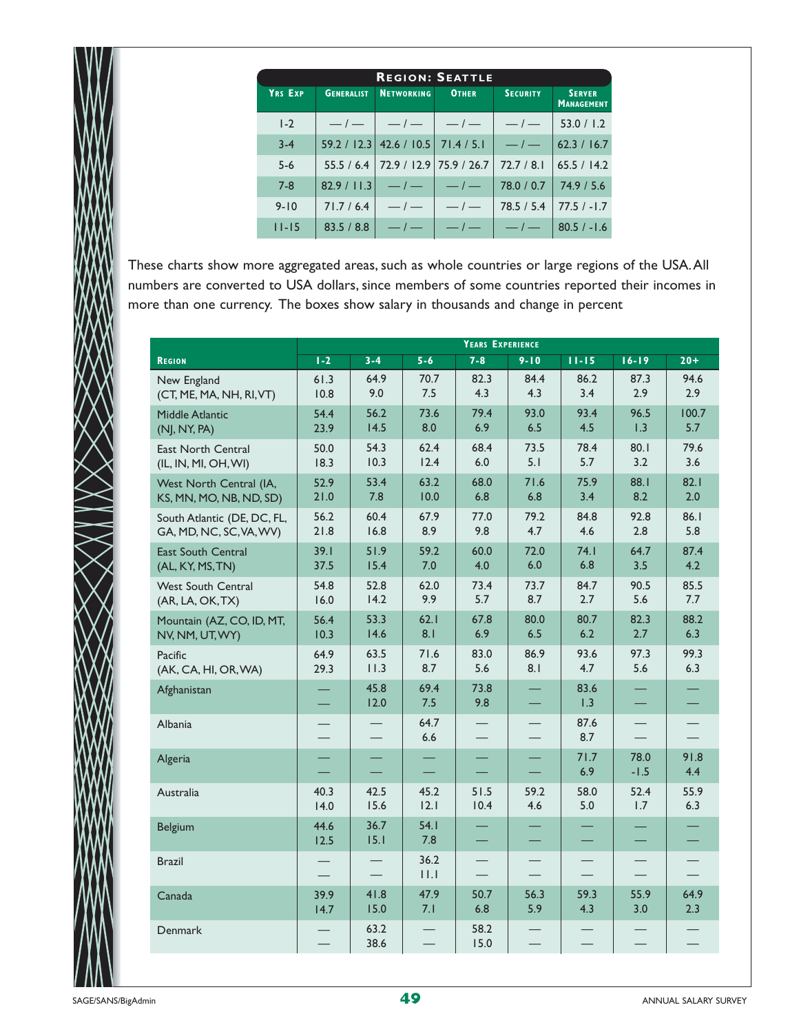| Region: Seattle | | | | | |
|---|---|---|---|---|---|
| Yrs Exp | Generalist | Networking | Other | Security | Server Management |
| 1-2 | — / — | — / — | — / — | — / — | 53.0 / 1.2 |
| 3-4 | 59.2 / 12.3 | 42.6 / 10.5 | 71.4 / 5.1 | — / — | 62.3 / 16.7 |
| 5-6 | 55.5 / 6.4 | 72.9 / 12.9 | 75.9 / 26.7 | 72.7 / 8.1 | 65.5 / 14.2 |
| 7-8 | 82.9 / 11.3 | — / — | — / — | 78.0 / 0.7 | 74.9 / 5.6 |
| 9-10 | 71.7 / 6.4 | — / — | — / — | 78.5 / 5.4 | 77.5 / -1.7 |
| 11-15 | 83.5 / 8.8 | — / — | — / — | — / — | 80.5 / -1.6 |

These charts show more aggregated areas, such as whole countries or large regions of the USA. All numbers are converted to USA dollars, since members of some countries reported their incomes in more than one currency. The boxes show salary in thousands and change in percent

| | Years Experience | | | | | | | |
|---|---|---|---|---|---|---|---|---|
| Region | 1-2 | 3-4 | 5-6 | 7-8 | 9-10 | 11-15 | 16-19 | 20+ |
| New England (CT, ME, MA, NH, RI, VT) | 61.3<br>10.8 | 64.9<br>9.0 | 70.7<br>7.5 | 82.3<br>4.3 | 84.4<br>4.3 | 86.2<br>3.4 | 87.3<br>2.9 | 94.6<br>2.9 |
| Middle Atlantic (NJ, NY, PA) | 54.4<br>23.9 | 56.2<br>14.5 | 73.6<br>8.0 | 79.4<br>6.9 | 93.0<br>6.5 | 93.4<br>4.5 | 96.5<br>1.3 | 100.7<br>5.7 |
| East North Central (IL, IN, MI, OH, WI) | 50.0<br>18.3 | 54.3<br>10.3 | 62.4<br>12.4 | 68.4<br>6.0 | 73.5<br>5.1 | 78.4<br>5.7 | 80.1<br>3.2 | 79.6<br>3.6 |
| West North Central (IA, KS, MN, MO, NB, ND, SD) | 52.9<br>21.0 | 53.4<br>7.8 | 63.2<br>10.0 | 68.0<br>6.8 | 71.6<br>6.8 | 75.9<br>3.4 | 88.1<br>8.2 | 82.1<br>2.0 |
| South Atlantic (DE, DC, FL, GA, MD, NC, SC, VA, WV) | 56.2<br>21.8 | 60.4<br>16.8 | 67.9<br>8.9 | 77.0<br>9.8 | 79.2<br>4.7 | 84.8<br>4.6 | 92.8<br>2.8 | 86.1<br>5.8 |
| East South Central (AL, KY, MS, TN) | 39.1<br>37.5 | 51.9<br>15.4 | 59.2<br>7.0 | 60.0<br>4.0 | 72.0<br>6.0 | 74.1<br>6.8 | 64.7<br>3.5 | 87.4<br>4.2 |
| West South Central (AR, LA, OK, TX) | 54.8<br>16.0 | 52.8<br>14.2 | 62.0<br>9.9 | 73.4<br>5.7 | 73.7<br>8.7 | 84.7<br>2.7 | 90.5<br>5.6 | 85.5<br>7.7 |
| Mountain (AZ, CO, ID, MT, NV, NM, UT, WY) | 56.4<br>10.3 | 53.3<br>14.6 | 62.1<br>8.1 | 67.8<br>6.9 | 80.0<br>6.5 | 80.7<br>6.2 | 82.3<br>2.7 | 88.2<br>6.3 |
| Pacific (AK, CA, HI, OR, WA) | 64.9<br>29.3 | 63.5<br>11.3 | 71.6<br>8.7 | 83.0<br>5.6 | 86.9<br>8.1 | 93.6<br>4.7 | 97.3<br>5.6 | 99.3<br>6.3 |
| Afghanistan | —<br>— | 45.8<br>12.0 | 69.4<br>7.5 | 73.8<br>9.8 | —<br>— | 83.6<br>1.3 | —<br>— | —<br>— |
| Albania | —<br>— | —<br>— | 64.7<br>6.6 | —<br>— | —<br>— | 87.6<br>8.7 | —<br>— | —<br>— |
| Algeria | —<br>— | —<br>— | —<br>— | —<br>— | —<br>— | 71.7<br>6.9 | 78.0<br>-1.5 | 91.8<br>4.4 |
| Australia | 40.3<br>14.0 | 42.5<br>15.6 | 45.2<br>12.1 | 51.5<br>10.4 | 59.2<br>4.6 | 58.0<br>5.0 | 52.4<br>1.7 | 55.9<br>6.3 |
| Belgium | 44.6<br>12.5 | 36.7<br>15.1 | 54.1<br>7.8 | —<br>— | —<br>— | —<br>— | —<br>— | —<br>— |
| Brazil | —<br>— | —<br>— | 36.2<br>11.1 | —<br>— | —<br>— | —<br>— | —<br>— | —<br>— |
| Canada | 39.9<br>14.7 | 41.8<br>15.0 | 47.9<br>7.1 | 50.7<br>6.8 | 56.3<br>5.9 | 59.3<br>4.3 | 55.9<br>3.0 | 64.9<br>2.3 |
| Denmark | —<br>— | 63.2<br>38.6 | —<br>— | 58.2<br>15.0 | —<br>— | —<br>— | —<br>— | —<br>— |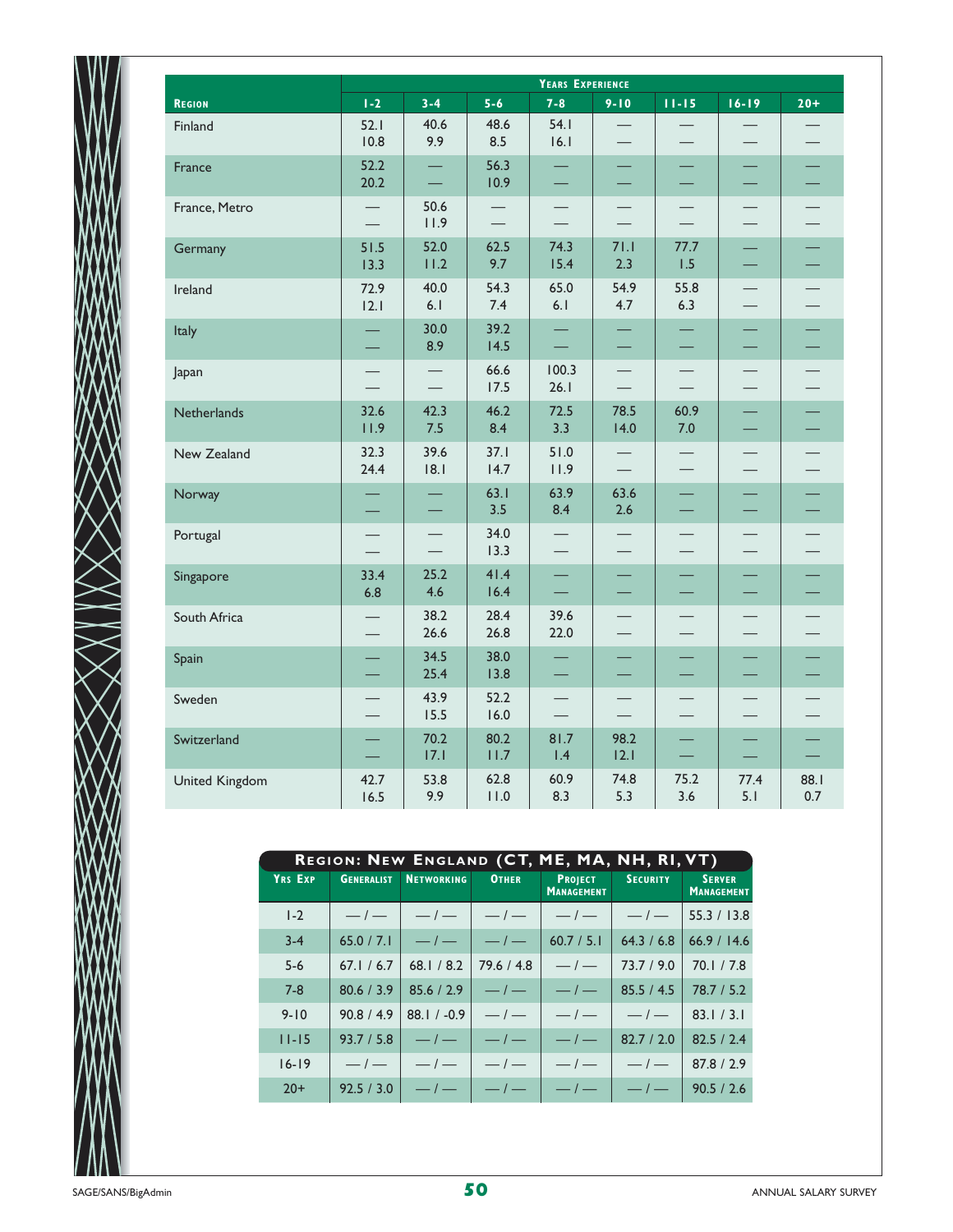| Region | Years Experience | | | | | | | |
|---|---|---|---|---|---|---|---|---|
| | 1-2 | 3-4 | 5-6 | 7-8 | 9-10 | 11-15 | 16-19 | 20+ |
| Finland | 52.1<br>10.8 | 40.6<br>9.9 | 48.6<br>8.5 | 54.1<br>16.1 | —<br>— | —<br>— | —<br>— | —<br>— |
| France | 52.2<br>20.2 | —<br>— | 56.3<br>10.9 | —<br>— | —<br>— | —<br>— | —<br>— | —<br>— |
| France, Metro | —<br>— | 50.6<br>11.9 | —<br>— | —<br>— | —<br>— | —<br>— | —<br>— | —<br>— |
| Germany | 51.5<br>13.3 | 52.0<br>11.2 | 62.5<br>9.7 | 74.3<br>15.4 | 71.1<br>2.3 | 77.7<br>1.5 | —<br>— | —<br>— |
| Ireland | 72.9<br>12.1 | 40.0<br>6.1 | 54.3<br>7.4 | 65.0<br>6.1 | 54.9<br>4.7 | 55.8<br>6.3 | —<br>— | —<br>— |
| Italy | —<br>— | 30.0<br>8.9 | 39.2<br>14.5 | —<br>— | —<br>— | —<br>— | —<br>— | —<br>— |
| Japan | —<br>— | —<br>— | 66.6<br>17.5 | 100.3<br>26.1 | —<br>— | —<br>— | —<br>— | —<br>— |
| Netherlands | 32.6<br>11.9 | 42.3<br>7.5 | 46.2<br>8.4 | 72.5<br>3.3 | 78.5<br>14.0 | 60.9<br>7.0 | —<br>— | —<br>— |
| New Zealand | 32.3<br>24.4 | 39.6<br>18.1 | 37.1<br>14.7 | 51.0<br>11.9 | —<br>— | —<br>— | —<br>— | —<br>— |
| Norway | —<br>— | —<br>— | 63.1<br>3.5 | 63.9<br>8.4 | 63.6<br>2.6 | —<br>— | —<br>— | —<br>— |
| Portugal | —<br>— | —<br>— | 34.0<br>13.3 | —<br>— | —<br>— | —<br>— | —<br>— | —<br>— |
| Singapore | 33.4<br>6.8 | 25.2<br>4.6 | 41.4<br>16.4 | —<br>— | —<br>— | —<br>— | —<br>— | —<br>— |
| South Africa | —<br>— | 38.2<br>26.6 | 28.4<br>26.8 | 39.6<br>22.0 | —<br>— | —<br>— | —<br>— | —<br>— |
| Spain | —<br>— | 34.5<br>25.4 | 38.0<br>13.8 | —<br>— | —<br>— | —<br>— | —<br>— | —<br>— |
| Sweden | —<br>— | 43.9<br>15.5 | 52.2<br>16.0 | —<br>— | —<br>— | —<br>— | —<br>— | —<br>— |
| Switzerland | —<br>— | 70.2<br>17.1 | 80.2<br>11.7 | 81.7<br>1.4 | 98.2<br>12.1 | —<br>— | —<br>— | —<br>— |
| United Kingdom | 42.7<br>16.5 | 53.8<br>9.9 | 62.8<br>11.0 | 60.9<br>8.3 | 74.8<br>5.3 | 75.2<br>3.6 | 77.4<br>5.1 | 88.1<br>0.7 |

| Region: New England (CT, ME, MA, NH, RI, VT) | | | | | | |
|---|---|---|---|---|---|---|
| Yrs Exp | Generalist | Networking | Other | Project Management | Security | Server Management |
| 1-2 | — / — | — / — | — / — | — / — | — / — | 55.3 / 13.8 |
| 3-4 | 65.0 / 7.1 | — / — | — / — | 60.7 / 5.1 | 64.3 / 6.8 | 66.9 / 14.6 |
| 5-6 | 67.1 / 6.7 | 68.1 / 8.2 | 79.6 / 4.8 | — / — | 73.7 / 9.0 | 70.1 / 7.8 |
| 7-8 | 80.6 / 3.9 | 85.6 / 2.9 | — / — | — / — | 85.5 / 4.5 | 78.7 / 5.2 |
| 9-10 | 90.8 / 4.9 | 88.1 / -0.9 | — / — | — / — | — / — | 83.1 / 3.1 |
| 11-15 | 93.7 / 5.8 | — / — | — / — | — / — | 82.7 / 2.0 | 82.5 / 2.4 |
| 16-19 | — / — | — / — | — / — | — / — | — / — | 87.8 / 2.9 |
| 20+ | 92.5 / 3.0 | — / — | — / — | — / — | — / — | 90.5 / 2.6 |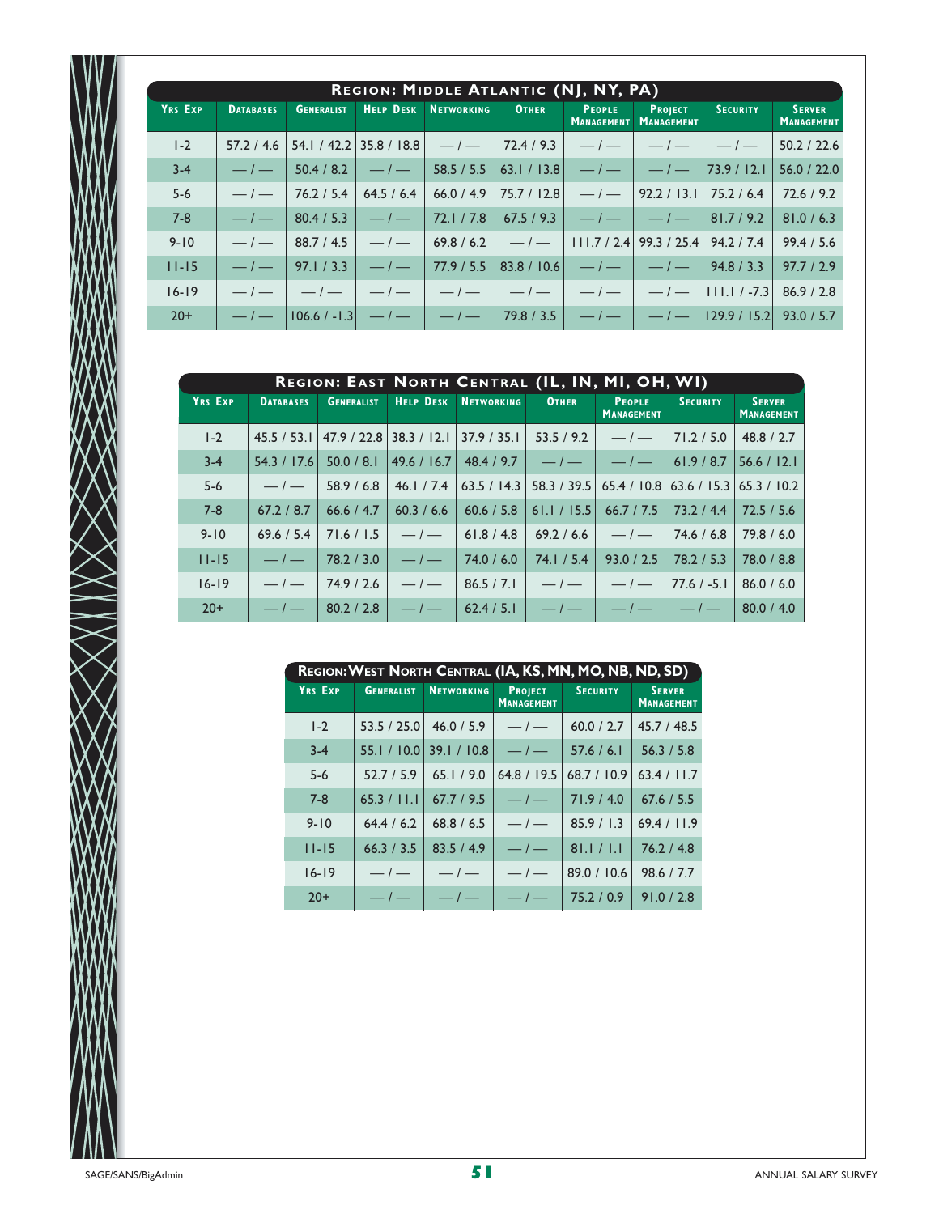## Region: Middle Atlantic (NJ, NY, PA)

| Yrs Exp | Databases | Generalist | Help Desk | Networking | Other | People Management | Project Management | Security | Server Management |
|---|---|---|---|---|---|---|---|---|---|
| 1-2 | 57.2 / 4.6 | 54.1 / 42.2 | 35.8 / 18.8 | — / — | 72.4 / 9.3 | — / — | — / — | — / — | 50.2 / 22.6 |
| 3-4 | — / — | 50.4 / 8.2 | — / — | 58.5 / 5.5 | 63.1 / 13.8 | — / — | — / — | 73.9 / 12.1 | 56.0 / 22.0 |
| 5-6 | — / — | 76.2 / 5.4 | 64.5 / 6.4 | 66.0 / 4.9 | 75.7 / 12.8 | — / — | 92.2 / 13.1 | 75.2 / 6.4 | 72.6 / 9.2 |
| 7-8 | — / — | 80.4 / 5.3 | — / — | 72.1 / 7.8 | 67.5 / 9.3 | — / — | — / — | 81.7 / 9.2 | 81.0 / 6.3 |
| 9-10 | — / — | 88.7 / 4.5 | — / — | 69.8 / 6.2 | — / — | 111.7 / 2.4 | 99.3 / 25.4 | 94.2 / 7.4 | 99.4 / 5.6 |
| 11-15 | — / — | 97.1 / 3.3 | — / — | 77.9 / 5.5 | 83.8 / 10.6 | — / — | — / — | 94.8 / 3.3 | 97.7 / 2.9 |
| 16-19 | — / — | — / — | — / — | — / — | — / — | — / — | — / — | 111.1 / -7.3 | 86.9 / 2.8 |
| 20+ | — / — | 106.6 / -1.3 | — / — | — / — | 79.8 / 3.5 | — / — | — / — | 129.9 / 15.2 | 93.0 / 5.7 |

## Region: East North Central (IL, IN, MI, OH, WI)

| Yrs Exp | Databases | Generalist | Help Desk | Networking | Other | People Management | Security | Server Management |
|---|---|---|---|---|---|---|---|---|
| 1-2 | 45.5 / 53.1 | 47.9 / 22.8 | 38.3 / 12.1 | 37.9 / 35.1 | 53.5 / 9.2 | — / — | 71.2 / 5.0 | 48.8 / 2.7 |
| 3-4 | 54.3 / 17.6 | 50.0 / 8.1 | 49.6 / 16.7 | 48.4 / 9.7 | — / — | — / — | 61.9 / 8.7 | 56.6 / 12.1 |
| 5-6 | — / — | 58.9 / 6.8 | 46.1 / 7.4 | 63.5 / 14.3 | 58.3 / 39.5 | 65.4 / 10.8 | 63.6 / 15.3 | 65.3 / 10.2 |
| 7-8 | 67.2 / 8.7 | 66.6 / 4.7 | 60.3 / 6.6 | 60.6 / 5.8 | 61.1 / 15.5 | 66.7 / 7.5 | 73.2 / 4.4 | 72.5 / 5.6 |
| 9-10 | 69.6 / 5.4 | 71.6 / 1.5 | — / — | 61.8 / 4.8 | 69.2 / 6.6 | — / — | 74.6 / 6.8 | 79.8 / 6.0 |
| 11-15 | — / — | 78.2 / 3.0 | — / — | 74.0 / 6.0 | 74.1 / 5.4 | 93.0 / 2.5 | 78.2 / 5.3 | 78.0 / 8.8 |
| 16-19 | — / — | 74.9 / 2.6 | — / — | 86.5 / 7.1 | — / — | — / — | 77.6 / -5.1 | 86.0 / 6.0 |
| 20+ | — / — | 80.2 / 2.8 | — / — | 62.4 / 5.1 | — / — | — / — | — / — | 80.0 / 4.0 |

## Region: West North Central (IA, KS, MN, MO, NB, ND, SD)

| Yrs Exp | Generalist | Networking | Project Management | Security | Server Management |
|---|---|---|---|---|---|
| 1-2 | 53.5 / 25.0 | 46.0 / 5.9 | — / — | 60.0 / 2.7 | 45.7 / 48.5 |
| 3-4 | 55.1 / 10.0 | 39.1 / 10.8 | — / — | 57.6 / 6.1 | 56.3 / 5.8 |
| 5-6 | 52.7 / 5.9 | 65.1 / 9.0 | 64.8 / 19.5 | 68.7 / 10.9 | 63.4 / 11.7 |
| 7-8 | 65.3 / 11.1 | 67.7 / 9.5 | — / — | 71.9 / 4.0 | 67.6 / 5.5 |
| 9-10 | 64.4 / 6.2 | 68.8 / 6.5 | — / — | 85.9 / 1.3 | 69.4 / 11.9 |
| 11-15 | 66.3 / 3.5 | 83.5 / 4.9 | — / — | 81.1 / 1.1 | 76.2 / 4.8 |
| 16-19 | — / — | — / — | — / — | 89.0 / 10.6 | 98.6 / 7.7 |
| 20+ | — / — | — / — | — / — | 75.2 / 0.9 | 91.0 / 2.8 |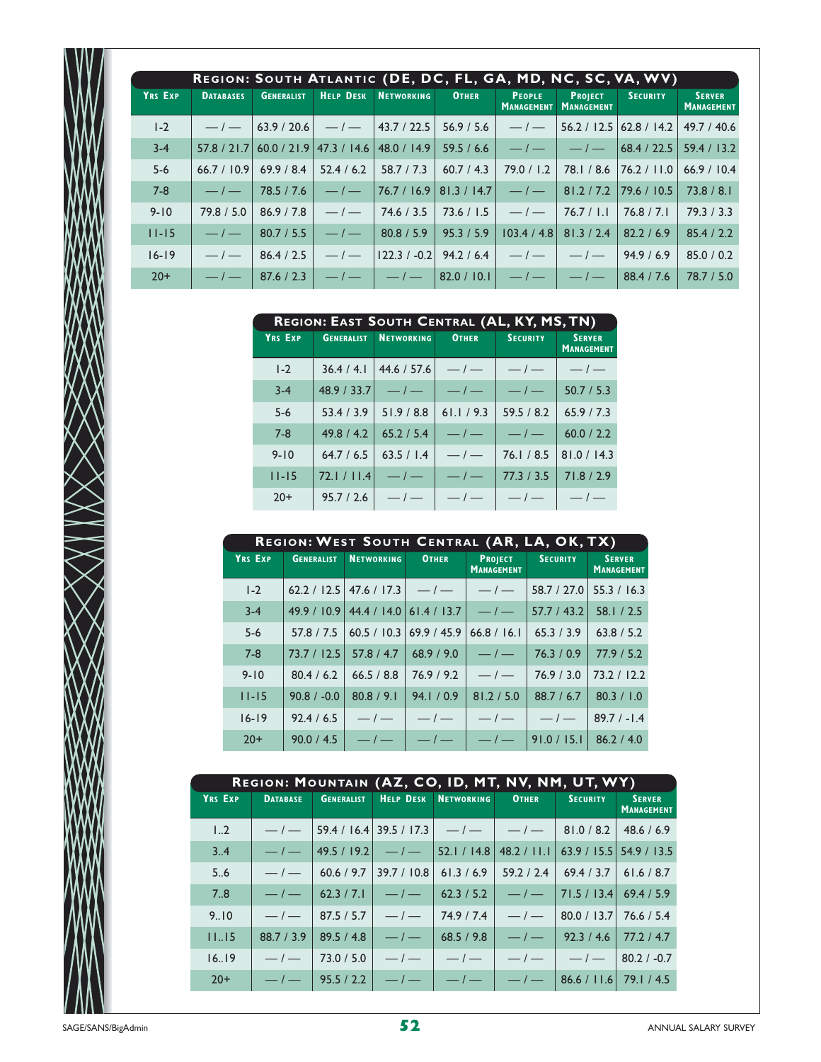## Region: South Atlantic (DE, DC, FL, GA, MD, NC, SC, VA, WV)

| Yrs Exp | Databases | Generalist | Help Desk | Networking | Other | People Management | Project Management | Security | Server Management |
|---|---|---|---|---|---|---|---|---|---|
| 1-2 | — / — | 63.9 / 20.6 | — / — | 43.7 / 22.5 | 56.9 / 5.6 | — / — | 56.2 / 12.5 | 62.8 / 14.2 | 49.7 / 40.6 |
| 3-4 | 57.8 / 21.7 | 60.0 / 21.9 | 47.3 / 14.6 | 48.0 / 14.9 | 59.5 / 6.6 | — / — | — / — | 68.4 / 22.5 | 59.4 / 13.2 |
| 5-6 | 66.7 / 10.9 | 69.9 / 8.4 | 52.4 / 6.2 | 58.7 / 7.3 | 60.7 / 4.3 | 79.0 / 1.2 | 78.1 / 8.6 | 76.2 / 11.0 | 66.9 / 10.4 |
| 7-8 | — / — | 78.5 / 7.6 | — / — | 76.7 / 16.9 | 81.3 / 14.7 | — / — | 81.2 / 7.2 | 79.6 / 10.5 | 73.8 / 8.1 |
| 9-10 | 79.8 / 5.0 | 86.9 / 7.8 | — / — | 74.6 / 3.5 | 73.6 / 1.5 | — / — | 76.7 / 1.1 | 76.8 / 7.1 | 79.3 / 3.3 |
| 11-15 | — / — | 80.7 / 5.5 | — / — | 80.8 / 5.9 | 95.3 / 5.9 | 103.4 / 4.8 | 81.3 / 2.4 | 82.2 / 6.9 | 85.4 / 2.2 |
| 16-19 | — / — | 86.4 / 2.5 | — / — | 122.3 / -0.2 | 94.2 / 6.4 | — / — | — / — | 94.9 / 6.9 | 85.0 / 0.2 |
| 20+ | — / — | 87.6 / 2.3 | — / — | — / — | 82.0 / 10.1 | — / — | — / — | 88.4 / 7.6 | 78.7 / 5.0 |

## Region: East South Central (AL, KY, MS, TN)

| Yrs Exp | Generalist | Networking | Other | Security | Server Management |
|---|---|---|---|---|---|
| 1-2 | 36.4 / 4.1 | 44.6 / 57.6 | — / — | — / — | — / — |
| 3-4 | 48.9 / 33.7 | — / — | — / — | — / — | 50.7 / 5.3 |
| 5-6 | 53.4 / 3.9 | 51.9 / 8.8 | 61.1 / 9.3 | 59.5 / 8.2 | 65.9 / 7.3 |
| 7-8 | 49.8 / 4.2 | 65.2 / 5.4 | — / — | — / — | 60.0 / 2.2 |
| 9-10 | 64.7 / 6.5 | 63.5 / 1.4 | — / — | 76.1 / 8.5 | 81.0 / 14.3 |
| 11-15 | 72.1 / 11.4 | — / — | — / — | 77.3 / 3.5 | 71.8 / 2.9 |
| 20+ | 95.7 / 2.6 | — / — | — / — | — / — | — / — |

## Region: West South Central (AR, LA, OK, TX)

| Yrs Exp | Generalist | Networking | Other | Project Management | Security | Server Management |
|---|---|---|---|---|---|---|
| 1-2 | 62.2 / 12.5 | 47.6 / 17.3 | — / — | — / — | 58.7 / 27.0 | 55.3 / 16.3 |
| 3-4 | 49.9 / 10.9 | 44.4 / 14.0 | 61.4 / 13.7 | — / — | 57.7 / 43.2 | 58.1 / 2.5 |
| 5-6 | 57.8 / 7.5 | 60.5 / 10.3 | 69.9 / 45.9 | 66.8 / 16.1 | 65.3 / 3.9 | 63.8 / 5.2 |
| 7-8 | 73.7 / 12.5 | 57.8 / 4.7 | 68.9 / 9.0 | — / — | 76.3 / 0.9 | 77.9 / 5.2 |
| 9-10 | 80.4 / 6.2 | 66.5 / 8.8 | 76.9 / 9.2 | — / — | 76.9 / 3.0 | 73.2 / 12.2 |
| 11-15 | 90.8 / -0.0 | 80.8 / 9.1 | 94.1 / 0.9 | 81.2 / 5.0 | 88.7 / 6.7 | 80.3 / 1.0 |
| 16-19 | 92.4 / 6.5 | — / — | — / — | — / — | — / — | 89.7 / -1.4 |
| 20+ | 90.0 / 4.5 | — / — | — / — | — / — | 91.0 / 15.1 | 86.2 / 4.0 |

## Region: Mountain (AZ, CO, ID, MT, NV, NM, UT, WY)

| Yrs Exp | Database | Generalist | Help Desk | Networking | Other | Security | Server Management |
|---|---|---|---|---|---|---|---|
| 1..2 | — / — | 59.4 / 16.4 | 39.5 / 17.3 | — / — | — / — | 81.0 / 8.2 | 48.6 / 6.9 |
| 3..4 | — / — | 49.5 / 19.2 | — / — | 52.1 / 14.8 | 48.2 / 11.1 | 63.9 / 15.5 | 54.9 / 13.5 |
| 5..6 | — / — | 60.6 / 9.7 | 39.7 / 10.8 | 61.3 / 6.9 | 59.2 / 2.4 | 69.4 / 3.7 | 61.6 / 8.7 |
| 7..8 | — / — | 62.3 / 7.1 | — / — | 62.3 / 5.2 | — / — | 71.5 / 13.4 | 69.4 / 5.9 |
| 9..10 | — / — | 87.5 / 5.7 | — / — | 74.9 / 7.4 | — / — | 80.0 / 13.7 | 76.6 / 5.4 |
| 11..15 | 88.7 / 3.9 | 89.5 / 4.8 | — / — | 68.5 / 9.8 | — / — | 92.3 / 4.6 | 77.2 / 4.7 |
| 16..19 | — / — | 73.0 / 5.0 | — / — | — / — | — / — | — / — | 80.2 / -0.7 |
| 20+ | — / — | 95.5 / 2.2 | — / — | — / — | — / — | 86.6 / 11.6 | 79.1 / 4.5 |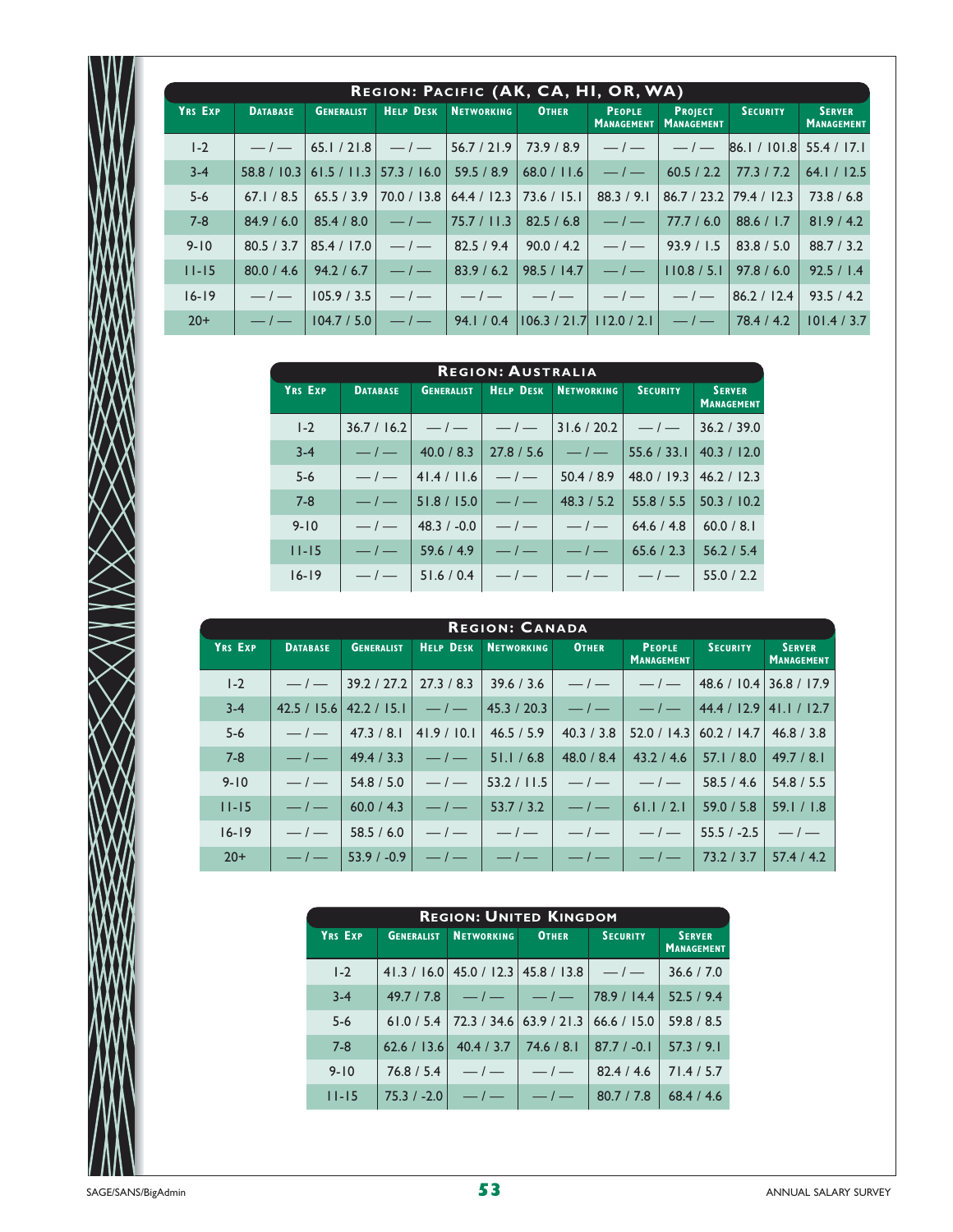## Region: Pacific (AK, CA, HI, OR, WA)

| Yrs Exp | Database | Generalist | Help Desk | Networking | Other | People Management | Project Management | Security | Server Management |
|---|---|---|---|---|---|---|---|---|---|
| 1-2 | — / — | 65.1 / 21.8 | — / — | 56.7 / 21.9 | 73.9 / 8.9 | — / — | — / — | 86.1 / 101.8 | 55.4 / 17.1 |
| 3-4 | 58.8 / 10.3 | 61.5 / 11.3 | 57.3 / 16.0 | 59.5 / 8.9 | 68.0 / 11.6 | — / — | 60.5 / 2.2 | 77.3 / 7.2 | 64.1 / 12.5 |
| 5-6 | 67.1 / 8.5 | 65.5 / 3.9 | 70.0 / 13.8 | 64.4 / 12.3 | 73.6 / 15.1 | 88.3 / 9.1 | 86.7 / 23.2 | 79.4 / 12.3 | 73.8 / 6.8 |
| 7-8 | 84.9 / 6.0 | 85.4 / 8.0 | — / — | 75.7 / 11.3 | 82.5 / 6.8 | — / — | 77.7 / 6.0 | 88.6 / 1.7 | 81.9 / 4.2 |
| 9-10 | 80.5 / 3.7 | 85.4 / 17.0 | — / — | 82.5 / 9.4 | 90.0 / 4.2 | — / — | 93.9 / 1.5 | 83.8 / 5.0 | 88.7 / 3.2 |
| 11-15 | 80.0 / 4.6 | 94.2 / 6.7 | — / — | 83.9 / 6.2 | 98.5 / 14.7 | — / — | 110.8 / 5.1 | 97.8 / 6.0 | 92.5 / 1.4 |
| 16-19 | — / — | 105.9 / 3.5 | — / — | — / — | — / — | — / — | — / — | 86.2 / 12.4 | 93.5 / 4.2 |
| 20+ | — / — | 104.7 / 5.0 | — / — | 94.1 / 0.4 | 106.3 / 21.7 | 112.0 / 2.1 | — / — | 78.4 / 4.2 | 101.4 / 3.7 |

## Region: Australia

| Yrs Exp | Database | Generalist | Help Desk | Networking | Security | Server Management |
|---|---|---|---|---|---|---|
| 1-2 | 36.7 / 16.2 | — / — | — / — | 31.6 / 20.2 | — / — | 36.2 / 39.0 |
| 3-4 | — / — | 40.0 / 8.3 | 27.8 / 5.6 | — / — | 55.6 / 33.1 | 40.3 / 12.0 |
| 5-6 | — / — | 41.4 / 11.6 | — / — | 50.4 / 8.9 | 48.0 / 19.3 | 46.2 / 12.3 |
| 7-8 | — / — | 51.8 / 15.0 | — / — | 48.3 / 5.2 | 55.8 / 5.5 | 50.3 / 10.2 |
| 9-10 | — / — | 48.3 / -0.0 | — / — | — / — | 64.6 / 4.8 | 60.0 / 8.1 |
| 11-15 | — / — | 59.6 / 4.9 | — / — | — / — | 65.6 / 2.3 | 56.2 / 5.4 |
| 16-19 | — / — | 51.6 / 0.4 | — / — | — / — | — / — | 55.0 / 2.2 |

## Region: Canada

| Yrs Exp | Database | Generalist | Help Desk | Networking | Other | People Management | Security | Server Management |
|---|---|---|---|---|---|---|---|---|
| 1-2 | — / — | 39.2 / 27.2 | 27.3 / 8.3 | 39.6 / 3.6 | — / — | — / — | 48.6 / 10.4 | 36.8 / 17.9 |
| 3-4 | 42.5 / 15.6 | 42.2 / 15.1 | — / — | 45.3 / 20.3 | — / — | — / — | 44.4 / 12.9 | 41.1 / 12.7 |
| 5-6 | — / — | 47.3 / 8.1 | 41.9 / 10.1 | 46.5 / 5.9 | 40.3 / 3.8 | 52.0 / 14.3 | 60.2 / 14.7 | 46.8 / 3.8 |
| 7-8 | — / — | 49.4 / 3.3 | — / — | 51.1 / 6.8 | 48.0 / 8.4 | 43.2 / 4.6 | 57.1 / 8.0 | 49.7 / 8.1 |
| 9-10 | — / — | 54.8 / 5.0 | — / — | 53.2 / 11.5 | — / — | — / — | 58.5 / 4.6 | 54.8 / 5.5 |
| 11-15 | — / — | 60.0 / 4.3 | — / — | 53.7 / 3.2 | — / — | 61.1 / 2.1 | 59.0 / 5.8 | 59.1 / 1.8 |
| 16-19 | — / — | 58.5 / 6.0 | — / — | — / — | — / — | — / — | 55.5 / -2.5 | — / — |
| 20+ | — / — | 53.9 / -0.9 | — / — | — / — | — / — | — / — | 73.2 / 3.7 | 57.4 / 4.2 |

## Region: United Kingdom

| Yrs Exp | Generalist | Networking | Other | Security | Server Management |
|---|---|---|---|---|---|
| 1-2 | 41.3 / 16.0 | 45.0 / 12.3 | 45.8 / 13.8 | — / — | 36.6 / 7.0 |
| 3-4 | 49.7 / 7.8 | — / — | — / — | 78.9 / 14.4 | 52.5 / 9.4 |
| 5-6 | 61.0 / 5.4 | 72.3 / 34.6 | 63.9 / 21.3 | 66.6 / 15.0 | 59.8 / 8.5 |
| 7-8 | 62.6 / 13.6 | 40.4 / 3.7 | 74.6 / 8.1 | 87.7 / -0.1 | 57.3 / 9.1 |
| 9-10 | 76.8 / 5.4 | — / — | — / — | 82.4 / 4.6 | 71.4 / 5.7 |
| 11-15 | 75.3 / -2.0 | — / — | — / — | 80.7 / 7.8 | 68.4 / 4.6 |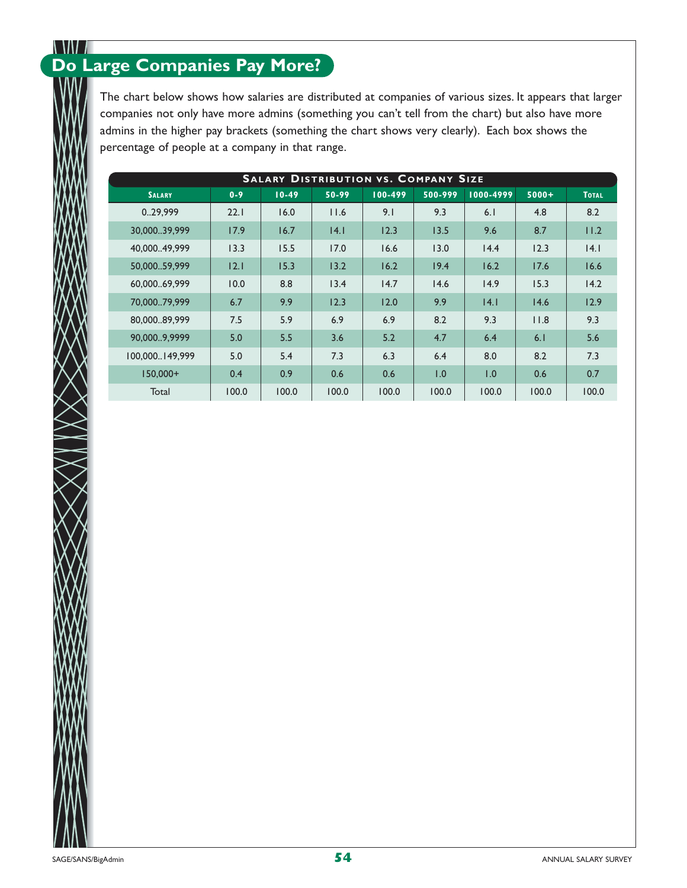## Do Large Companies Pay More?

The chart below shows how salaries are distributed at companies of various sizes. It appears that larger companies not only have more admins (something you can't tell from the chart) but also have more admins in the higher pay brackets (something the chart shows very clearly). Each box shows the percentage of people at a company in that range.

**Salary Distribution vs. Company Size**

| Salary | 0-9 | 10-49 | 50-99 | 100-499 | 500-999 | 1000-4999 | 5000+ | Total |
|---|---|---|---|---|---|---|---|---|
| 0..29,999 | 22.1 | 16.0 | 11.6 | 9.1 | 9.3 | 6.1 | 4.8 | 8.2 |
| 30,000..39,999 | 17.9 | 16.7 | 14.1 | 12.3 | 13.5 | 9.6 | 8.7 | 11.2 |
| 40,000..49,999 | 13.3 | 15.5 | 17.0 | 16.6 | 13.0 | 14.4 | 12.3 | 14.1 |
| 50,000..59,999 | 12.1 | 15.3 | 13.2 | 16.2 | 19.4 | 16.2 | 17.6 | 16.6 |
| 60,000..69,999 | 10.0 | 8.8 | 13.4 | 14.7 | 14.6 | 14.9 | 15.3 | 14.2 |
| 70,000..79,999 | 6.7 | 9.9 | 12.3 | 12.0 | 9.9 | 14.1 | 14.6 | 12.9 |
| 80,000..89,999 | 7.5 | 5.9 | 6.9 | 6.9 | 8.2 | 9.3 | 11.8 | 9.3 |
| 90,000..9,9999 | 5.0 | 5.5 | 3.6 | 5.2 | 4.7 | 6.4 | 6.1 | 5.6 |
| 100,000..149,999 | 5.0 | 5.4 | 7.3 | 6.3 | 6.4 | 8.0 | 8.2 | 7.3 |
| 150,000+ | 0.4 | 0.9 | 0.6 | 0.6 | 1.0 | 1.0 | 0.6 | 0.7 |
| Total | 100.0 | 100.0 | 100.0 | 100.0 | 100.0 | 100.0 | 100.0 | 100.0 |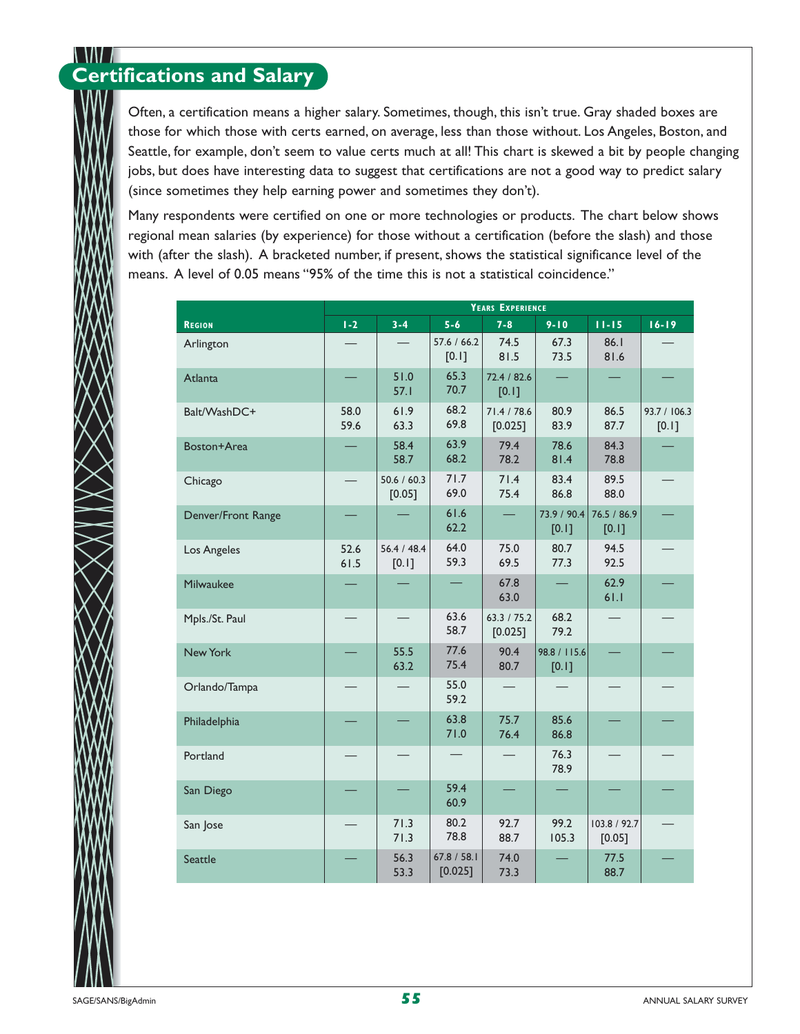## Certifications and Salary

Often, a certification means a higher salary. Sometimes, though, this isn't true. Gray shaded boxes are those for which those with certs earned, on average, less than those without. Los Angeles, Boston, and Seattle, for example, don't seem to value certs much at all! This chart is skewed a bit by people changing jobs, but does have interesting data to suggest that certifications are not a good way to predict salary (since sometimes they help earning power and sometimes they don't).

Many respondents were certified on one or more technologies or products. The chart below shows regional mean salaries (by experience) for those without a certification (before the slash) and those with (after the slash). A bracketed number, if present, shows the statistical significance level of the means. A level of 0.05 means "95% of the time this is not a statistical coincidence."

| Region | Years Experience | | | | | | |
|---|---|---|---|---|---|---|---|
| | 1-2 | 3-4 | 5-6 | 7-8 | 9-10 | 11-15 | 16-19 |
| Arlington | — | — | 57.6 / 66.2 [0.1] | 74.5 / 81.5 | 67.3 / 73.5 | 86.1 / 81.6 | — |
| Atlanta | — | 51.0 / 57.1 | 65.3 / 70.7 | 72.4 / 82.6 [0.1] | — | — | — |
| Balt/WashDC+ | 58.0 / 59.6 | 61.9 / 63.3 | 68.2 / 69.8 | 71.4 / 78.6 [0.025] | 80.9 / 83.9 | 86.5 / 87.7 | 93.7 / 106.3 [0.1] |
| Boston+Area | — | 58.4 / 58.7 | 63.9 / 68.2 | 79.4 / 78.2 | 78.6 / 81.4 | 84.3 / 78.8 | — |
| Chicago | — | 50.6 / 60.3 [0.05] | 71.7 / 69.0 | 71.4 / 75.4 | 83.4 / 86.8 | 89.5 / 88.0 | — |
| Denver/Front Range | — | — | 61.6 / 62.2 | — | 73.9 / 90.4 [0.1] | 76.5 / 86.9 [0.1] | — |
| Los Angeles | 52.6 / 61.5 | 56.4 / 48.4 [0.1] | 64.0 / 59.3 | 75.0 / 69.5 | 80.7 / 77.3 | 94.5 / 92.5 | — |
| Milwaukee | — | — | — | 67.8 / 63.0 | — | 62.9 / 61.1 | — |
| Mpls./St. Paul | — | — | 63.6 / 58.7 | 63.3 / 75.2 [0.025] | 68.2 / 79.2 | — | — |
| New York | — | 55.5 / 63.2 | 77.6 / 75.4 | 90.4 / 80.7 | 98.8 / 115.6 [0.1] | — | — |
| Orlando/Tampa | — | — | 55.0 / 59.2 | — | — | — | — |
| Philadelphia | — | — | 63.8 / 71.0 | 75.7 / 76.4 | 85.6 / 86.8 | — | — |
| Portland | — | — | — | — | 76.3 / 78.9 | — | — |
| San Diego | — | — | 59.4 / 60.9 | — | — | — | — |
| San Jose | — | 71.3 / 71.3 | 80.2 / 78.8 | 92.7 / 88.7 | 99.2 / 105.3 | 103.8 / 92.7 [0.05] | — |
| Seattle | — | 56.3 / 53.3 | 67.8 / 58.1 [0.025] | 74.0 / 73.3 | — | 77.5 / 88.7 | — |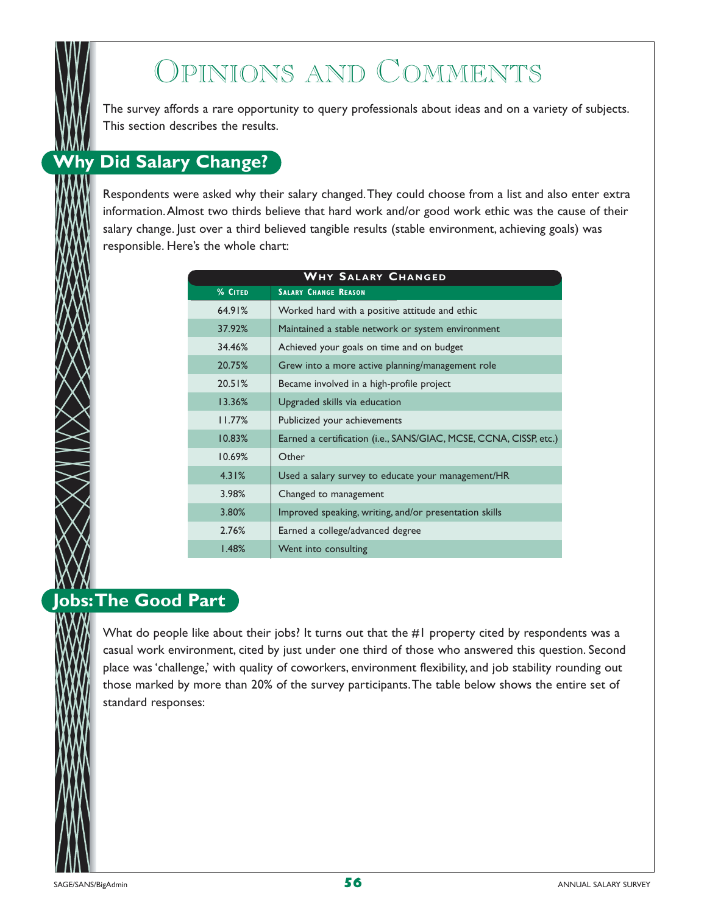# Opinions and Comments

The survey affords a rare opportunity to query professionals about ideas and on a variety of subjects. This section describes the results.

## Why Did Salary Change?

Respondents were asked why their salary changed. They could choose from a list and also enter extra information. Almost two thirds believe that hard work and/or good work ethic was the cause of their salary change. Just over a third believed tangible results (stable environment, achieving goals) was responsible. Here's the whole chart:

**Why Salary Changed**

| % Cited | Salary Change Reason |
|---|---|
| 64.91% | Worked hard with a positive attitude and ethic |
| 37.92% | Maintained a stable network or system environment |
| 34.46% | Achieved your goals on time and on budget |
| 20.75% | Grew into a more active planning/management role |
| 20.51% | Became involved in a high-profile project |
| 13.36% | Upgraded skills via education |
| 11.77% | Publicized your achievements |
| 10.83% | Earned a certification (i.e., SANS/GIAC, MCSE, CCNA, CISSP, etc.) |
| 10.69% | Other |
| 4.31% | Used a salary survey to educate your management/HR |
| 3.98% | Changed to management |
| 3.80% | Improved speaking, writing, and/or presentation skills |
| 2.76% | Earned a college/advanced degree |
| 1.48% | Went into consulting |

## Jobs: The Good Part

What do people like about their jobs? It turns out that the #1 property cited by respondents was a casual work environment, cited by just under one third of those who answered this question. Second place was 'challenge,' with quality of coworkers, environment flexibility, and job stability rounding out those marked by more than 20% of the survey participants. The table below shows the entire set of standard responses: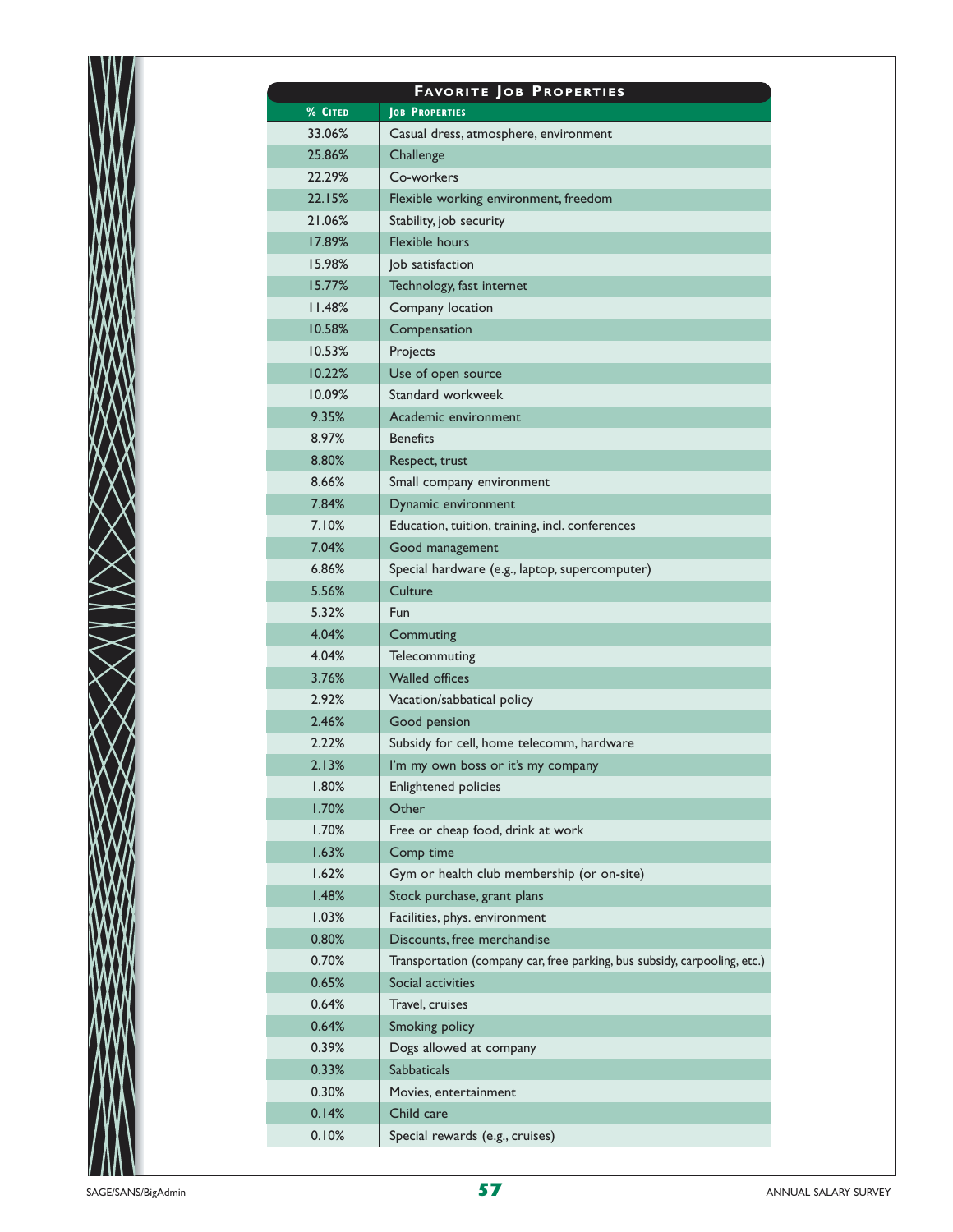## Favorite Job Properties

| % Cited | Job Properties |
|---|---|
| 33.06% | Casual dress, atmosphere, environment |
| 25.86% | Challenge |
| 22.29% | Co-workers |
| 22.15% | Flexible working environment, freedom |
| 21.06% | Stability, job security |
| 17.89% | Flexible hours |
| 15.98% | Job satisfaction |
| 15.77% | Technology, fast internet |
| 11.48% | Company location |
| 10.58% | Compensation |
| 10.53% | Projects |
| 10.22% | Use of open source |
| 10.09% | Standard workweek |
| 9.35% | Academic environment |
| 8.97% | Benefits |
| 8.80% | Respect, trust |
| 8.66% | Small company environment |
| 7.84% | Dynamic environment |
| 7.10% | Education, tuition, training, incl. conferences |
| 7.04% | Good management |
| 6.86% | Special hardware (e.g., laptop, supercomputer) |
| 5.56% | Culture |
| 5.32% | Fun |
| 4.04% | Commuting |
| 4.04% | Telecommuting |
| 3.76% | Walled offices |
| 2.92% | Vacation/sabbatical policy |
| 2.46% | Good pension |
| 2.22% | Subsidy for cell, home telecomm, hardware |
| 2.13% | I'm my own boss or it's my company |
| 1.80% | Enlightened policies |
| 1.70% | Other |
| 1.70% | Free or cheap food, drink at work |
| 1.63% | Comp time |
| 1.62% | Gym or health club membership (or on-site) |
| 1.48% | Stock purchase, grant plans |
| 1.03% | Facilities, phys. environment |
| 0.80% | Discounts, free merchandise |
| 0.70% | Transportation (company car, free parking, bus subsidy, carpooling, etc.) |
| 0.65% | Social activities |
| 0.64% | Travel, cruises |
| 0.64% | Smoking policy |
| 0.39% | Dogs allowed at company |
| 0.33% | Sabbaticals |
| 0.30% | Movies, entertainment |
| 0.14% | Child care |
| 0.10% | Special rewards (e.g., cruises) |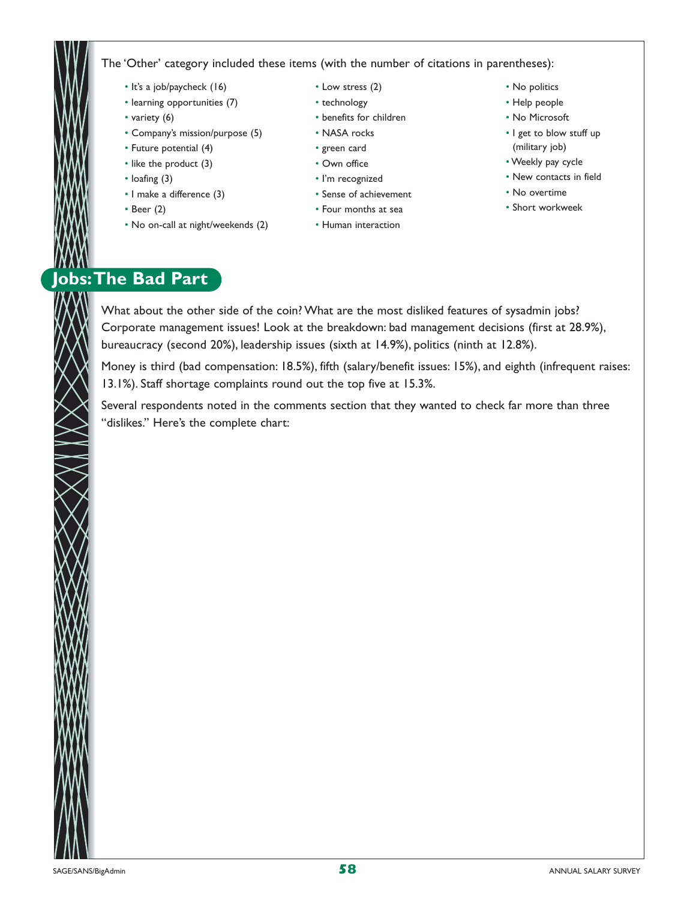The 'Other' category included these items (with the number of citations in parentheses):

- It's a job/paycheck (16)
- learning opportunities (7)
- variety (6)
- Company's mission/purpose (5)
- Future potential (4)
- like the product (3)
- loafing (3)
- I make a difference (3)
- Beer (2)
- No on-call at night/weekends (2)
- Low stress (2)
- technology
- benefits for children
- NASA rocks
- green card
- Own office
- I'm recognized
- Sense of achievement
- Four months at sea
- Human interaction
- No politics
- Help people
- No Microsoft
- I get to blow stuff up (military job)
- Weekly pay cycle
- New contacts in field
- No overtime
- Short workweek

## Jobs: The Bad Part

What about the other side of the coin? What are the most disliked features of sysadmin jobs? Corporate management issues! Look at the breakdown: bad management decisions (first at 28.9%), bureaucracy (second 20%), leadership issues (sixth at 14.9%), politics (ninth at 12.8%).

Money is third (bad compensation: 18.5%), fifth (salary/benefit issues: 15%), and eighth (infrequent raises: 13.1%). Staff shortage complaints round out the top five at 15.3%.

Several respondents noted in the comments section that they wanted to check far more than three "dislikes." Here's the complete chart: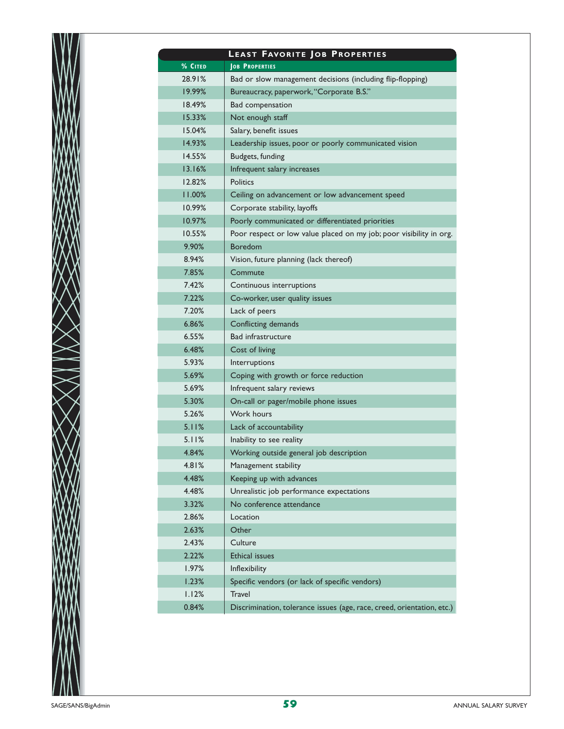## Least Favorite Job Properties

| % Cited | Job Properties |
|---|---|
| 28.91% | Bad or slow management decisions (including flip-flopping) |
| 19.99% | Bureaucracy, paperwork, "Corporate B.S." |
| 18.49% | Bad compensation |
| 15.33% | Not enough staff |
| 15.04% | Salary, benefit issues |
| 14.93% | Leadership issues, poor or poorly communicated vision |
| 14.55% | Budgets, funding |
| 13.16% | Infrequent salary increases |
| 12.82% | Politics |
| 11.00% | Ceiling on advancement or low advancement speed |
| 10.99% | Corporate stability, layoffs |
| 10.97% | Poorly communicated or differentiated priorities |
| 10.55% | Poor respect or low value placed on my job; poor visibility in org. |
| 9.90% | Boredom |
| 8.94% | Vision, future planning (lack thereof) |
| 7.85% | Commute |
| 7.42% | Continuous interruptions |
| 7.22% | Co-worker, user quality issues |
| 7.20% | Lack of peers |
| 6.86% | Conflicting demands |
| 6.55% | Bad infrastructure |
| 6.48% | Cost of living |
| 5.93% | Interruptions |
| 5.69% | Coping with growth or force reduction |
| 5.69% | Infrequent salary reviews |
| 5.30% | On-call or pager/mobile phone issues |
| 5.26% | Work hours |
| 5.11% | Lack of accountability |
| 5.11% | Inability to see reality |
| 4.84% | Working outside general job description |
| 4.81% | Management stability |
| 4.48% | Keeping up with advances |
| 4.48% | Unrealistic job performance expectations |
| 3.32% | No conference attendance |
| 2.86% | Location |
| 2.63% | Other |
| 2.43% | Culture |
| 2.22% | Ethical issues |
| 1.97% | Inflexibility |
| 1.23% | Specific vendors (or lack of specific vendors) |
| 1.12% | Travel |
| 0.84% | Discrimination, tolerance issues (age, race, creed, orientation, etc.) |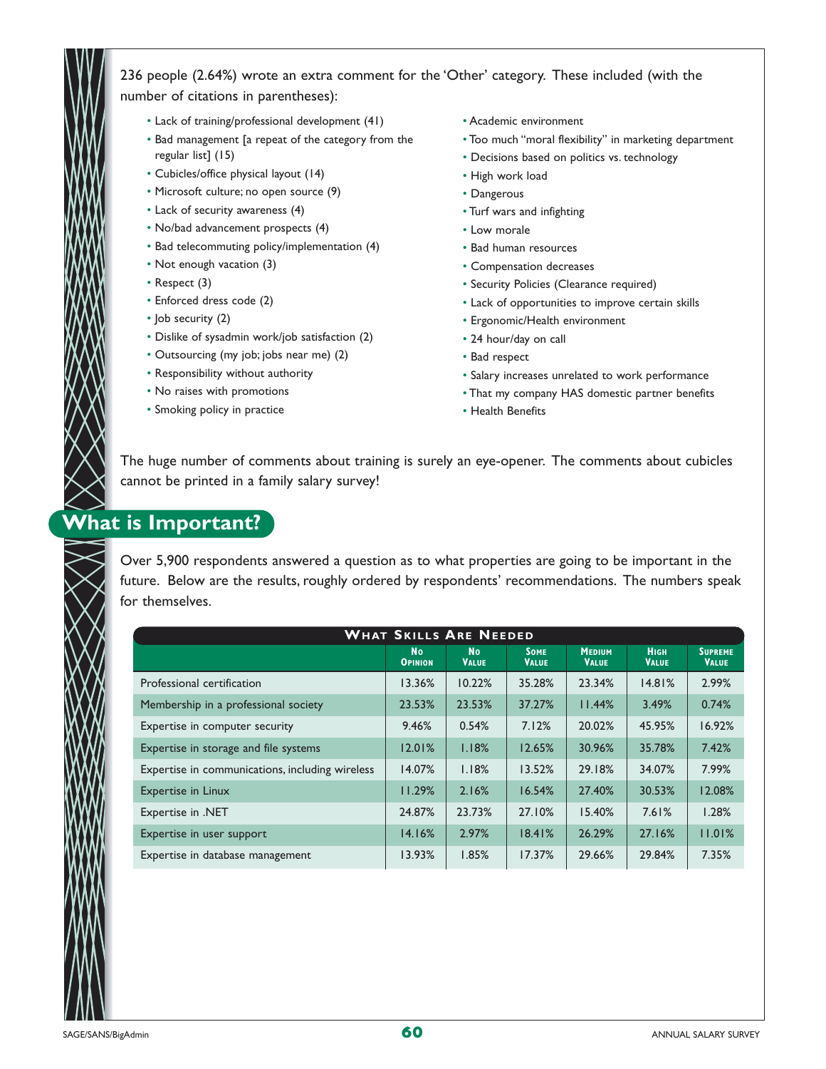236 people (2.64%) wrote an extra comment for the 'Other' category. These included (with the number of citations in parentheses):

- Lack of training/professional development (41)
- Bad management [a repeat of the category from the regular list] (15)
- Cubicles/office physical layout (14)
- Microsoft culture; no open source (9)
- Lack of security awareness (4)
- No/bad advancement prospects (4)
- Bad telecommuting policy/implementation (4)
- Not enough vacation (3)
- Respect (3)
- Enforced dress code (2)
- Job security (2)
- Dislike of sysadmin work/job satisfaction (2)
- Outsourcing (my job; jobs near me) (2)
- Responsibility without authority
- No raises with promotions
- Smoking policy in practice
- Academic environment
- Too much "moral flexibility" in marketing department
- Decisions based on politics vs. technology
- High work load
- Dangerous
- Turf wars and infighting
- Low morale
- Bad human resources
- Compensation decreases
- Security Policies (Clearance required)
- Lack of opportunities to improve certain skills
- Ergonomic/Health environment
- 24 hour/day on call
- Bad respect
- Salary increases unrelated to work performance
- That my company HAS domestic partner benefits
- Health Benefits

The huge number of comments about training is surely an eye-opener. The comments about cubicles cannot be printed in a family salary survey!

## What is Important?

Over 5,900 respondents answered a question as to what properties are going to be important in the future. Below are the results, roughly ordered by respondents' recommendations. The numbers speak for themselves.

**What Skills Are Needed**

| | No Opinion | No Value | Some Value | Medium Value | High Value | Supreme Value |
|---|---|---|---|---|---|---|
| Professional certification | 13.36% | 10.22% | 35.28% | 23.34% | 14.81% | 2.99% |
| Membership in a professional society | 23.53% | 23.53% | 37.27% | 11.44% | 3.49% | 0.74% |
| Expertise in computer security | 9.46% | 0.54% | 7.12% | 20.02% | 45.95% | 16.92% |
| Expertise in storage and file systems | 12.01% | 1.18% | 12.65% | 30.96% | 35.78% | 7.42% |
| Expertise in communications, including wireless | 14.07% | 1.18% | 13.52% | 29.18% | 34.07% | 7.99% |
| Expertise in Linux | 11.29% | 2.16% | 16.54% | 27.40% | 30.53% | 12.08% |
| Expertise in .NET | 24.87% | 23.73% | 27.10% | 15.40% | 7.61% | 1.28% |
| Expertise in user support | 14.16% | 2.97% | 18.41% | 26.29% | 27.16% | 11.01% |
| Expertise in database management | 13.93% | 1.85% | 17.37% | 29.66% | 29.84% | 7.35% |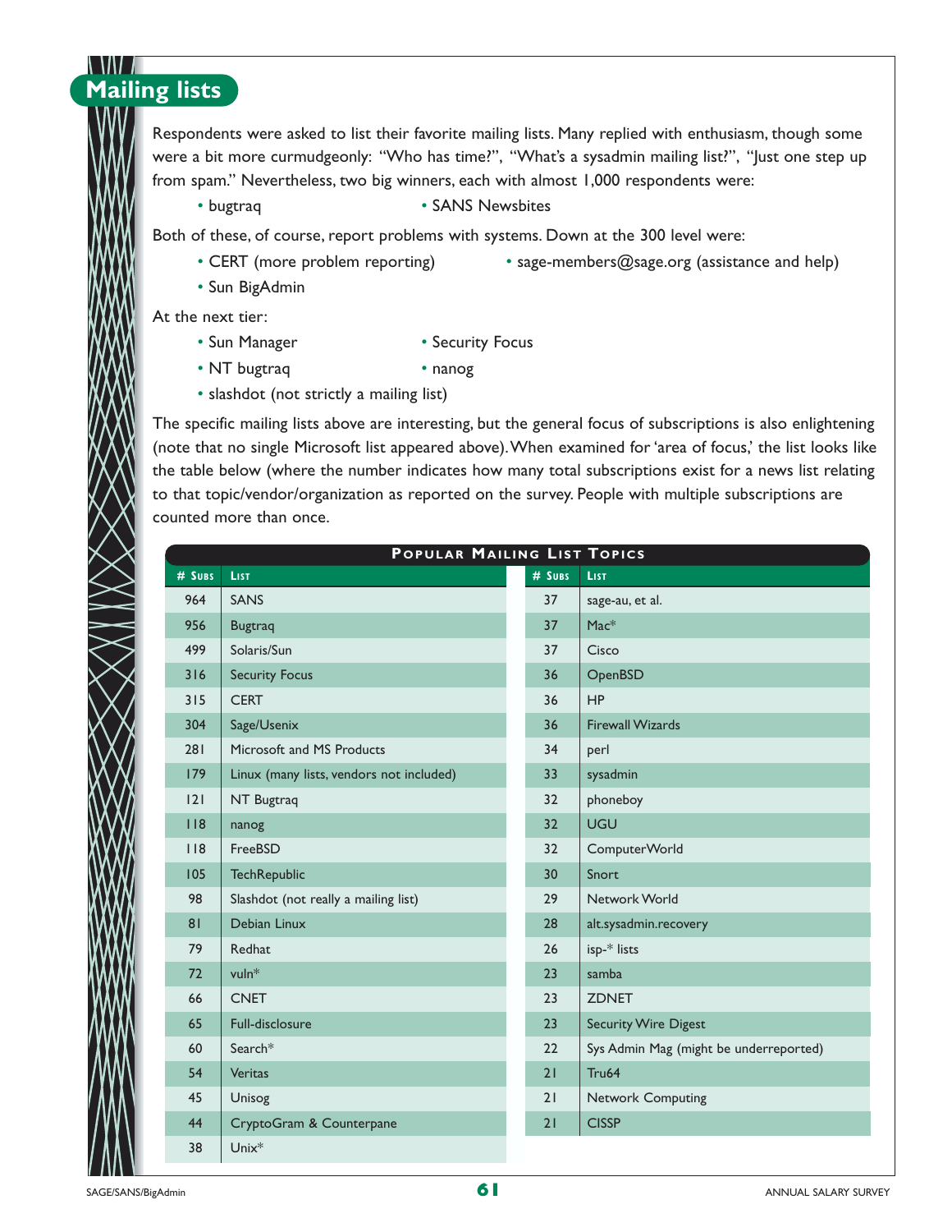## Mailing lists

Respondents were asked to list their favorite mailing lists. Many replied with enthusiasm, though some were a bit more curmudgeonly: "Who has time?", "What's a sysadmin mailing list?", "Just one step up from spam." Nevertheless, two big winners, each with almost 1,000 respondents were:

- bugtraq
- SANS Newsbites

Both of these, of course, report problems with systems. Down at the 300 level were:

- CERT (more problem reporting)
- sage-members@sage.org (assistance and help)
- Sun BigAdmin

At the next tier:

- Sun Manager
- Security Focus
- NT bugtraq
- nanog
- slashdot (not strictly a mailing list)

The specific mailing lists above are interesting, but the general focus of subscriptions is also enlightening (note that no single Microsoft list appeared above). When examined for 'area of focus,' the list looks like the table below (where the number indicates how many total subscriptions exist for a news list relating to that topic/vendor/organization as reported on the survey. People with multiple subscriptions are counted more than once.

**Popular Mailing List Topics**

| # Subs | List | # Subs | List |
|---|---|---|---|
| 964 | SANS | 37 | sage-au, et al. |
| 956 | Bugtraq | 37 | Mac* |
| 499 | Solaris/Sun | 37 | Cisco |
| 316 | Security Focus | 36 | OpenBSD |
| 315 | CERT | 36 | HP |
| 304 | Sage/Usenix | 36 | Firewall Wizards |
| 281 | Microsoft and MS Products | 34 | perl |
| 179 | Linux (many lists, vendors not included) | 33 | sysadmin |
| 121 | NT Bugtraq | 32 | phoneboy |
| 118 | nanog | 32 | UGU |
| 118 | FreeBSD | 32 | ComputerWorld |
| 105 | TechRepublic | 30 | Snort |
| 98 | Slashdot (not really a mailing list) | 29 | Network World |
| 81 | Debian Linux | 28 | alt.sysadmin.recovery |
| 79 | Redhat | 26 | isp-* lists |
| 72 | vuln* | 23 | samba |
| 66 | CNET | 23 | ZDNET |
| 65 | Full-disclosure | 23 | Security Wire Digest |
| 60 | Search* | 22 | Sys Admin Mag (might be underreported) |
| 54 | Veritas | 21 | Tru64 |
| 45 | Unisog | 21 | Network Computing |
| 44 | CryptoGram & Counterpane | 21 | CISSP |
| 38 | Unix* | | |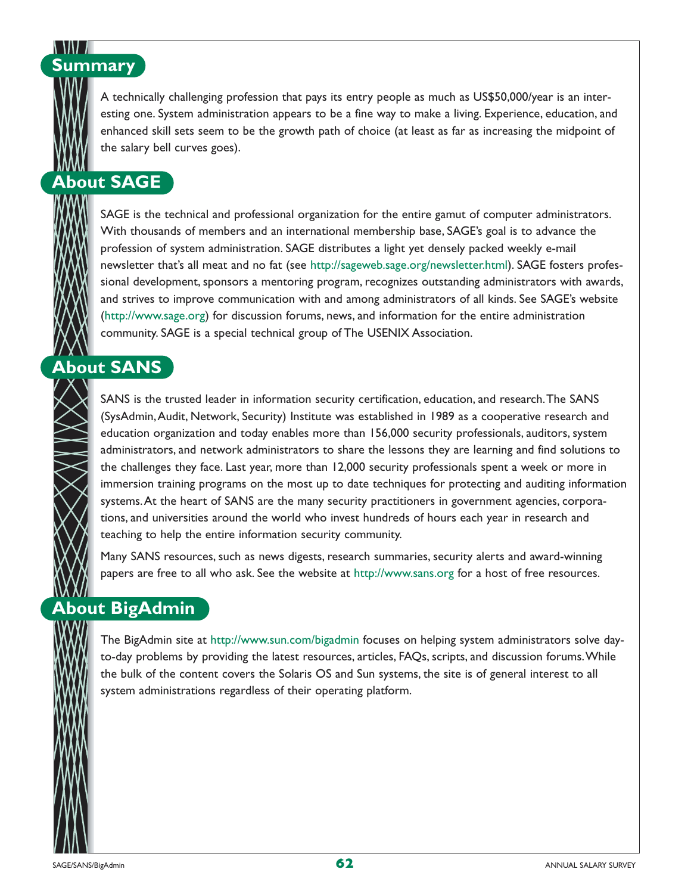## Summary

A technically challenging profession that pays its entry people as much as US$50,000/year is an interesting one. System administration appears to be a fine way to make a living. Experience, education, and enhanced skill sets seem to be the growth path of choice (at least as far as increasing the midpoint of the salary bell curves goes).

## About SAGE

SAGE is the technical and professional organization for the entire gamut of computer administrators. With thousands of members and an international membership base, SAGE's goal is to advance the profession of system administration. SAGE distributes a light yet densely packed weekly e-mail newsletter that's all meat and no fat (see http://sageweb.sage.org/newsletter.html). SAGE fosters professional development, sponsors a mentoring program, recognizes outstanding administrators with awards, and strives to improve communication with and among administrators of all kinds. See SAGE's website (http://www.sage.org) for discussion forums, news, and information for the entire administration community. SAGE is a special technical group of The USENIX Association.

## About SANS

SANS is the trusted leader in information security certification, education, and research. The SANS (SysAdmin, Audit, Network, Security) Institute was established in 1989 as a cooperative research and education organization and today enables more than 156,000 security professionals, auditors, system administrators, and network administrators to share the lessons they are learning and find solutions to the challenges they face. Last year, more than 12,000 security professionals spent a week or more in immersion training programs on the most up to date techniques for protecting and auditing information systems. At the heart of SANS are the many security practitioners in government agencies, corporations, and universities around the world who invest hundreds of hours each year in research and teaching to help the entire information security community.

Many SANS resources, such as news digests, research summaries, security alerts and award-winning papers are free to all who ask. See the website at http://www.sans.org for a host of free resources.

## About BigAdmin

The BigAdmin site at http://www.sun.com/bigadmin focuses on helping system administrators solve day-to-day problems by providing the latest resources, articles, FAQs, scripts, and discussion forums. While the bulk of the content covers the Solaris OS and Sun systems, the site is of general interest to all system administrations regardless of their operating platform.